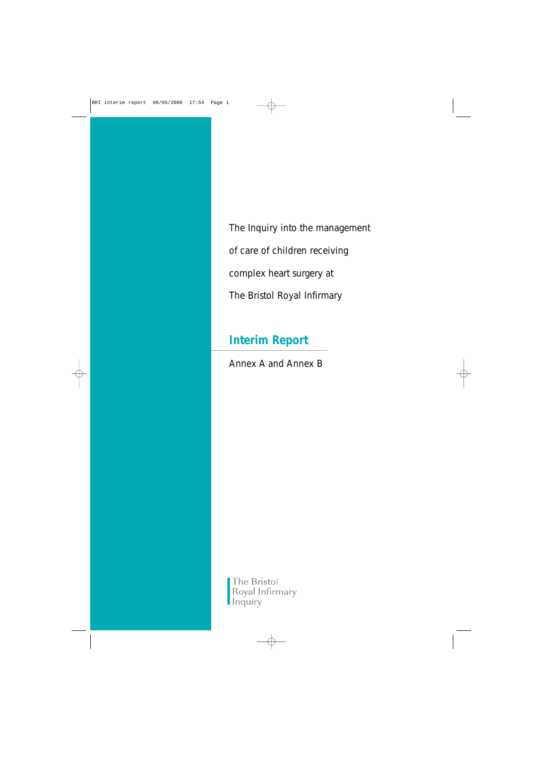The Inquiry into the management of care of children receiving complex heart surgery at The Bristol Royal Infirmary

# Interim Report

Annex A and Annex B

The Bristol Royal Infirmary Inquiry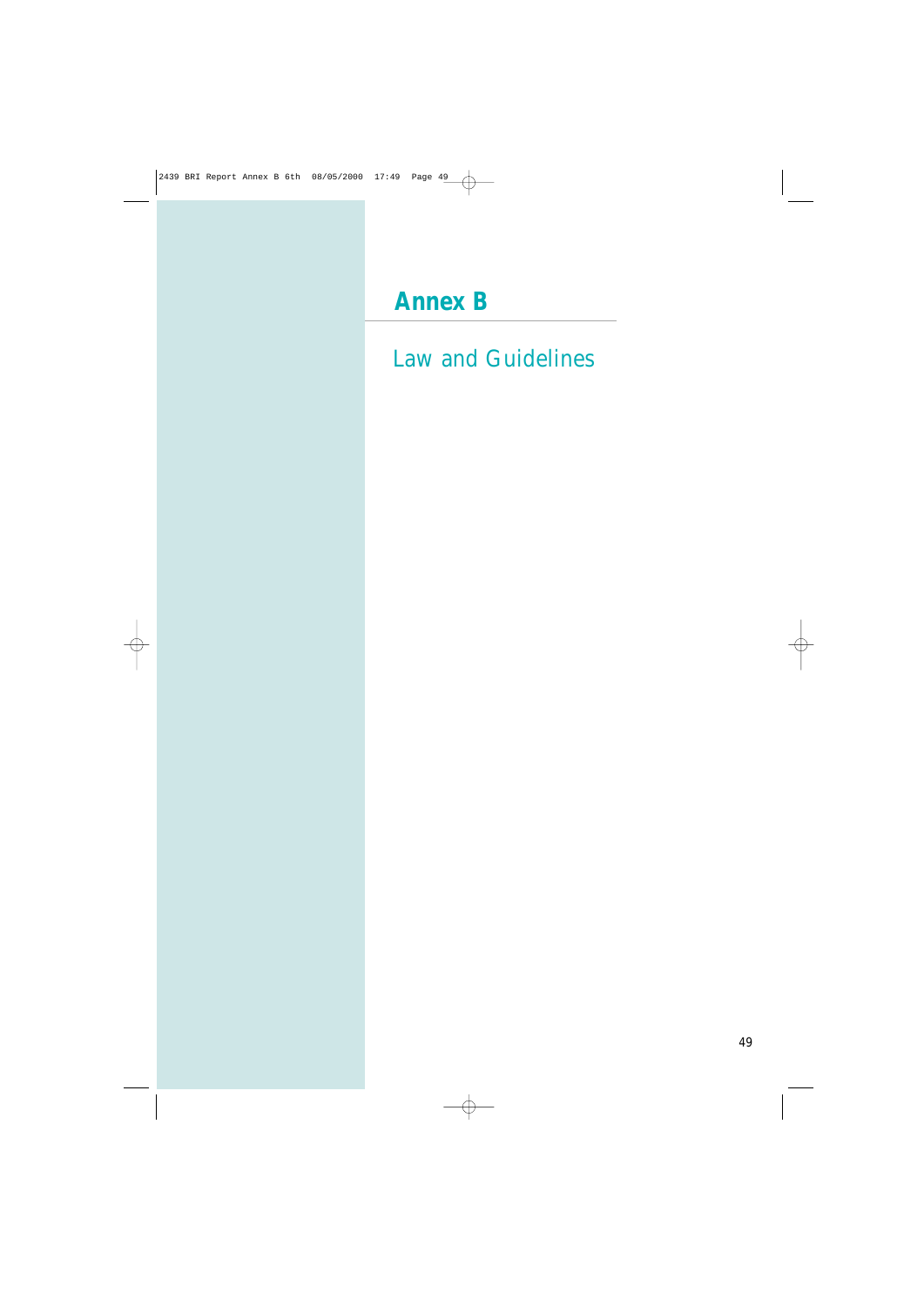# Annex B

## Law and Guidelines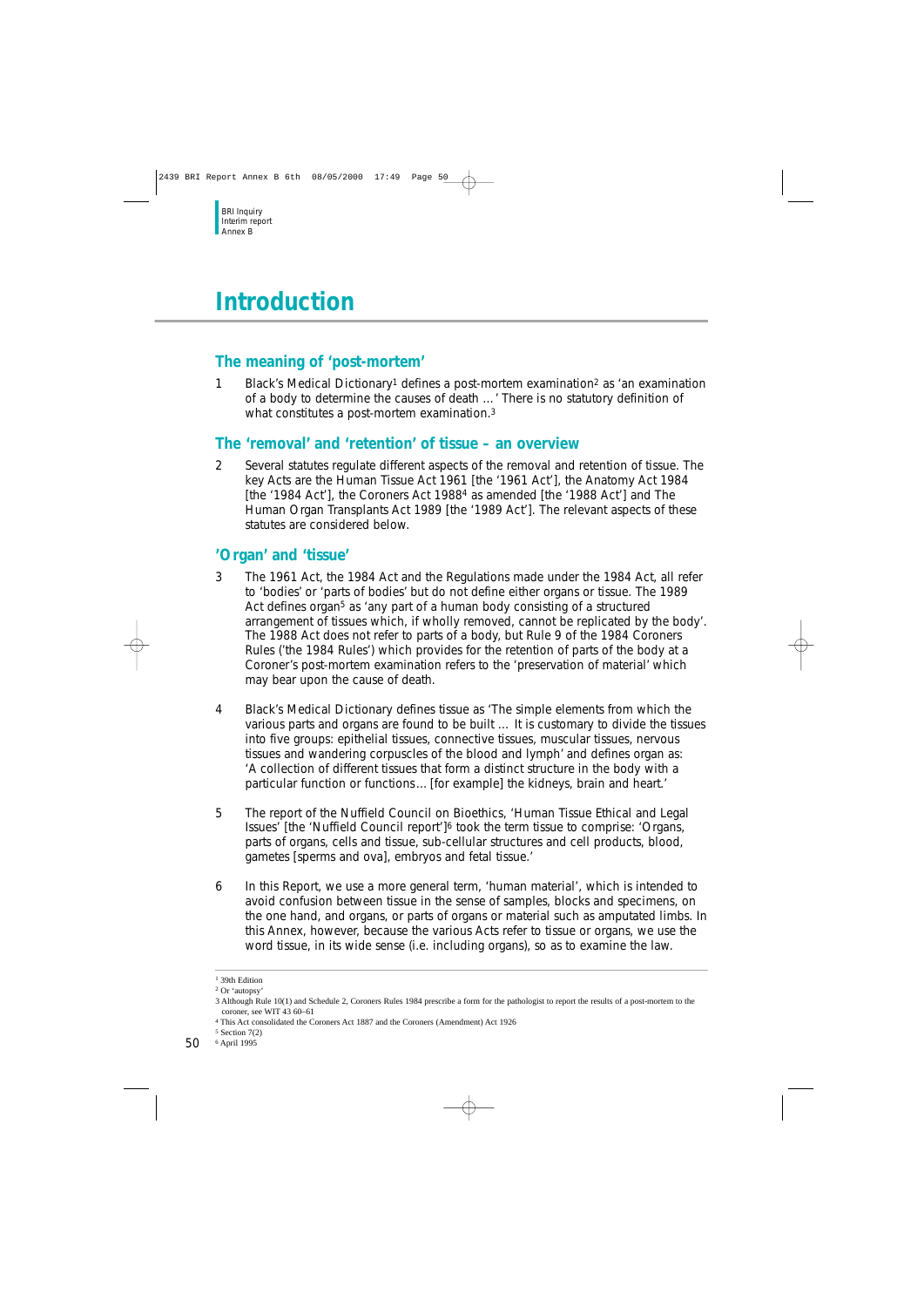# Introduction

## The meaning of 'post-mortem'

1 Black's Medical Dictionary[1] defines a post-mortem examination[2] as 'an examination of a body to determine the causes of death …' There is no statutory definition of what constitutes a post-mortem examination.[3]

## The 'removal' and 'retention' of tissue – an overview

2 Several statutes regulate different aspects of the removal and retention of tissue. The key Acts are the Human Tissue Act 1961 [the '1961 Act'], the Anatomy Act 1984 [the '1984 Act'], the Coroners Act 1988[4] as amended [the '1988 Act'] and The Human Organ Transplants Act 1989 [the '1989 Act']. The relevant aspects of these statutes are considered below.

## 'Organ' and 'tissue'

3 The 1961 Act, the 1984 Act and the Regulations made under the 1984 Act, all refer to 'bodies' or 'parts of bodies' but do not define either organs or tissue. The 1989 Act defines organ[5] as 'any part of a human body consisting of a structured arrangement of tissues which, if wholly removed, cannot be replicated by the body'. The 1988 Act does not refer to parts of a body, but Rule 9 of the 1984 Coroners Rules ('the 1984 Rules') which provides for the retention of parts of the body at a Coroner's post-mortem examination refers to the 'preservation of material' which may bear upon the cause of death.

4 Black's Medical Dictionary defines tissue as 'The simple elements from which the various parts and organs are found to be built … It is customary to divide the tissues into five groups: epithelial tissues, connective tissues, muscular tissues, nervous tissues and wandering corpuscles of the blood and lymph' and defines organ as: 'A collection of different tissues that form a distinct structure in the body with a particular function or functions… [for example] the kidneys, brain and heart.'

5 The report of the Nuffield Council on Bioethics, 'Human Tissue Ethical and Legal Issues' [the 'Nuffield Council report'][6] took the term tissue to comprise: 'Organs, parts of organs, cells and tissue, sub-cellular structures and cell products, blood, gametes [sperms and ova], embryos and fetal tissue.'

6 In this Report, we use a more general term, 'human material', which is intended to avoid confusion between tissue in the sense of samples, blocks and specimens, on the one hand, and organs, or parts of organs or material such as amputated limbs. In this Annex, however, because the various Acts refer to tissue or organs, we use the word tissue, in its wide sense (i.e. including organs), so as to examine the law.

---

[1] 39th Edition

[2] Or 'autopsy'

[3] Although Rule 10(1) and Schedule 2, Coroners Rules 1984 prescribe a form for the pathologist to report the results of a post-mortem to the coroner, see WIT 43 60–61

[4] This Act consolidated the Coroners Act 1887 and the Coroners (Amendment) Act 1926

[5] Section 7(2)

[6] April 1995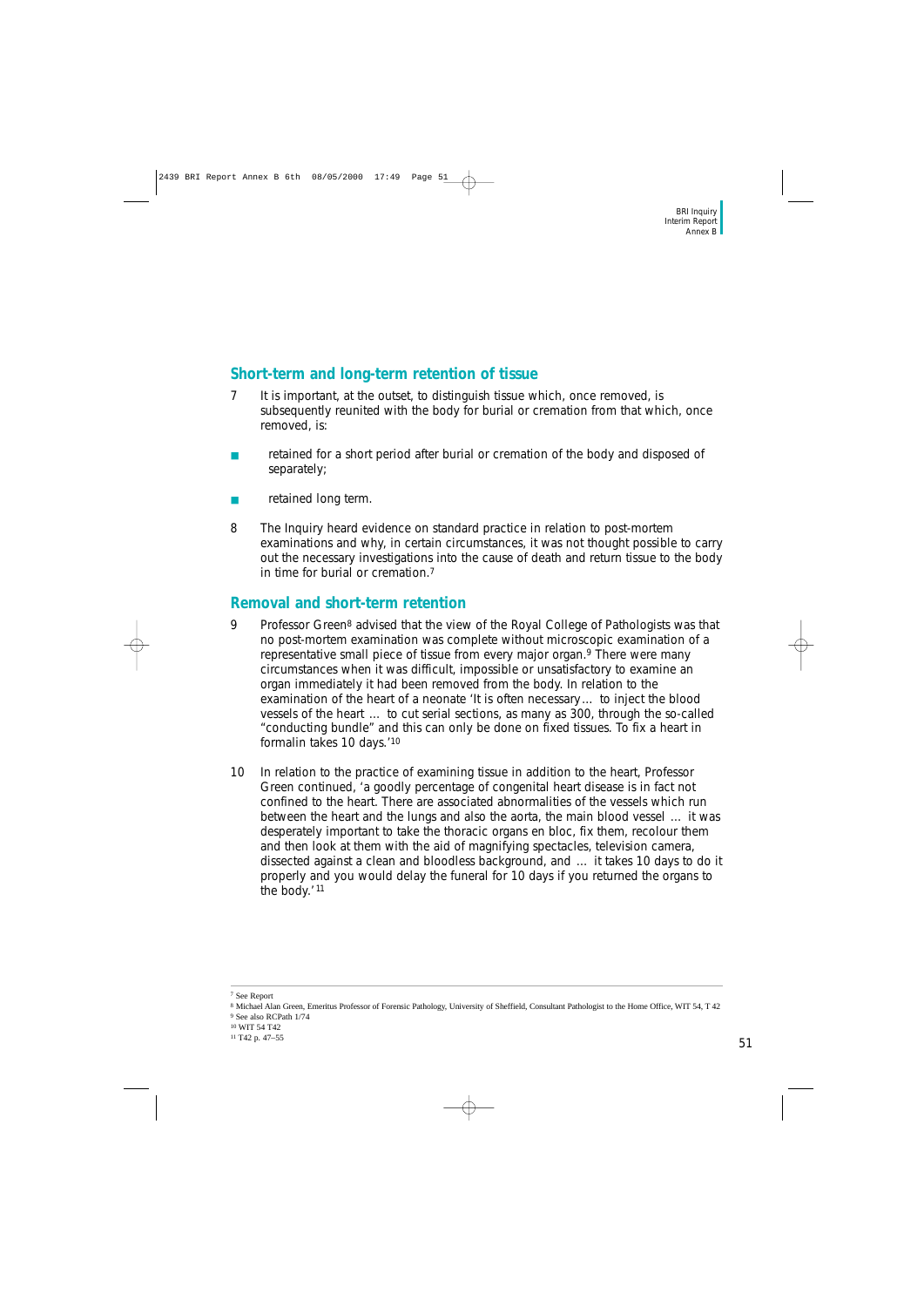## Short-term and long-term retention of tissue

7 It is important, at the outset, to distinguish tissue which, once removed, is subsequently reunited with the body for burial or cremation from that which, once removed, is:

- retained for a short period after burial or cremation of the body and disposed of separately;
- retained long term.

8 The Inquiry heard evidence on standard practice in relation to post-mortem examinations and why, in certain circumstances, it was not thought possible to carry out the necessary investigations into the cause of death and return tissue to the body in time for burial or cremation.[7]

## Removal and short-term retention

9 Professor Green[8] advised that the view of the Royal College of Pathologists was that no post-mortem examination was complete without microscopic examination of a representative small piece of tissue from every major organ.[9] There were many circumstances when it was difficult, impossible or unsatisfactory to examine an organ immediately it had been removed from the body. In relation to the examination of the heart of a neonate 'It is often necessary… to inject the blood vessels of the heart … to cut serial sections, as many as 300, through the so-called "conducting bundle" and this can only be done on fixed tissues. To fix a heart in formalin takes 10 days.'[10]

10 In relation to the practice of examining tissue in addition to the heart, Professor Green continued, 'a goodly percentage of congenital heart disease is in fact not confined to the heart. There are associated abnormalities of the vessels which run between the heart and the lungs and also the aorta, the main blood vessel … it was desperately important to take the thoracic organs en bloc, fix them, recolour them and then look at them with the aid of magnifying spectacles, television camera, dissected against a clean and bloodless background, and … it takes 10 days to do it properly and you would delay the funeral for 10 days if you returned the organs to the body.'[11]

---

[7] See Report

[8] Michael Alan Green, Emeritus Professor of Forensic Pathology, University of Sheffield, Consultant Pathologist to the Home Office, WIT 54, T 42

[9] See also RCPath 1/74

[10] WIT 54 T42

[11] T42 p. 47–55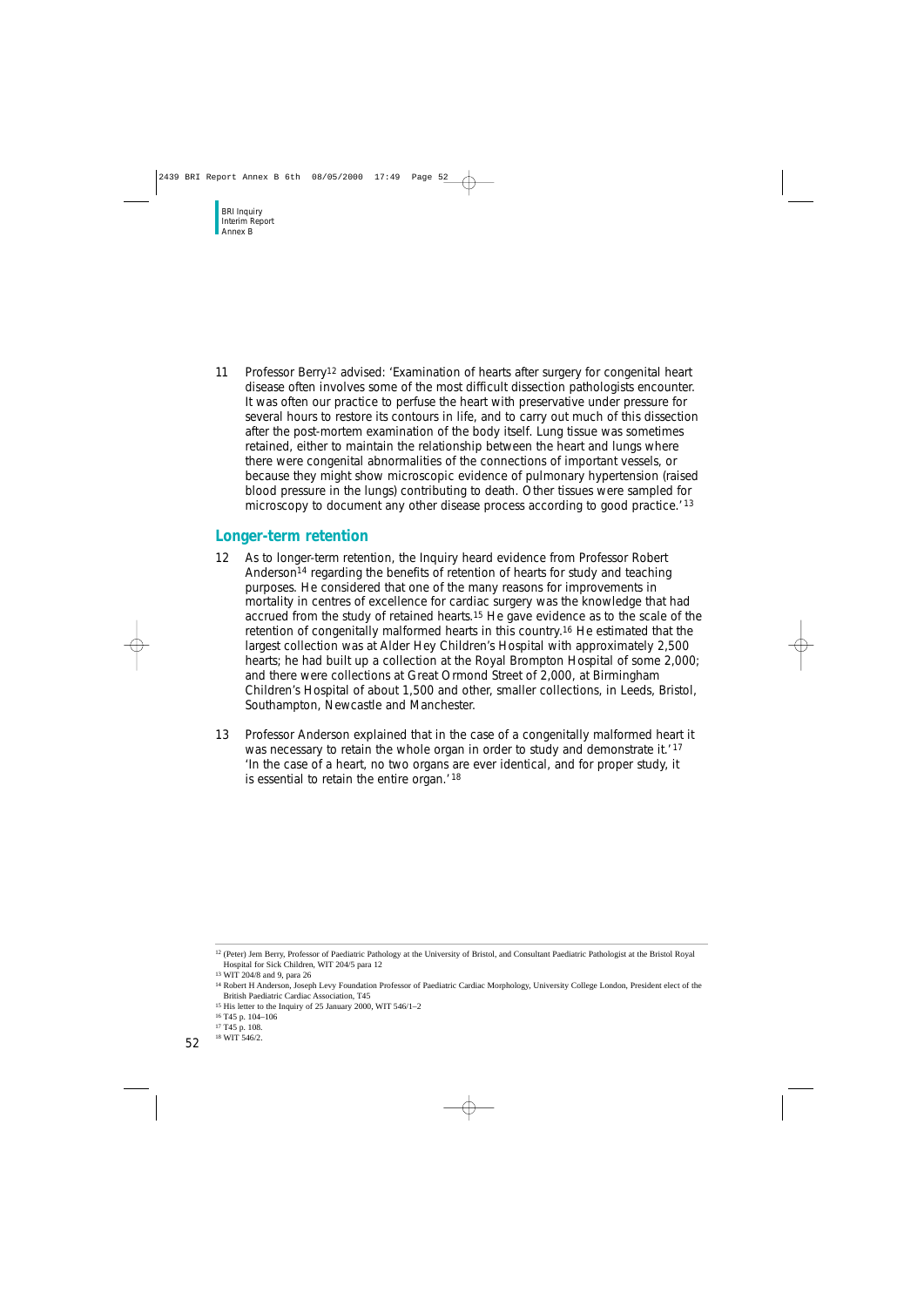11 Professor Berry[12] advised: 'Examination of hearts after surgery for congenital heart disease often involves some of the most difficult dissection pathologists encounter. It was often our practice to perfuse the heart with preservative under pressure for several hours to restore its contours in life, and to carry out much of this dissection after the post-mortem examination of the body itself. Lung tissue was sometimes retained, either to maintain the relationship between the heart and lungs where there were congenital abnormalities of the connections of important vessels, or because they might show microscopic evidence of pulmonary hypertension (raised blood pressure in the lungs) contributing to death. Other tissues were sampled for microscopy to document any other disease process according to good practice.'[13]

## Longer-term retention

12 As to longer-term retention, the Inquiry heard evidence from Professor Robert Anderson[14] regarding the benefits of retention of hearts for study and teaching purposes. He considered that one of the many reasons for improvements in mortality in centres of excellence for cardiac surgery was the knowledge that had accrued from the study of retained hearts.[15] He gave evidence as to the scale of the retention of congenitally malformed hearts in this country.[16] He estimated that the largest collection was at Alder Hey Children's Hospital with approximately 2,500 hearts; he had built up a collection at the Royal Brompton Hospital of some 2,000; and there were collections at Great Ormond Street of 2,000, at Birmingham Children's Hospital of about 1,500 and other, smaller collections, in Leeds, Bristol, Southampton, Newcastle and Manchester.

13 Professor Anderson explained that in the case of a congenitally malformed heart it was necessary to retain the whole organ in order to study and demonstrate it.'[17] 'In the case of a heart, no two organs are ever identical, and for proper study, it is essential to retain the entire organ.'[18]

---

[12] (Peter) Jem Berry, Professor of Paediatric Pathology at the University of Bristol, and Consultant Paediatric Pathologist at the Bristol Royal Hospital for Sick Children, WIT 204/5 para 12

[13] WIT 204/8 and 9, para 26

[14] Robert H Anderson, Joseph Levy Foundation Professor of Paediatric Cardiac Morphology, University College London, President elect of the British Paediatric Cardiac Association, T45

[15] His letter to the Inquiry of 25 January 2000, WIT 546/1–2

[16] T45 p. 104–106

[17] T45 p. 108.

[18] WIT 546/2.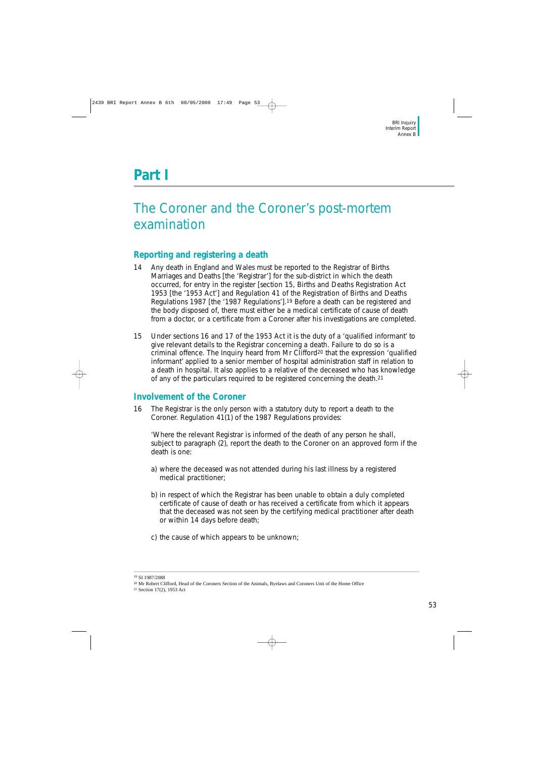# Part I

## The Coroner and the Coroner's post-mortem examination

### Reporting and registering a death

14 Any death in England and Wales must be reported to the Registrar of Births Marriages and Deaths [the 'Registrar'] for the sub-district in which the death occurred, for entry in the register [section 15, Births and Deaths Registration Act 1953 [the '1953 Act'] and Regulation 41 of the Registration of Births and Deaths Regulations 1987 [the '1987 Regulations'].[19] Before a death can be registered and the body disposed of, there must either be a medical certificate of cause of death from a doctor, or a certificate from a Coroner after his investigations are completed.

15 Under sections 16 and 17 of the 1953 Act it is the duty of a 'qualified informant' to give relevant details to the Registrar concerning a death. Failure to do so is a criminal offence. The Inquiry heard from Mr Clifford[20] that the expression 'qualified informant' applied to a senior member of hospital administration staff in relation to a death in hospital. It also applies to a relative of the deceased who has knowledge of any of the particulars required to be registered concerning the death.[21]

### Involvement of the Coroner

16 The Registrar is the only person with a statutory duty to report a death to the Coroner. Regulation 41(1) of the 1987 Regulations provides:

'Where the relevant Registrar is informed of the death of any person he shall, subject to paragraph (2), report the death to the Coroner on an approved form if the death is one:

a) where the deceased was not attended during his last illness by a registered medical practitioner;

b) in respect of which the Registrar has been unable to obtain a duly completed certificate of cause of death or has received a certificate from which it appears that the deceased was not seen by the certifying medical practitioner after death or within 14 days before death;

c) the cause of which appears to be unknown;

---

[19] SI 1987/2088

[20] Mr Robert Clifford, Head of the Coroners Section of the Animals, Byelaws and Coroners Unit of the Home Office

[21] Section 17(2), 1953 Act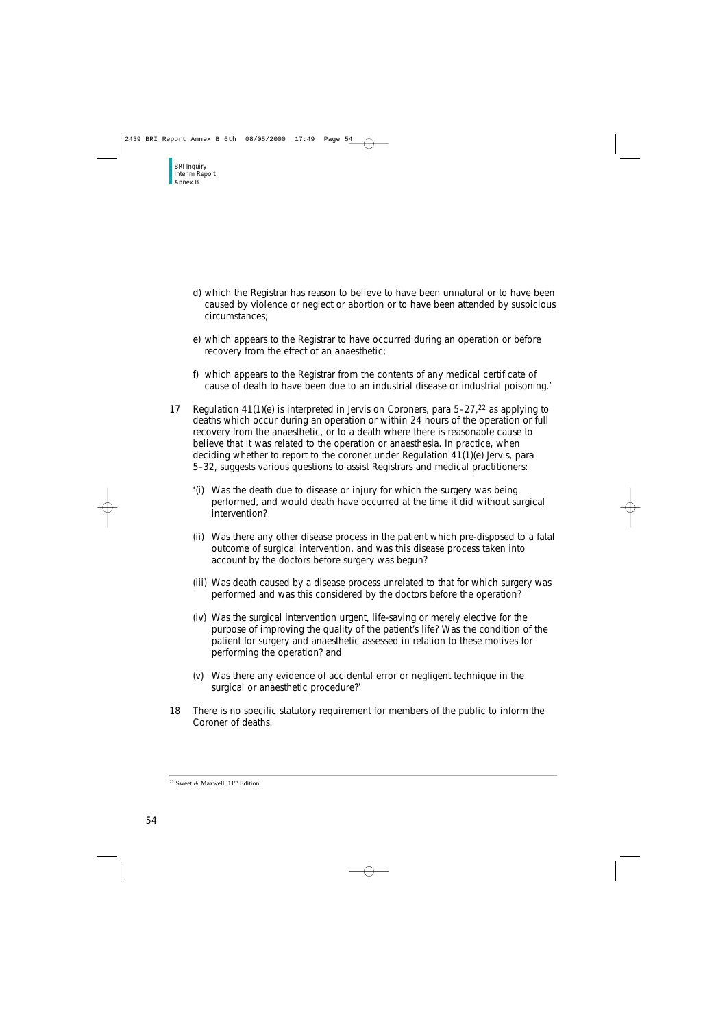d) which the Registrar has reason to believe to have been unnatural or to have been caused by violence or neglect or abortion or to have been attended by suspicious circumstances;

e) which appears to the Registrar to have occurred during an operation or before recovery from the effect of an anaesthetic;

f) which appears to the Registrar from the contents of any medical certificate of cause of death to have been due to an industrial disease or industrial poisoning.'

17 Regulation 41(1)(e) is interpreted in Jervis on Coroners, para 5–27,[22] as applying to deaths which occur during an operation or within 24 hours of the operation or full recovery from the anaesthetic, or to a death where there is reasonable cause to believe that it was related to the operation or anaesthesia. In practice, when deciding whether to report to the coroner under Regulation 41(1)(e) Jervis, para 5–32, suggests various questions to assist Registrars and medical practitioners:

'(i) Was the death due to disease or injury for which the surgery was being performed, and would death have occurred at the time it did without surgical intervention?

(ii) Was there any other disease process in the patient which pre-disposed to a fatal outcome of surgical intervention, and was this disease process taken into account by the doctors before surgery was begun?

(iii) Was death caused by a disease process unrelated to that for which surgery was performed and was this considered by the doctors before the operation?

(iv) Was the surgical intervention urgent, life-saving or merely elective for the purpose of improving the quality of the patient's life? Was the condition of the patient for surgery and anaesthetic assessed in relation to these motives for performing the operation? and

(v) Was there any evidence of accidental error or negligent technique in the surgical or anaesthetic procedure?'

18 There is no specific statutory requirement for members of the public to inform the Coroner of deaths.

---

[22] Sweet & Maxwell, 11th Edition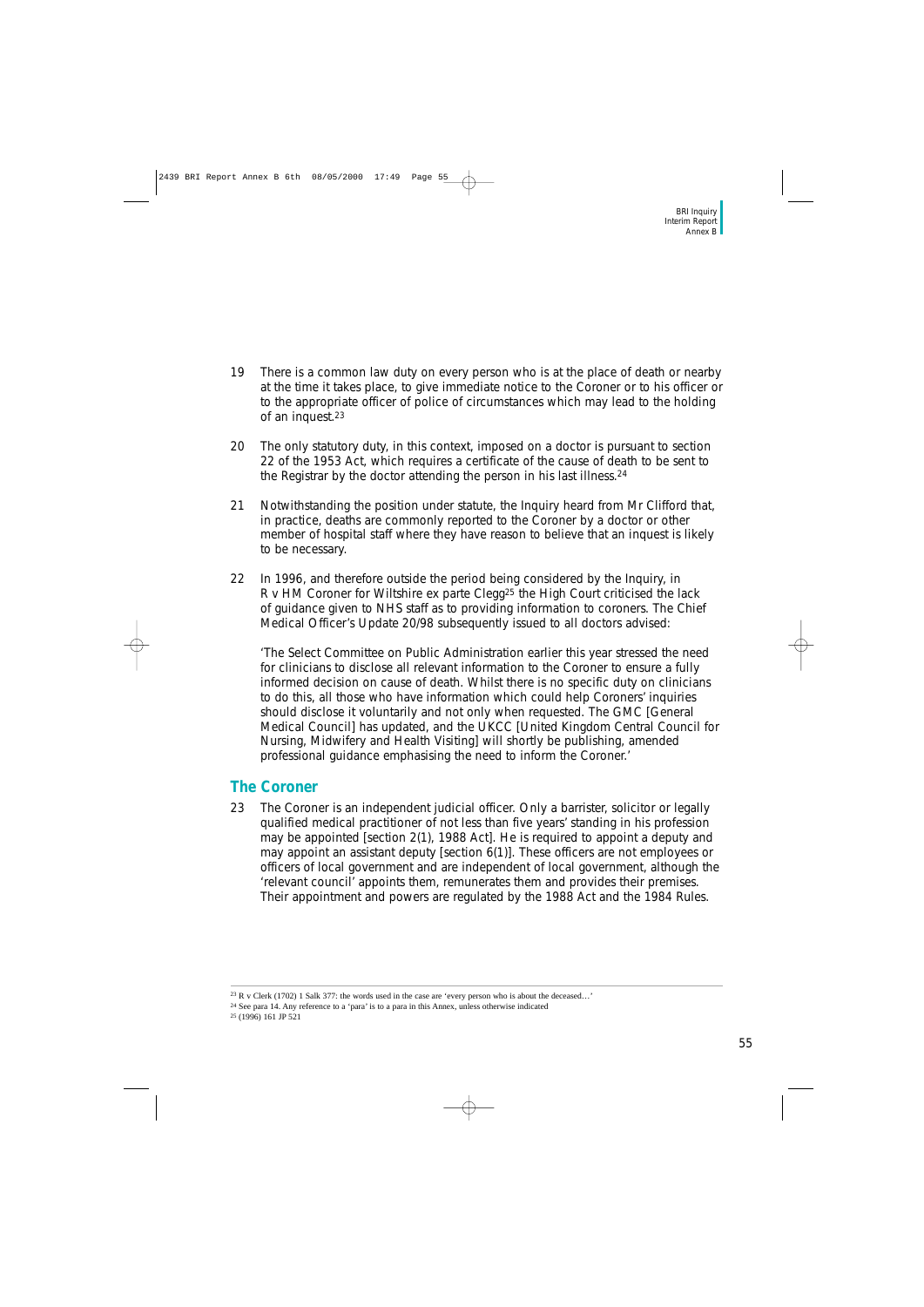19 There is a common law duty on every person who is at the place of death or nearby at the time it takes place, to give immediate notice to the Coroner or to his officer or to the appropriate officer of police of circumstances which may lead to the holding of an inquest.[23]

20 The only statutory duty, in this context, imposed on a doctor is pursuant to section 22 of the 1953 Act, which requires a certificate of the cause of death to be sent to the Registrar by the doctor attending the person in his last illness.[24]

21 Notwithstanding the position under statute, the Inquiry heard from Mr Clifford that, in practice, deaths are commonly reported to the Coroner by a doctor or other member of hospital staff where they have reason to believe that an inquest is likely to be necessary.

22 In 1996, and therefore outside the period being considered by the Inquiry, in *R v HM Coroner for Wiltshire ex parte Clegg*[25] the High Court criticised the lack of guidance given to NHS staff as to providing information to coroners. The Chief Medical Officer's Update 20/98 subsequently issued to all doctors advised:

'The Select Committee on Public Administration earlier this year stressed the need for clinicians to disclose all relevant information to the Coroner to ensure a fully informed decision on cause of death. Whilst there is no specific duty on clinicians to do this, all those who have information which could help Coroners' inquiries should disclose it voluntarily and not only when requested. The GMC [General Medical Council] has updated, and the UKCC [United Kingdom Central Council for Nursing, Midwifery and Health Visiting] will shortly be publishing, amended professional guidance emphasising the need to inform the Coroner.'

## The Coroner

23 The Coroner is an independent judicial officer. Only a barrister, solicitor or legally qualified medical practitioner of not less than five years' standing in his profession may be appointed [section 2(1), 1988 Act]. He is required to appoint a deputy and may appoint an assistant deputy [section 6(1)]. These officers are not employees or officers of local government and are independent of local government, although the 'relevant council' appoints them, remunerates them and provides their premises. Their appointment and powers are regulated by the 1988 Act and the 1984 Rules.

---

[23] R v Clerk (1702) 1 Salk 377: the words used in the case are 'every person who is about the deceased…'

[24] See para 14. Any reference to a 'para' is to a para in this Annex, unless otherwise indicated

[25] (1996) 161 JP 521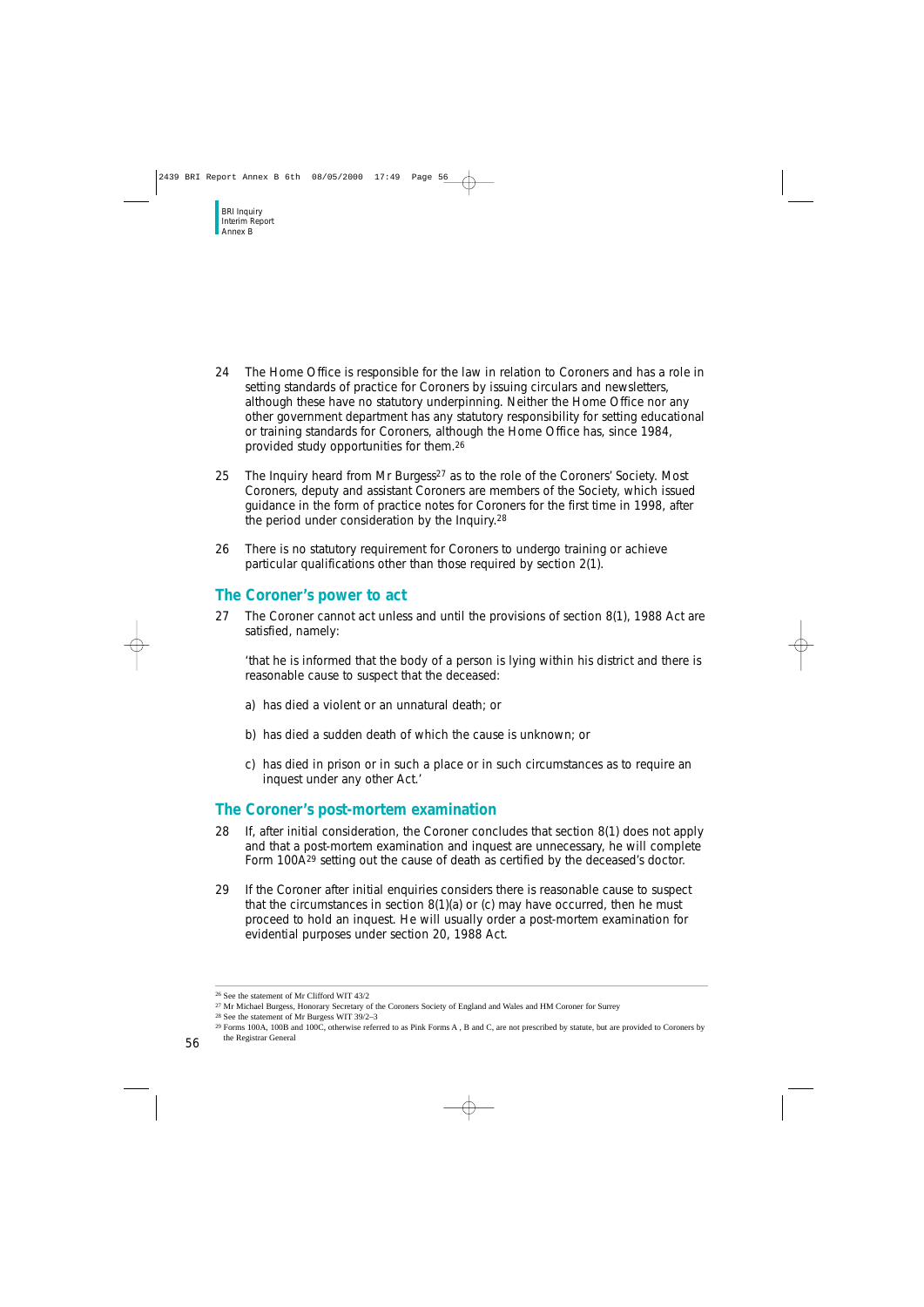24 The Home Office is responsible for the law in relation to Coroners and has a role in setting standards of practice for Coroners by issuing circulars and newsletters, although these have no statutory underpinning. Neither the Home Office nor any other government department has any statutory responsibility for setting educational or training standards for Coroners, although the Home Office has, since 1984, provided study opportunities for them.[26]

25 The Inquiry heard from Mr Burgess[27] as to the role of the Coroners' Society. Most Coroners, deputy and assistant Coroners are members of the Society, which issued guidance in the form of practice notes for Coroners for the first time in 1998, after the period under consideration by the Inquiry.[28]

26 There is no statutory requirement for Coroners to undergo training or achieve particular qualifications other than those required by section 2(1).

## The Coroner's power to act

27 The Coroner cannot act unless and until the provisions of section 8(1), 1988 Act are satisfied, namely:

'that he is informed that the body of a person is lying within his district and there is reasonable cause to suspect that the deceased:

a) has died a violent or an unnatural death; or

b) has died a sudden death of which the cause is unknown; or

c) has died in prison or in such a place or in such circumstances as to require an inquest under any other Act.'

## The Coroner's post-mortem examination

28 If, after initial consideration, the Coroner concludes that section 8(1) does not apply and that a post-mortem examination and inquest are unnecessary, he will complete Form 100A[29] setting out the cause of death as certified by the deceased's doctor.

29 If the Coroner after initial enquiries considers there is reasonable cause to suspect that the circumstances in section 8(1)(a) or (c) may have occurred, then he must proceed to hold an inquest. He will usually order a post-mortem examination for evidential purposes under section 20, 1988 Act.

---

[26] See the statement of Mr Clifford WIT 43/2

[27] Mr Michael Burgess, Honorary Secretary of the Coroners Society of England and Wales and HM Coroner for Surrey

[28] See the statement of Mr Burgess WIT 39/2–3

[29] Forms 100A, 100B and 100C, otherwise referred to as Pink Forms A , B and C, are not prescribed by statute, but are provided to Coroners by the Registrar General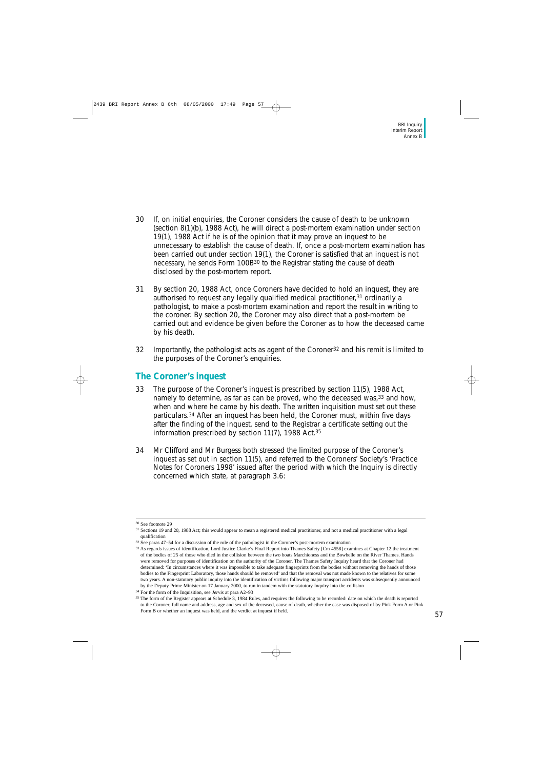30 If, on initial enquiries, the Coroner considers the cause of death to be unknown (section 8(1)(b), 1988 Act), he will direct a post-mortem examination under section 19(1), 1988 Act if he is of the opinion that it may prove an inquest to be unnecessary to establish the cause of death. If, once a post-mortem examination has been carried out under section 19(1), the Coroner is satisfied that an inquest is not necessary, he sends Form 100B[30] to the Registrar stating the cause of death disclosed by the post-mortem report.

31 By section 20, 1988 Act, once Coroners have decided to hold an inquest, they are authorised to request any legally qualified medical practitioner,[31] ordinarily a pathologist, to make a post-mortem examination and report the result in writing to the coroner. By section 20, the Coroner may also direct that a post-mortem be carried out and evidence be given before the Coroner as to how the deceased came by his death.

32 Importantly, the pathologist acts as agent of the Coroner[32] and his remit is limited to the purposes of the Coroner's enquiries.

## The Coroner's inquest

33 The purpose of the Coroner's inquest is prescribed by section 11(5), 1988 Act, namely to determine, as far as can be proved, who the deceased was,[33] and how, when and where he came by his death. The written inquisition must set out these particulars.[34] After an inquest has been held, the Coroner must, within five days after the finding of the inquest, send to the Registrar a certificate setting out the information prescribed by section 11(7), 1988 Act.[35]

34 Mr Clifford and Mr Burgess both stressed the limited purpose of the Coroner's inquest as set out in section 11(5), and referred to the Coroners' Society's 'Practice Notes for Coroners 1998' issued after the period with which the Inquiry is directly concerned which state, at paragraph 3.6:

---

[30] See footnote 29

[31] Sections 19 and 20, 1988 Act; this would appear to mean a registered medical practitioner, and not a medical practitioner with a legal qualification

[32] See paras 47–54 for a discussion of the role of the pathologist in the Coroner's post-mortem examination

[33] As regards issues of identification, Lord Justice Clarke's Final Report into Thames Safety [Cm 4558] examines at Chapter 12 the treatment of the bodies of 25 of those who died in the collision between the two boats Marchioness and the Bowbelle on the River Thames. Hands were removed for purposes of identification on the authority of the Coroner. The Thames Safety Inquiry heard that the Coroner had determined: 'In circumstances where it was impossible to take adequate fingerprints from the bodies without removing the hands of those bodies to the Fingerprint Laboratory, those hands should be removed' and that the removal was not made known to the relatives for some two years. A non-statutory public inquiry into the identification of victims following major transport accidents was subsequently announced by the Deputy Prime Minister on 17 January 2000, to run in tandem with the statutory Inquiry into the collision

[34] For the form of the Inquisition, see *Jervis* at para A2–93

[35] The form of the Register appears at Schedule 3, 1984 Rules, and requires the following to be recorded: date on which the death is reported to the Coroner, full name and address, age and sex of the deceased, cause of death, whether the case was disposed of by Pink Form A or Pink Form B or whether an inquest was held, and the verdict at inquest if held.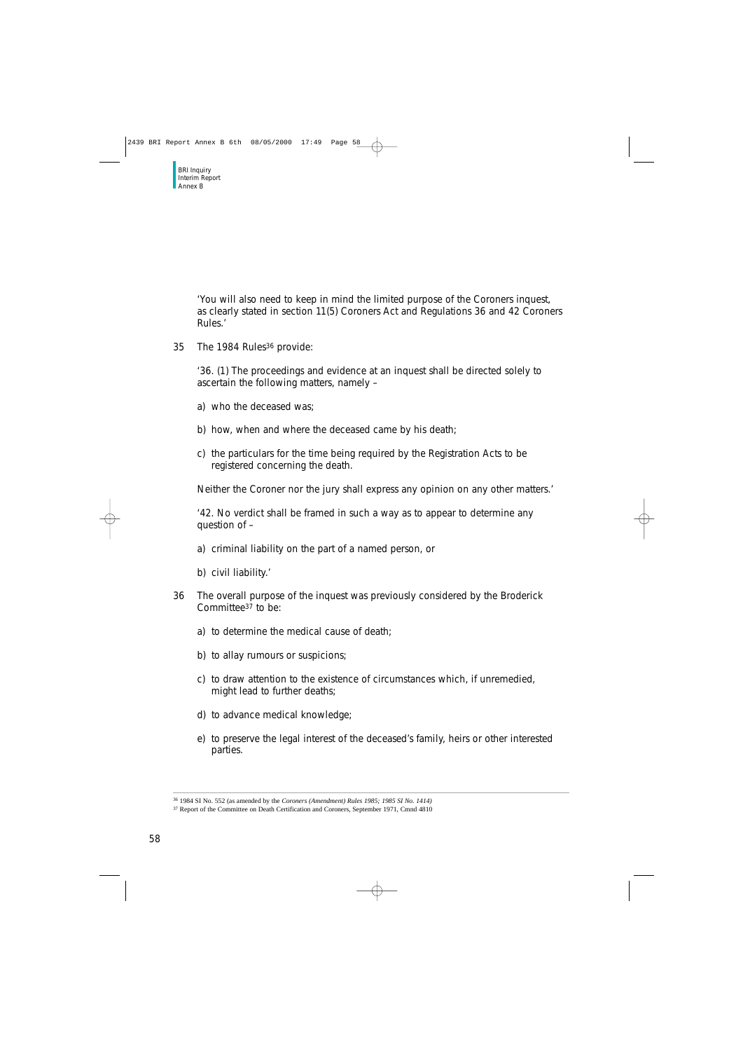'You will also need to keep in mind the limited purpose of the Coroners inquest, as clearly stated in section 11(5) Coroners Act and Regulations 36 and 42 Coroners Rules.'

35 The 1984 Rules[36] provide:

'36. (1) The proceedings and evidence at an inquest shall be directed solely to ascertain the following matters, namely –

a) who the deceased was;

b) how, when and where the deceased came by his death;

c) the particulars for the time being required by the Registration Acts to be registered concerning the death.

Neither the Coroner nor the jury shall express any opinion on any other matters.'

'42. No verdict shall be framed in such a way as to appear to determine any question of –

a) criminal liability on the part of a named person, or

b) civil liability.'

36 The overall purpose of the inquest was previously considered by the Broderick Committee[37] to be:

a) to determine the medical cause of death;

b) to allay rumours or suspicions;

c) to draw attention to the existence of circumstances which, if unremedied, might lead to further deaths;

d) to advance medical knowledge;

e) to preserve the legal interest of the deceased's family, heirs or other interested parties.

---

[36] 1984 SI No. 552 (as amended by the *Coroners (Amendment) Rules 1985; 1985 SI No. 1414)*

[37] Report of the Committee on Death Certification and Coroners, September 1971, Cmnd 4810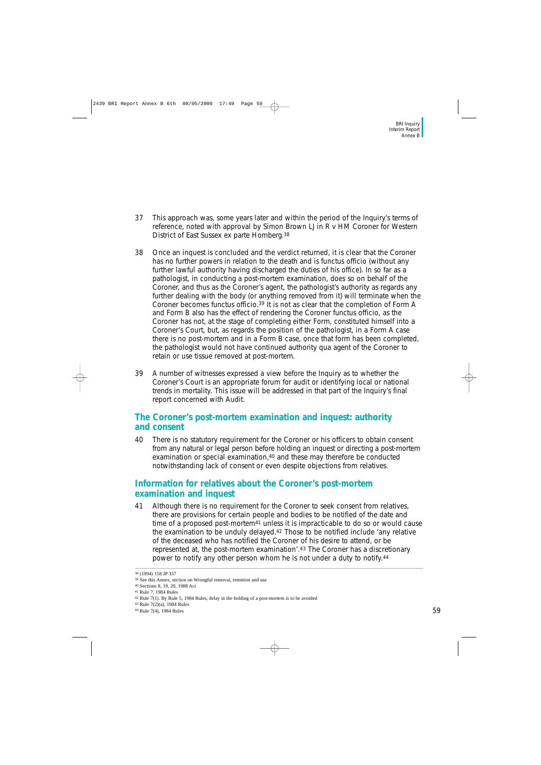37 This approach was, some years later and within the period of the Inquiry's terms of reference, noted with approval by Simon Brown LJ in R v HM Coroner for Western District of East Sussex ex parte Homberg.[38]

38 Once an inquest is concluded and the verdict returned, it is clear that the Coroner has no further powers in relation to the death and is functus officio (without any further lawful authority having discharged the duties of his office). In so far as a pathologist, in conducting a post-mortem examination, does so on behalf of the Coroner, and thus as the Coroner's agent, the pathologist's authority as regards any further dealing with the body (or anything removed from it) will terminate when the Coroner becomes functus officio.[39] It is not as clear that the completion of Form A and Form B also has the effect of rendering the Coroner functus officio, as the Coroner has not, at the stage of completing either Form, constituted himself into a Coroner's Court, but, as regards the position of the pathologist, in a Form A case there is no post-mortem and in a Form B case, once that form has been completed, the pathologist would not have continued authority qua agent of the Coroner to retain or use tissue removed at post-mortem.

39 A number of witnesses expressed a view before the Inquiry as to whether the Coroner's Court is an appropriate forum for audit or identifying local or national trends in mortality. This issue will be addressed in that part of the Inquiry's final report concerned with Audit.

## The Coroner's post-mortem examination and inquest: authority and consent

40 There is no statutory requirement for the Coroner or his officers to obtain consent from any natural or legal person before holding an inquest or directing a post-mortem examination or special examination,[40] and these may therefore be conducted notwithstanding lack of consent or even despite objections from relatives.

## Information for relatives about the Coroner's post-mortem examination and inquest

41 Although there is no requirement for the Coroner to seek consent from relatives, there are provisions for certain people and bodies to be notified of the date and time of a proposed post-mortem[41] unless it is impracticable to do so or would cause the examination to be unduly delayed.[42] Those to be notified include 'any relative of the deceased who has notified the Coroner of his desire to attend, or be represented at, the post-mortem examination'.[43] The Coroner has a discretionary power to notify any other person whom he is not under a duty to notify.[44]

---

[38] (1994) 158 JP 357

[39] See this Annex, section on Wrongful removal, retention and use

[40] Sections 8, 19, 20, 1988 Act

[41] Rule 7, 1984 Rules

[42] Rule 7(1). By Rule 5, 1984 Rules, delay in the holding of a post-mortem is to be avoided

[43] Rule 7(2)(a), 1984 Rules

[44] Rule 7(4), 1984 Rules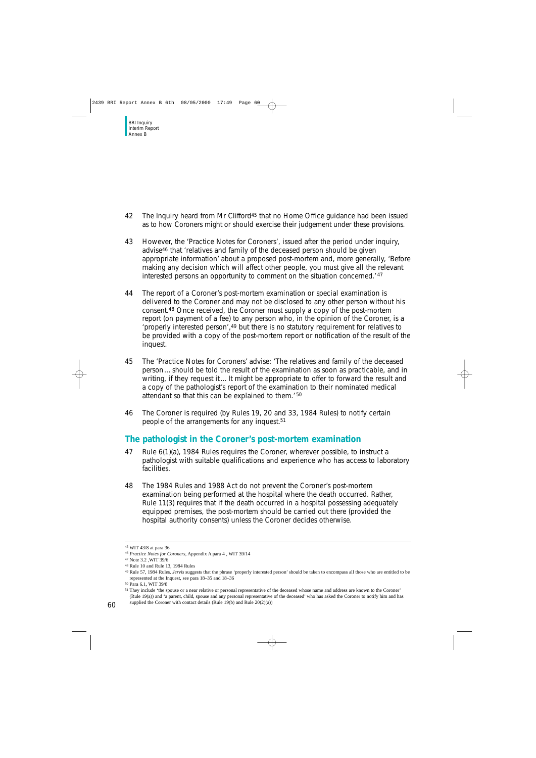42 The Inquiry heard from Mr Clifford[45] that no Home Office guidance had been issued as to how Coroners might or should exercise their judgement under these provisions.

43 However, the 'Practice Notes for Coroners', issued after the period under inquiry, advise[46] that 'relatives and family of the deceased person should be given appropriate information' about a proposed post-mortem and, more generally, 'Before making any decision which will affect other people, you must give all the relevant interested persons an opportunity to comment on the situation concerned.'[47]

44 The report of a Coroner's post-mortem examination or special examination is delivered to the Coroner and may not be disclosed to any other person without his consent.[48] Once received, the Coroner must supply a copy of the post-mortem report (on payment of a fee) to any person who, in the opinion of the Coroner, is a 'properly interested person',[49] but there is no statutory requirement for relatives to be provided with a copy of the post-mortem report or notification of the result of the inquest.

45 The 'Practice Notes for Coroners' advise: 'The relatives and family of the deceased person ... should be told the result of the examination as soon as practicable, and in writing, if they request it ... It might be appropriate to offer to forward the result and a copy of the pathologist's report of the examination to their nominated medical attendant so that this can be explained to them.'[50]

46 The Coroner is required (by Rules 19, 20 and 33, 1984 Rules) to notify certain people of the arrangements for any inquest.[51]

## The pathologist in the Coroner's post-mortem examination

47 Rule 6(1)(a), 1984 Rules requires the Coroner, wherever possible, to instruct a pathologist with suitable qualifications and experience who has access to laboratory facilities.

48 The 1984 Rules and 1988 Act do not prevent the Coroner's post-mortem examination being performed at the hospital where the death occurred. Rather, Rule 11(3) requires that if the death occurred in a hospital possessing adequately equipped premises, the post-mortem should be carried out there (provided the hospital authority consents) unless the Coroner decides otherwise.

---

[45] WIT 43/8 at para 36

[46] *Practice Notes for Coroners*, Appendix A para 4 , WIT 39/14

[47] Note 3.2 ,WIT 39/6

[48] Rule 10 and Rule 13, 1984 Rules

[49] Rule 57, 1984 Rules. *Jervis* suggests that the phrase 'properly interested person' should be taken to encompass all those who are entitled to be represented at the Inquest, see para 18–35 and 18–36

[50] Para 6.1, WIT 39/8

[51] They include 'the spouse or a near relative or personal representative of the deceased whose name and address are known to the Coroner' (Rule 19(a)) and 'a parent, child, spouse and any personal representative of the deceased' who has asked the Coroner to notify him and has supplied the Coroner with contact details (Rule 19(b) and Rule 20(2)(a))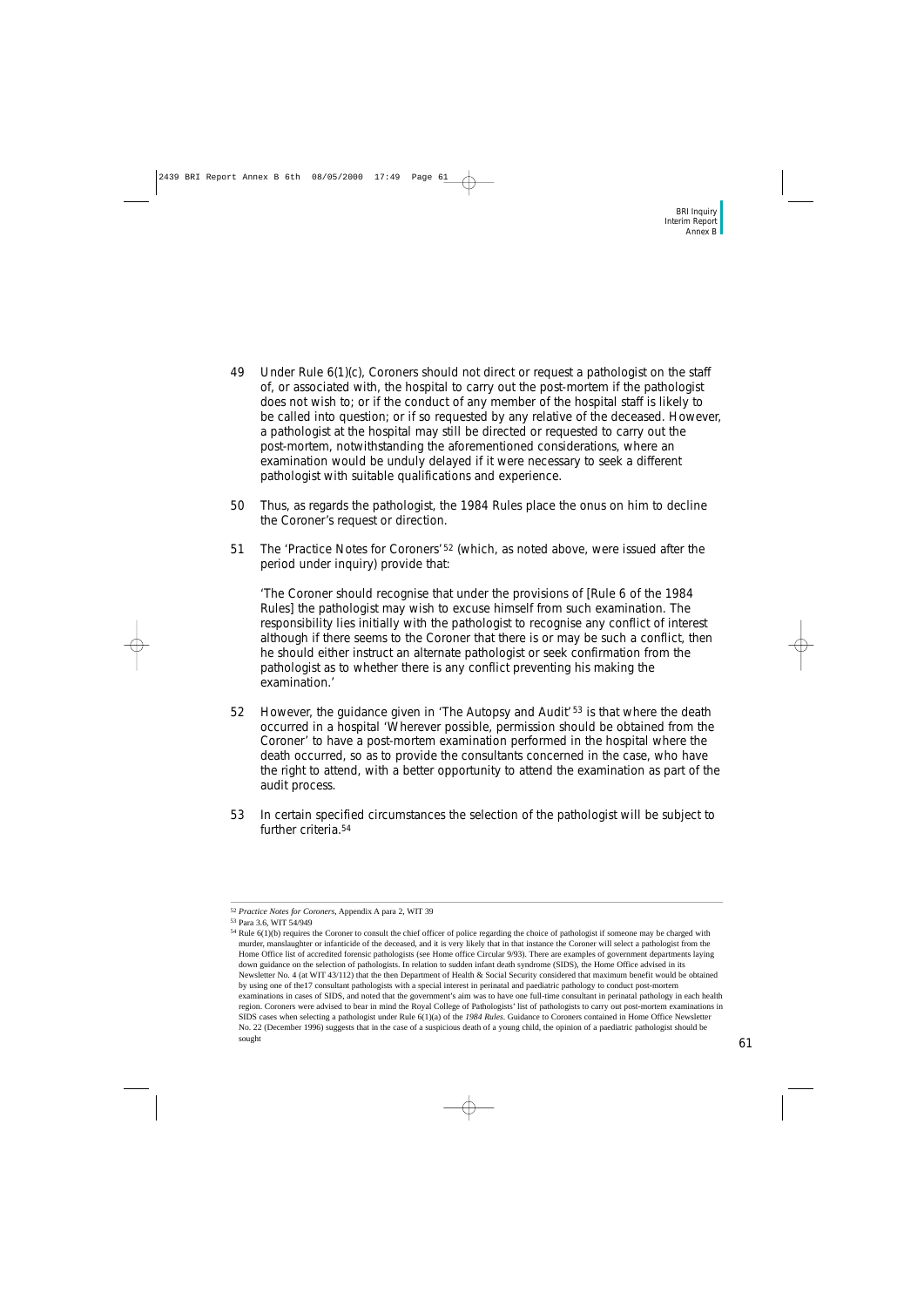49 Under Rule 6(1)(c), Coroners should not direct or request a pathologist on the staff of, or associated with, the hospital to carry out the post-mortem if the pathologist does not wish to; or if the conduct of any member of the hospital staff is likely to be called into question; or if so requested by any relative of the deceased. However, a pathologist at the hospital may still be directed or requested to carry out the post-mortem, notwithstanding the aforementioned considerations, where an examination would be unduly delayed if it were necessary to seek a different pathologist with suitable qualifications and experience.

50 Thus, as regards the pathologist, the 1984 Rules place the onus on him to decline the Coroner's request or direction.

51 The 'Practice Notes for Coroners'[52] (which, as noted above, were issued after the period under inquiry) provide that:

'The Coroner should recognise that under the provisions of [Rule 6 of the 1984 Rules] the pathologist may wish to excuse himself from such examination. The responsibility lies initially with the pathologist to recognise any conflict of interest although if there seems to the Coroner that there is or may be such a conflict, then he should either instruct an alternate pathologist or seek confirmation from the pathologist as to whether there is any conflict preventing his making the examination.'

52 However, the guidance given in 'The Autopsy and Audit'[53] is that where the death occurred in a hospital 'Wherever possible, permission should be obtained from the Coroner' to have a post-mortem examination performed in the hospital where the death occurred, so as to provide the consultants concerned in the case, who have the right to attend, with a better opportunity to attend the examination as part of the audit process.

53 In certain specified circumstances the selection of the pathologist will be subject to further criteria.[54]

---

[52] *Practice Notes for Coroners*, Appendix A para 2, WIT 39

[53] Para 3.6, WIT 54/949

[54] Rule 6(1)(b) requires the Coroner to consult the chief officer of police regarding the choice of pathologist if someone may be charged with murder, manslaughter or infanticide of the deceased, and it is very likely that in that instance the Coroner will select a pathologist from the Home Office list of accredited forensic pathologists (see Home office Circular 9/93). There are examples of government departments laying down guidance on the selection of pathologists. In relation to sudden infant death syndrome (SIDS), the Home Office advised in its Newsletter No. 4 (at WIT 43/112) that the then Department of Health & Social Security considered that maximum benefit would be obtained by using one of the17 consultant pathologists with a special interest in perinatal and paediatric pathology to conduct post-mortem examinations in cases of SIDS, and noted that the government's aim was to have one full-time consultant in perinatal pathology in each health region. Coroners were advised to bear in mind the Royal College of Pathologists' list of pathologists to carry out post-mortem examinations in SIDS cases when selecting a pathologist under Rule 6(1)(a) of the *1984 Rules*. Guidance to Coroners contained in Home Office Newsletter No. 22 (December 1996) suggests that in the case of a suspicious death of a young child, the opinion of a paediatric pathologist should be sought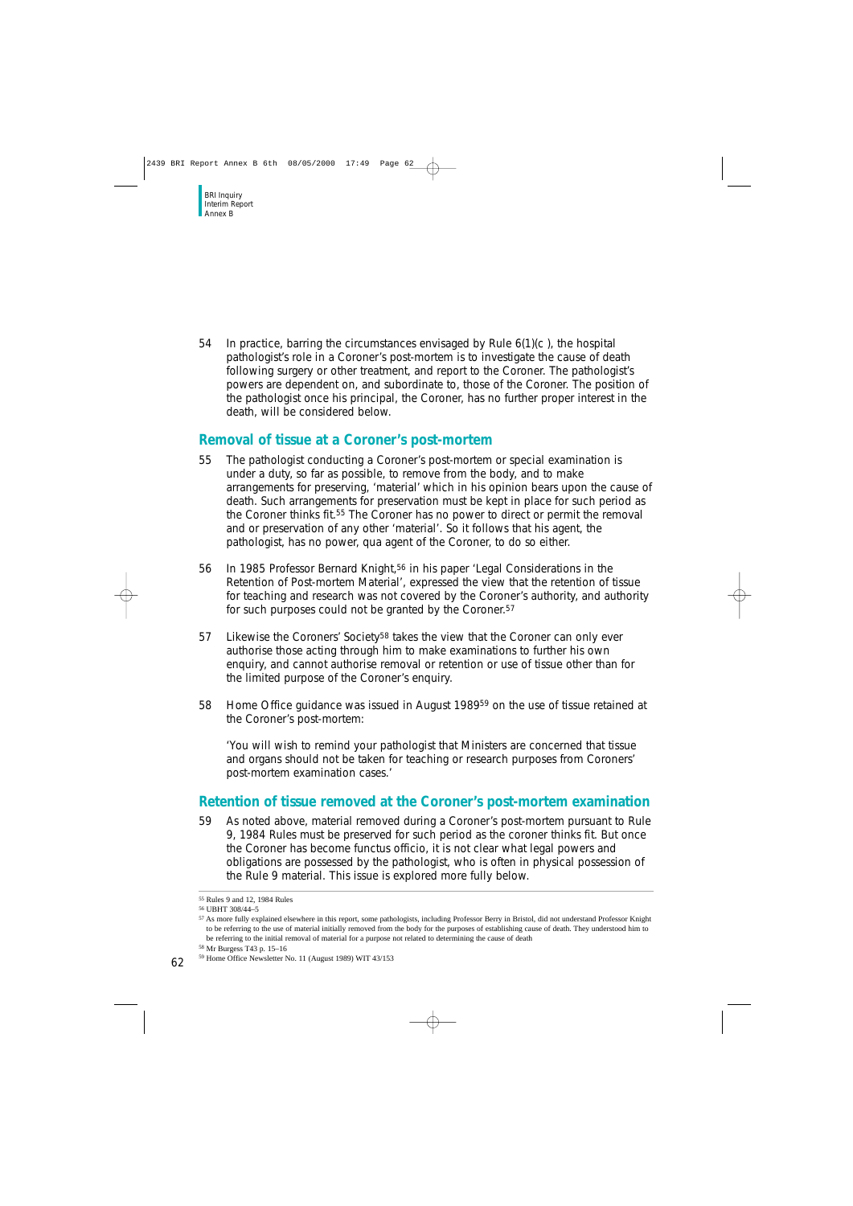54 In practice, barring the circumstances envisaged by Rule 6(1)(c ), the hospital pathologist's role in a Coroner's post-mortem is to investigate the cause of death following surgery or other treatment, and report to the Coroner. The pathologist's powers are dependent on, and subordinate to, those of the Coroner. The position of the pathologist once his principal, the Coroner, has no further proper interest in the death, will be considered below.

## Removal of tissue at a Coroner's post-mortem

55 The pathologist conducting a Coroner's post-mortem or special examination is under a duty, so far as possible, to remove from the body, and to make arrangements for preserving, 'material' which in his opinion bears upon the cause of death. Such arrangements for preservation must be kept in place for such period as the Coroner thinks fit.[55] The Coroner has no power to direct or permit the removal and or preservation of any other 'material'. So it follows that his agent, the pathologist, has no power, qua agent of the Coroner, to do so either.

56 In 1985 Professor Bernard Knight,[56] in his paper 'Legal Considerations in the Retention of Post-mortem Material', expressed the view that the retention of tissue for teaching and research was not covered by the Coroner's authority, and authority for such purposes could not be granted by the Coroner.[57]

57 Likewise the Coroners' Society[58] takes the view that the Coroner can only ever authorise those acting through him to make examinations to further his own enquiry, and cannot authorise removal or retention or use of tissue other than for the limited purpose of the Coroner's enquiry.

58 Home Office guidance was issued in August 1989[59] on the use of tissue retained at the Coroner's post-mortem:

'You will wish to remind your pathologist that Ministers are concerned that tissue and organs should not be taken for teaching or research purposes from Coroners' post-mortem examination cases.'

## Retention of tissue removed at the Coroner's post-mortem examination

59 As noted above, material removed during a Coroner's post-mortem pursuant to Rule 9, 1984 Rules must be preserved for such period as the coroner thinks fit. But once the Coroner has become functus officio, it is not clear what legal powers and obligations are possessed by the pathologist, who is often in physical possession of the Rule 9 material. This issue is explored more fully below.

---

[55] Rules 9 and 12, 1984 Rules

[56] UBHT 308/44–5

[57] As more fully explained elsewhere in this report, some pathologists, including Professor Berry in Bristol, did not understand Professor Knight to be referring to the use of material initially removed from the body for the purposes of establishing cause of death. They understood him to be referring to the initial removal of material for a purpose not related to determining the cause of death

[58] Mr Burgess T43 p. 15–16

[59] Home Office Newsletter No. 11 (August 1989) WIT 43/153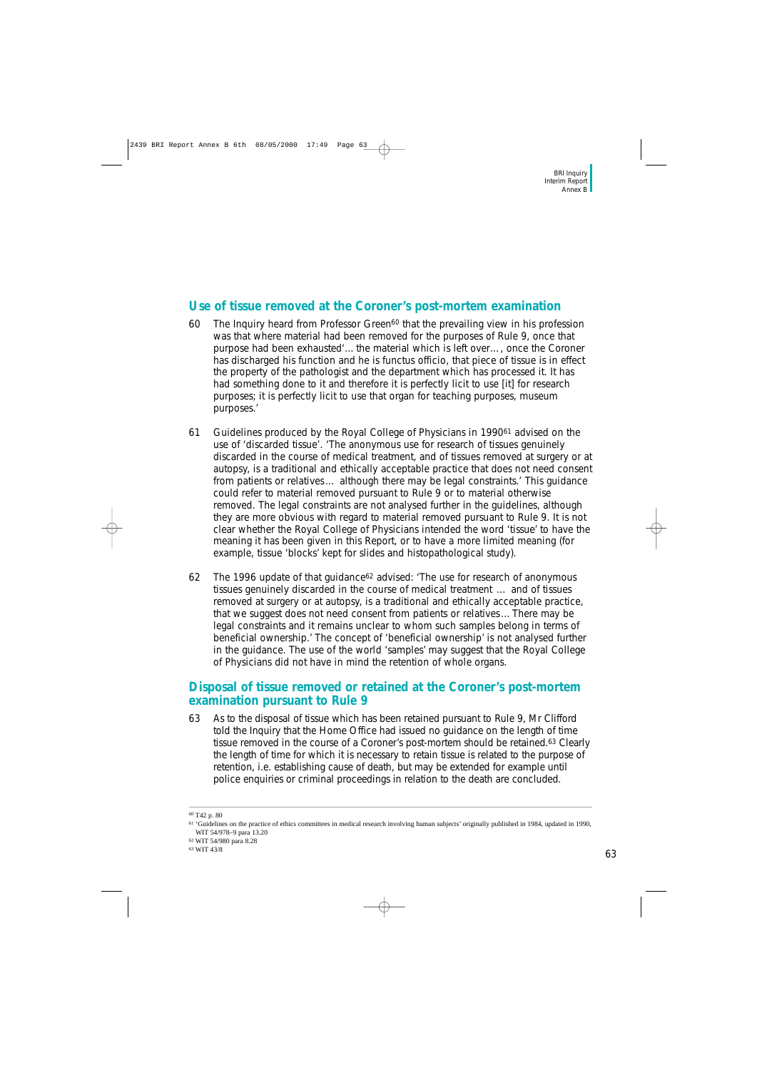## Use of tissue removed at the Coroner's post-mortem examination

60 The Inquiry heard from Professor Green[60] that the prevailing view in his profession was that where material had been removed for the purposes of Rule 9, once that purpose had been exhausted'... the material which is left over..., once the Coroner has discharged his function and he is functus officio, that piece of tissue is in effect the property of the pathologist and the department which has processed it. It has had something done to it and therefore it is perfectly licit to use [it] for research purposes; it is perfectly licit to use that organ for teaching purposes, museum purposes.'

61 Guidelines produced by the Royal College of Physicians in 1990[61] advised on the use of 'discarded tissue'. 'The anonymous use for research of tissues genuinely discarded in the course of medical treatment, and of tissues removed at surgery or at autopsy, is a traditional and ethically acceptable practice that does not need consent from patients or relatives... although there may be legal constraints.' This guidance could refer to material removed pursuant to Rule 9 or to material otherwise removed. The legal constraints are not analysed further in the guidelines, although they are more obvious with regard to material removed pursuant to Rule 9. It is not clear whether the Royal College of Physicians intended the word 'tissue' to have the meaning it has been given in this Report, or to have a more limited meaning (for example, tissue 'blocks' kept for slides and histopathological study).

62 The 1996 update of that guidance[62] advised: 'The use for research of anonymous tissues genuinely discarded in the course of medical treatment ... and of tissues removed at surgery or at autopsy, is a traditional and ethically acceptable practice, that we suggest does not need consent from patients or relatives... There may be legal constraints and it remains unclear to whom such samples belong in terms of beneficial ownership.' The concept of 'beneficial ownership' is not analysed further in the guidance. The use of the world 'samples' may suggest that the Royal College of Physicians did not have in mind the retention of whole organs.

## Disposal of tissue removed or retained at the Coroner's post-mortem examination pursuant to Rule 9

63 As to the disposal of tissue which has been retained pursuant to Rule 9, Mr Clifford told the Inquiry that the Home Office had issued no guidance on the length of time tissue removed in the course of a Coroner's post-mortem should be retained.[63] Clearly the length of time for which it is necessary to retain tissue is related to the purpose of retention, i.e. establishing cause of death, but may be extended for example until police enquiries or criminal proceedings in relation to the death are concluded.

---

[60] T42 p. 80

[61] 'Guidelines on the practice of ethics committees in medical research involving human subjects' originally published in 1984, updated in 1990, WIT 54/978–9 para 13.20

[62] WIT 54/980 para 8.28

[63] WIT 43/8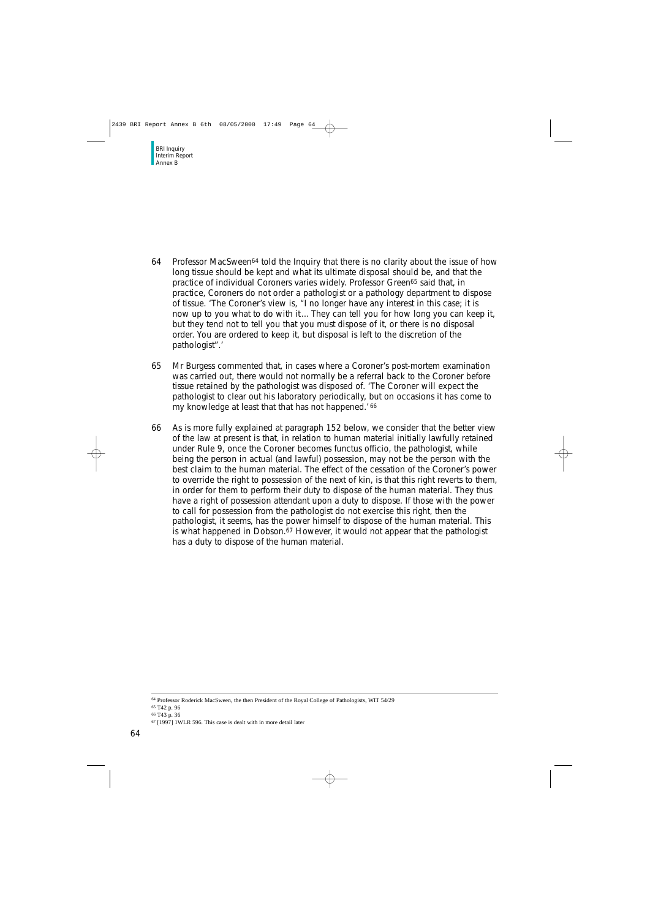64 Professor MacSween[64] told the Inquiry that there is no clarity about the issue of how long tissue should be kept and what its ultimate disposal should be, and that the practice of individual Coroners varies widely. Professor Green[65] said that, in practice, Coroners do not order a pathologist or a pathology department to dispose of tissue. 'The Coroner's view is, "I no longer have any interest in this case; it is now up to you what to do with it… They can tell you for how long you can keep it, but they tend not to tell you that you must dispose of it, or there is no disposal order. You are ordered to keep it, but disposal is left to the discretion of the pathologist".'

65 Mr Burgess commented that, in cases where a Coroner's post-mortem examination was carried out, there would not normally be a referral back to the Coroner before tissue retained by the pathologist was disposed of. 'The Coroner will expect the pathologist to clear out his laboratory periodically, but on occasions it has come to my knowledge at least that that has not happened.'[66]

66 As is more fully explained at paragraph 152 below, we consider that the better view of the law at present is that, in relation to human material initially lawfully retained under Rule 9, once the Coroner becomes functus officio, the pathologist, while being the person in actual (and lawful) possession, may not be the person with the best claim to the human material. The effect of the cessation of the Coroner's power to override the right to possession of the next of kin, is that this right reverts to them, in order for them to perform their duty to dispose of the human material. They thus have a right of possession attendant upon a duty to dispose. If those with the power to call for possession from the pathologist do not exercise this right, then the pathologist, it seems, has the power himself to dispose of the human material. This is what happened in Dobson.[67] However, it would not appear that the pathologist has a duty to dispose of the human material.

---

[64] Professor Roderick MacSween, the then President of the Royal College of Pathologists, WIT 54/29

[65] T42 p. 96

[66] T43 p. 36

[67] [1997] 1WLR 596. This case is dealt with in more detail later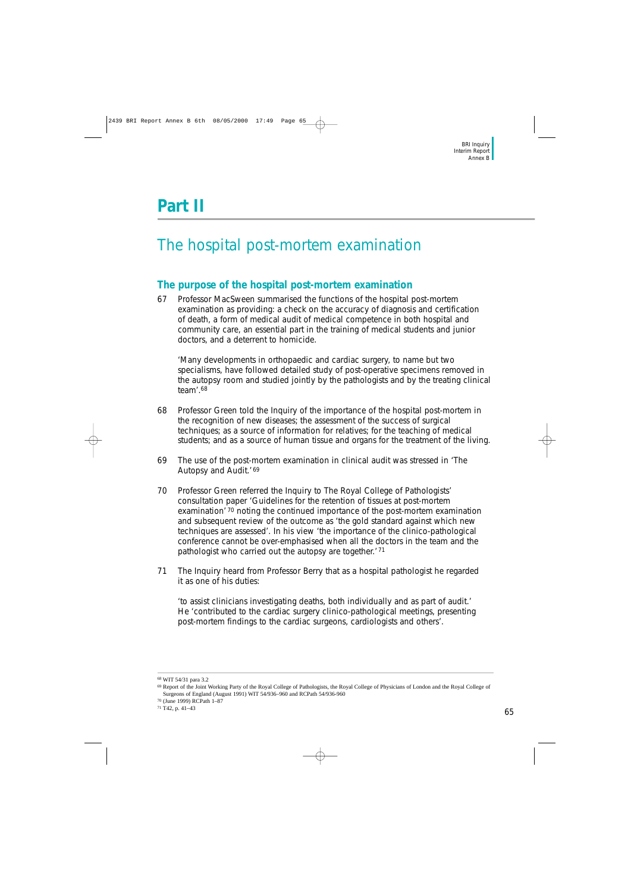# Part II

## The hospital post-mortem examination

### The purpose of the hospital post-mortem examination

67 Professor MacSween summarised the functions of the hospital post-mortem examination as providing: a check on the accuracy of diagnosis and certification of death, a form of medical audit of medical competence in both hospital and community care, an essential part in the training of medical students and junior doctors, and a deterrent to homicide.

'Many developments in orthopaedic and cardiac surgery, to name but two specialisms, have followed detailed study of post-operative specimens removed in the autopsy room and studied jointly by the pathologists and by the treating clinical team'.[68]

68 Professor Green told the Inquiry of the importance of the hospital post-mortem in the recognition of new diseases; the assessment of the success of surgical techniques; as a source of information for relatives; for the teaching of medical students; and as a source of human tissue and organs for the treatment of the living.

69 The use of the post-mortem examination in clinical audit was stressed in 'The Autopsy and Audit.'[69]

70 Professor Green referred the Inquiry to The Royal College of Pathologists' consultation paper 'Guidelines for the retention of tissues at post-mortem examination'[70] noting the continued importance of the post-mortem examination and subsequent review of the outcome as 'the gold standard against which new techniques are assessed'. In his view 'the importance of the clinico-pathological conference cannot be over-emphasised when all the doctors in the team and the pathologist who carried out the autopsy are together.'[71]

71 The Inquiry heard from Professor Berry that as a hospital pathologist he regarded it as one of his duties:

'to assist clinicians investigating deaths, both individually and as part of audit.' He 'contributed to the cardiac surgery clinico-pathological meetings, presenting post-mortem findings to the cardiac surgeons, cardiologists and others'.

---

[68] WIT 54/31 para 3.2

[69] Report of the Joint Working Party of the Royal College of Pathologists, the Royal College of Physicians of London and the Royal College of Surgeons of England (August 1991) WIT 54/936–960 and RCPath 54/936-960

[70] (June 1999) RCPath 1–87

[71] T42, p. 41–43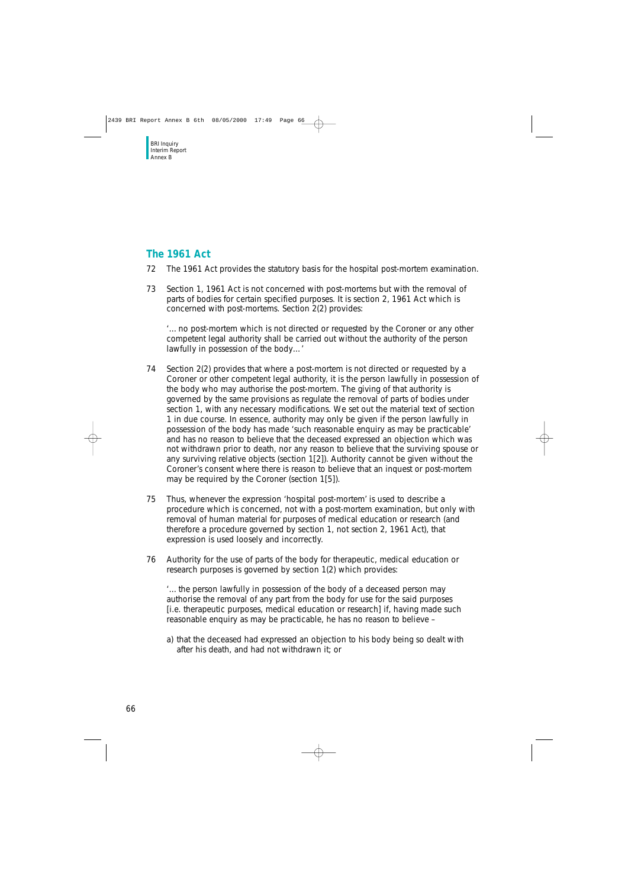## The 1961 Act

72 The 1961 Act provides the statutory basis for the hospital post-mortem examination.

73 Section 1, 1961 Act is not concerned with post-mortems but with the removal of parts of bodies for certain specified purposes. It is section 2, 1961 Act which is concerned with post-mortems. Section 2(2) provides:

'... no post-mortem which is not directed or requested by the Coroner or any other competent legal authority shall be carried out without the authority of the person lawfully in possession of the body...'

74 Section 2(2) provides that where a post-mortem is not directed or requested by a Coroner or other competent legal authority, it is the person lawfully in possession of the body who may authorise the post-mortem. The giving of that authority is governed by the same provisions as regulate the removal of parts of bodies under section 1, with any necessary modifications. We set out the material text of section 1 in due course. In essence, authority may only be given if the person lawfully in possession of the body has made 'such reasonable enquiry as may be practicable' and has no reason to believe that the deceased expressed an objection which was not withdrawn prior to death, nor any reason to believe that the surviving spouse or any surviving relative objects (section 1[2]). Authority cannot be given without the Coroner's consent where there is reason to believe that an inquest or post-mortem may be required by the Coroner (section 1[5]).

75 Thus, whenever the expression 'hospital post-mortem' is used to describe a procedure which is concerned, not with a post-mortem examination, but only with removal of human material for purposes of medical education or research (and therefore a procedure governed by section 1, not section 2, 1961 Act), that expression is used loosely and incorrectly.

76 Authority for the use of parts of the body for therapeutic, medical education or research purposes is governed by section 1(2) which provides:

'... the person lawfully in possession of the body of a deceased person may authorise the removal of any part from the body for use for the said purposes [i.e. therapeutic purposes, medical education or research] if, having made such reasonable enquiry as may be practicable, he has no reason to believe –

a) that the deceased had expressed an objection to his body being so dealt with after his death, and had not withdrawn it; or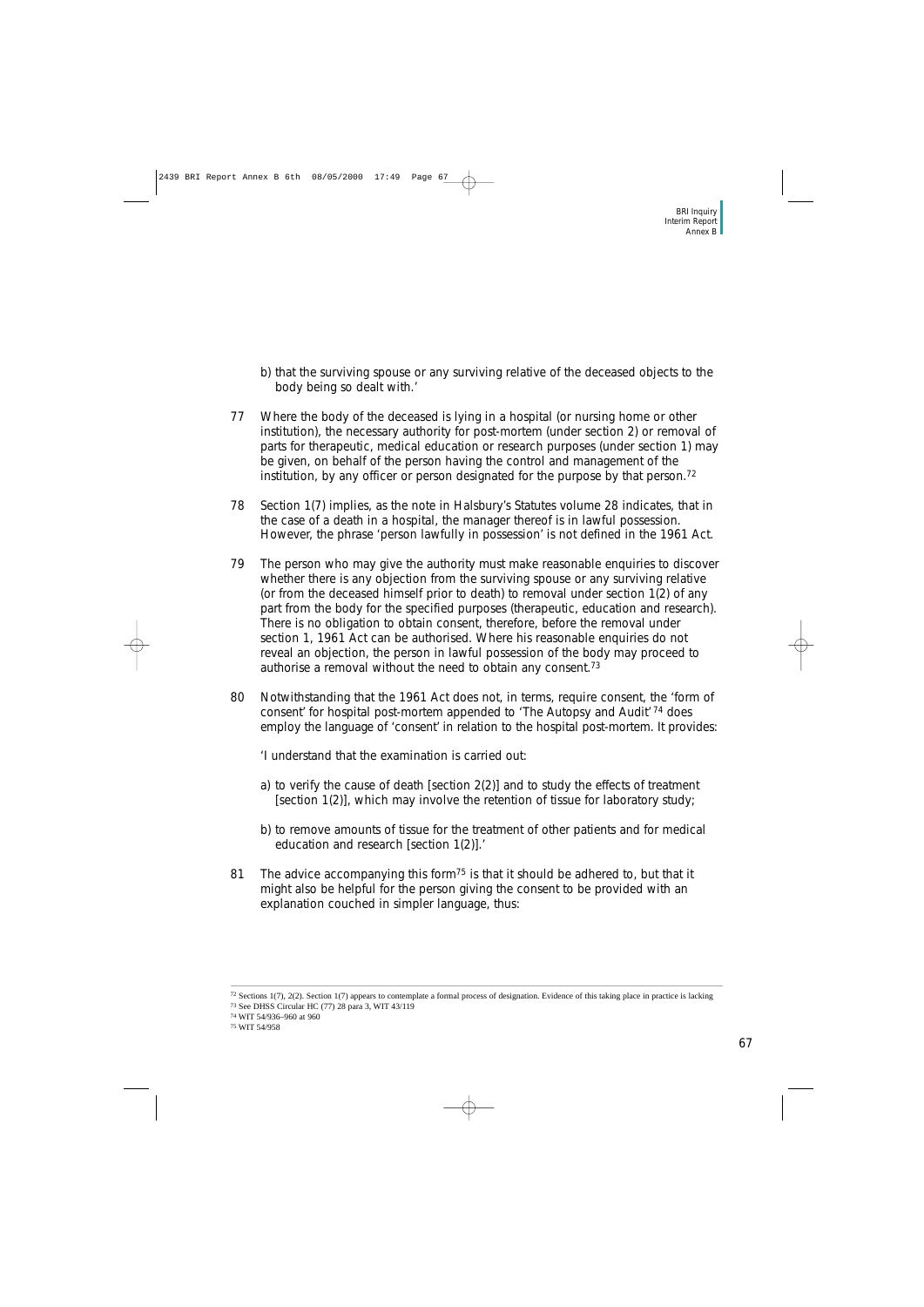b) that the surviving spouse or any surviving relative of the deceased objects to the body being so dealt with.'

77 Where the body of the deceased is lying in a hospital (or nursing home or other institution), the necessary authority for post-mortem (under section 2) or removal of parts for therapeutic, medical education or research purposes (under section 1) may be given, on behalf of the person having the control and management of the institution, by any officer or person designated for the purpose by that person.[72]

78 Section 1(7) implies, as the note in Halsbury's Statutes volume 28 indicates, that in the case of a death in a hospital, the manager thereof is in lawful possession. However, the phrase 'person lawfully in possession' is not defined in the 1961 Act.

79 The person who may give the authority must make reasonable enquiries to discover whether there is any objection from the surviving spouse or any surviving relative (or from the deceased himself prior to death) to removal under section 1(2) of any part from the body for the specified purposes (therapeutic, education and research). There is no obligation to obtain consent, therefore, before the removal under section 1, 1961 Act can be authorised. Where his reasonable enquiries do not reveal an objection, the person in lawful possession of the body may proceed to authorise a removal without the need to obtain any consent.[73]

80 Notwithstanding that the 1961 Act does not, in terms, require consent, the 'form of consent' for hospital post-mortem appended to 'The Autopsy and Audit'[74] does employ the language of 'consent' in relation to the hospital post-mortem. It provides:

'I understand that the examination is carried out:

a) to verify the cause of death [section 2(2)] and to study the effects of treatment [section 1(2)], which may involve the retention of tissue for laboratory study;

b) to remove amounts of tissue for the treatment of other patients and for medical education and research [section 1(2)].'

81 The advice accompanying this form[75] is that it should be adhered to, but that it might also be helpful for the person giving the consent to be provided with an explanation couched in simpler language, thus:

---

[72] Sections 1(7), 2(2). Section 1(7) appears to contemplate a formal process of designation. Evidence of this taking place in practice is lacking

[73] See DHSS Circular HC (77) 28 para 3, WIT 43/119

[74] WIT 54/936–960 at 960

[75] WIT 54/958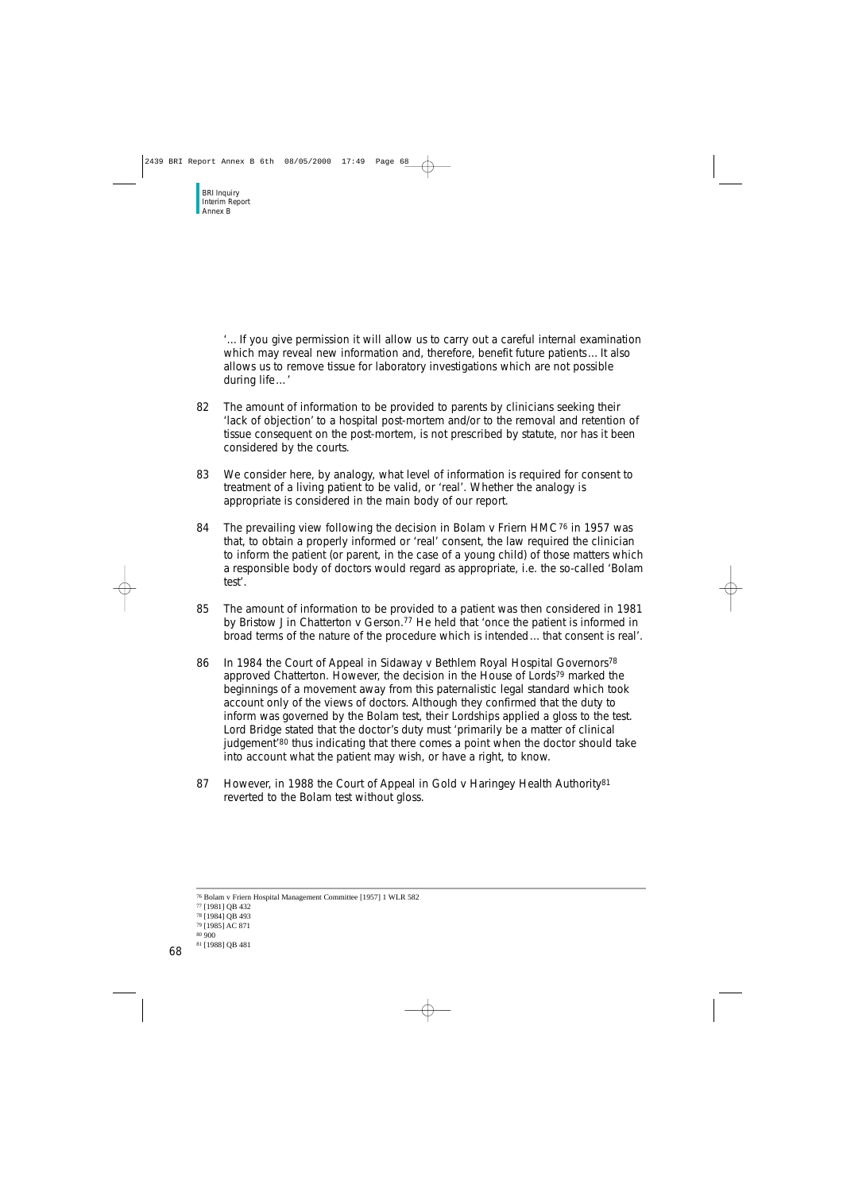'... If you give permission it will allow us to carry out a careful internal examination which may reveal new information and, therefore, benefit future patients... It also allows us to remove tissue for laboratory investigations which are not possible during life...'

82 The amount of information to be provided to parents by clinicians seeking their 'lack of objection' to a hospital post-mortem and/or to the removal and retention of tissue consequent on the post-mortem, is not prescribed by statute, nor has it been considered by the courts.

83 We consider here, by analogy, what level of information is required for consent to treatment of a living patient to be valid, or 'real'. Whether the analogy is appropriate is considered in the main body of our report.

84 The prevailing view following the decision in Bolam v Friern HMC[76] in 1957 was that, to obtain a properly informed or 'real' consent, the law required the clinician to inform the patient (or parent, in the case of a young child) of those matters which a responsible body of doctors would regard as appropriate, i.e. the so-called 'Bolam test'.

85 The amount of information to be provided to a patient was then considered in 1981 by Bristow J in Chatterton v Gerson.[77] He held that 'once the patient is informed in broad terms of the nature of the procedure which is intended... that consent is real'.

86 In 1984 the Court of Appeal in Sidaway v Bethlem Royal Hospital Governors[78] approved Chatterton. However, the decision in the House of Lords[79] marked the beginnings of a movement away from this paternalistic legal standard which took account only of the views of doctors. Although they confirmed that the duty to inform was governed by the Bolam test, their Lordships applied a gloss to the test. Lord Bridge stated that the doctor's duty must 'primarily be a matter of clinical judgement'[80] thus indicating that there comes a point when the doctor should take into account what the patient may wish, or have a right, to know.

87 However, in 1988 the Court of Appeal in Gold v Haringey Health Authority[81] reverted to the Bolam test without gloss.

---

[76] Bolam v Friern Hospital Management Committee [1957] 1 WLR 582
[77] [1981] QB 432
[78] [1984] QB 493
[79] [1985] AC 871
[80] 900
[81] [1988] QB 481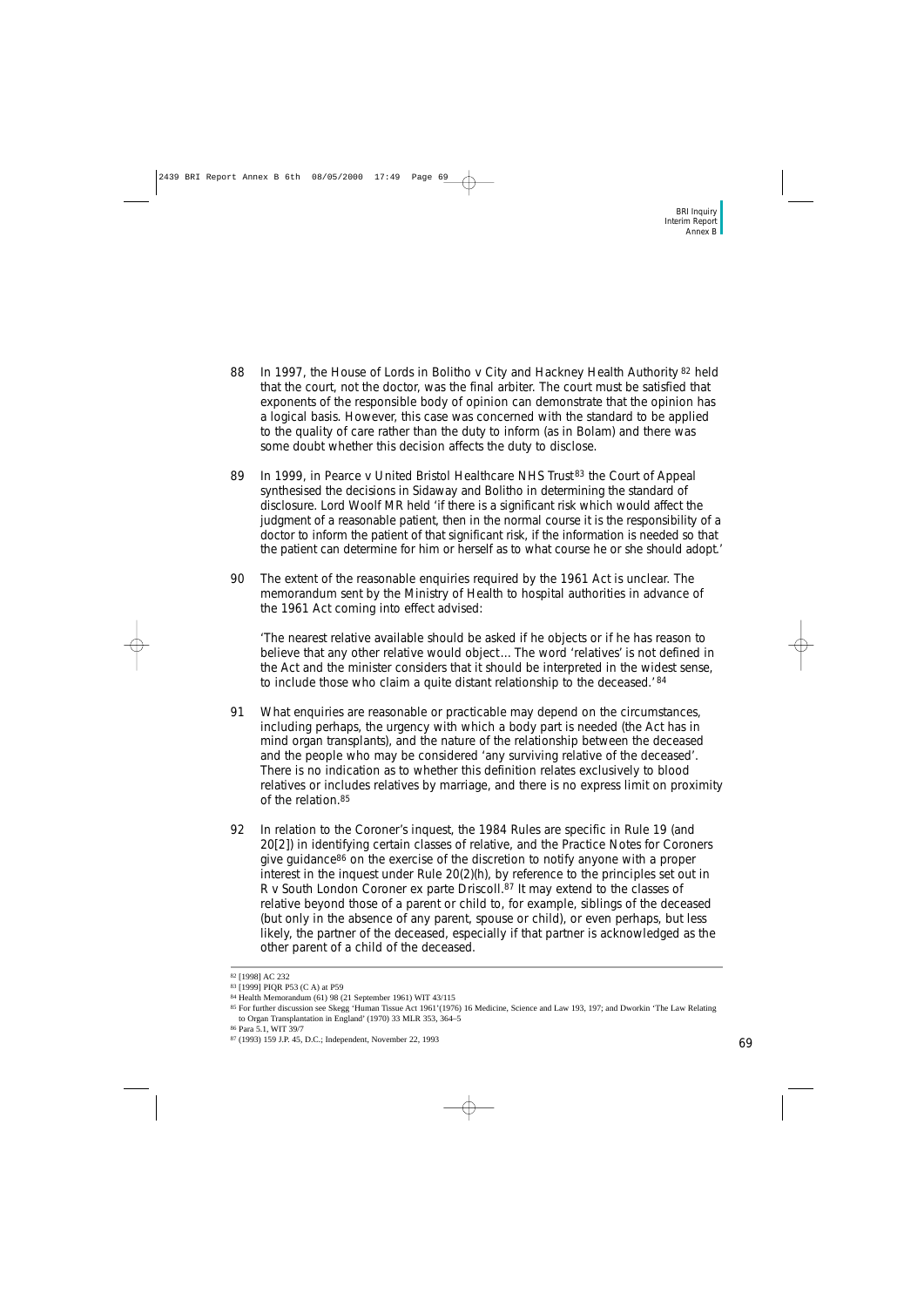88 In 1997, the House of Lords in *Bolitho v City and Hackney Health Authority* [82] held that the court, not the doctor, was the final arbiter. The court must be satisfied that exponents of the responsible body of opinion can demonstrate that the opinion has a logical basis. However, this case was concerned with the standard to be applied to the quality of care rather than the duty to inform (as in *Bolam*) and there was some doubt whether this decision affects the duty to disclose.

89 In 1999, in *Pearce v United Bristol Healthcare NHS Trust*[83] the Court of Appeal synthesised the decisions in *Sidaway* and *Bolitho* in determining the standard of disclosure. Lord Woolf MR held 'if there is a significant risk which would affect the judgment of a reasonable patient, then in the normal course it is the responsibility of a doctor to inform the patient of that significant risk, if the information is needed so that the patient can determine for him or herself as to what course he or she should adopt.'

90 The extent of the reasonable enquiries required by the 1961 Act is unclear. The memorandum sent by the Ministry of Health to hospital authorities in advance of the 1961 Act coming into effect advised:

'The nearest relative available should be asked if he objects or if he has reason to believe that any other relative would object ... The word 'relatives' is not defined in the Act and the minister considers that it should be interpreted in the widest sense, to include those who claim a quite distant relationship to the deceased.' [84]

91 What enquiries are reasonable or practicable may depend on the circumstances, including perhaps, the urgency with which a body part is needed (the Act has in mind organ transplants), and the nature of the relationship between the deceased and the people who may be considered 'any surviving relative of the deceased'. There is no indication as to whether this definition relates exclusively to blood relatives or includes relatives by marriage, and there is no express limit on proximity of the relation.[85]

92 In relation to the Coroner's inquest, the 1984 Rules are specific in Rule 19 (and 20[2]) in identifying certain classes of relative, and the Practice Notes for Coroners give guidance[86] on the exercise of the discretion to notify anyone with a proper interest in the inquest under Rule 20(2)(h), by reference to the principles set out in *R v South London Coroner ex parte Driscoll*.[87] It may extend to the classes of relative beyond those of a parent or child to, for example, siblings of the deceased (but only in the absence of any parent, spouse or child), or even perhaps, but less likely, the partner of the deceased, especially if that partner is acknowledged as the other parent of a child of the deceased.

---

[82] [1998] AC 232

[83] [1999] PIQR P53 (C A) at P59

[84] Health Memorandum (61) 98 (21 September 1961) WIT 43/115

[85] For further discussion see Skegg 'Human Tissue Act 1961'(1976) 16 Medicine, Science and Law 193, 197; and Dworkin 'The Law Relating to Organ Transplantation in England' (1970) 33 MLR 353, 364–5

[86] Para 5.1, WIT 39/7

[87] (1993) 159 J.P. 45, D.C.; Independent, November 22, 1993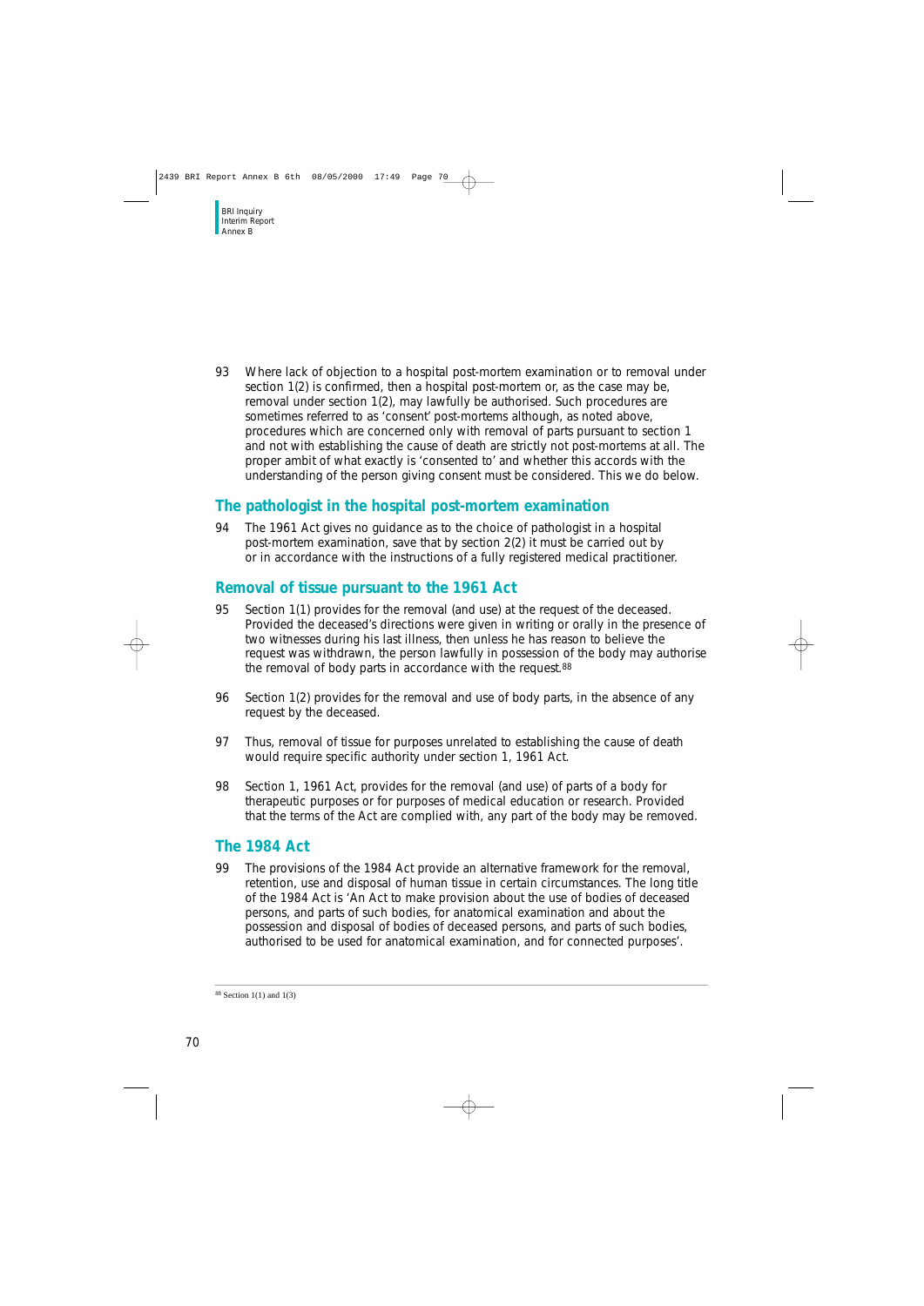93 Where lack of objection to a hospital post-mortem examination or to removal under section 1(2) is confirmed, then a hospital post-mortem or, as the case may be, removal under section 1(2), may lawfully be authorised. Such procedures are sometimes referred to as 'consent' post-mortems although, as noted above, procedures which are concerned only with removal of parts pursuant to section 1 and not with establishing the cause of death are strictly not post-mortems at all. The proper ambit of what exactly is 'consented to' and whether this accords with the understanding of the person giving consent must be considered. This we do below.

## The pathologist in the hospital post-mortem examination

94 The 1961 Act gives no guidance as to the choice of pathologist in a hospital post-mortem examination, save that by section 2(2) it must be carried out by or in accordance with the instructions of a fully registered medical practitioner.

## Removal of tissue pursuant to the 1961 Act

95 Section 1(1) provides for the removal (and use) at the request of the deceased. Provided the deceased's directions were given in writing or orally in the presence of two witnesses during his last illness, then unless he has reason to believe the request was withdrawn, the person lawfully in possession of the body may authorise the removal of body parts in accordance with the request.[88]

96 Section 1(2) provides for the removal and use of body parts, in the absence of any request by the deceased.

97 Thus, removal of tissue for purposes unrelated to establishing the cause of death would require specific authority under section 1, 1961 Act.

98 Section 1, 1961 Act, provides for the removal (and use) of parts of a body for therapeutic purposes or for purposes of medical education or research. Provided that the terms of the Act are complied with, any part of the body may be removed.

## The 1984 Act

99 The provisions of the 1984 Act provide an alternative framework for the removal, retention, use and disposal of human tissue in certain circumstances. The long title of the 1984 Act is 'An Act to make provision about the use of bodies of deceased persons, and parts of such bodies, for anatomical examination and about the possession and disposal of bodies of deceased persons, and parts of such bodies, authorised to be used for anatomical examination, and for connected purposes'.

---

[88] Section 1(1) and 1(3)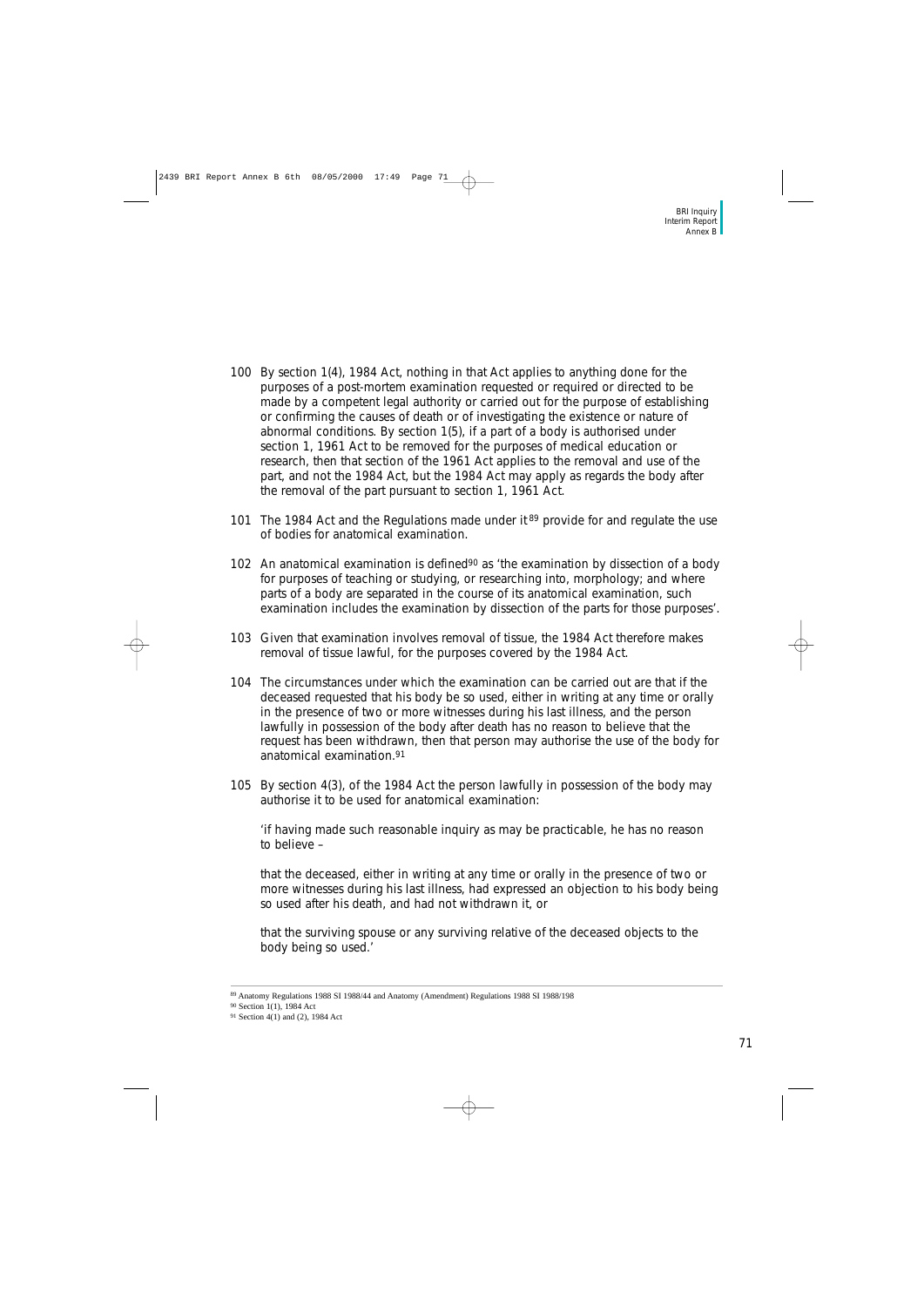100 By section 1(4), 1984 Act, nothing in that Act applies to anything done for the purposes of a post-mortem examination requested or required or directed to be made by a competent legal authority or carried out for the purpose of establishing or confirming the causes of death or of investigating the existence or nature of abnormal conditions. By section 1(5), if a part of a body is authorised under section 1, 1961 Act to be removed for the purposes of medical education or research, then that section of the 1961 Act applies to the removal and use of the part, and not the 1984 Act, but the 1984 Act may apply as regards the body after the removal of the part pursuant to section 1, 1961 Act.

101 The 1984 Act and the Regulations made under it[89] provide for and regulate the use of bodies for anatomical examination.

102 An anatomical examination is defined[90] as 'the examination by dissection of a body for purposes of teaching or studying, or researching into, morphology; and where parts of a body are separated in the course of its anatomical examination, such examination includes the examination by dissection of the parts for those purposes'.

103 Given that examination involves removal of tissue, the 1984 Act therefore makes removal of tissue lawful, for the purposes covered by the 1984 Act.

104 The circumstances under which the examination can be carried out are that if the deceased requested that his body be so used, either in writing at any time or orally in the presence of two or more witnesses during his last illness, and the person lawfully in possession of the body after death has no reason to believe that the request has been withdrawn, then that person may authorise the use of the body for anatomical examination.[91]

105 By section 4(3), of the 1984 Act the person lawfully in possession of the body may authorise it to be used for anatomical examination:

'if having made such reasonable inquiry as may be practicable, he has no reason to believe –

that the deceased, either in writing at any time or orally in the presence of two or more witnesses during his last illness, had expressed an objection to his body being so used after his death, and had not withdrawn it, or

that the surviving spouse or any surviving relative of the deceased objects to the body being so used.'

---

[89] Anatomy Regulations 1988 SI 1988/44 and Anatomy (Amendment) Regulations 1988 SI 1988/198

[90] Section 1(1), 1984 Act

[91] Section 4(1) and (2), 1984 Act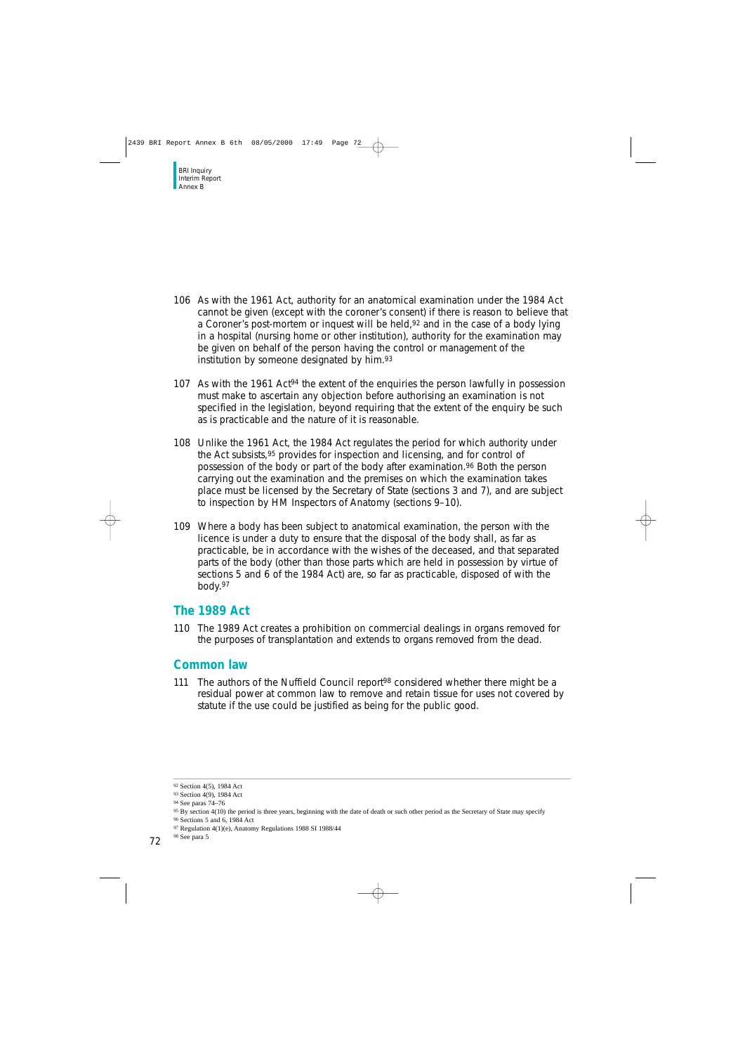106 As with the 1961 Act, authority for an anatomical examination under the 1984 Act cannot be given (except with the coroner's consent) if there is reason to believe that a Coroner's post-mortem or inquest will be held,[92] and in the case of a body lying in a hospital (nursing home or other institution), authority for the examination may be given on behalf of the person having the control or management of the institution by someone designated by him.[93]

107 As with the 1961 Act[94] the extent of the enquiries the person lawfully in possession must make to ascertain any objection before authorising an examination is not specified in the legislation, beyond requiring that the extent of the enquiry be such as is practicable and the nature of it is reasonable.

108 Unlike the 1961 Act, the 1984 Act regulates the period for which authority under the Act subsists,[95] provides for inspection and licensing, and for control of possession of the body or part of the body after examination.[96] Both the person carrying out the examination and the premises on which the examination takes place must be licensed by the Secretary of State (sections 3 and 7), and are subject to inspection by HM Inspectors of Anatomy (sections 9–10).

109 Where a body has been subject to anatomical examination, the person with the licence is under a duty to ensure that the disposal of the body shall, as far as practicable, be in accordance with the wishes of the deceased, and that separated parts of the body (other than those parts which are held in possession by virtue of sections 5 and 6 of the 1984 Act) are, so far as practicable, disposed of with the body.[97]

## The 1989 Act

110 The 1989 Act creates a prohibition on commercial dealings in organs removed for the purposes of transplantation and extends to organs removed from the dead.

## Common law

111 The authors of the Nuffield Council report[98] considered whether there might be a residual power at common law to remove and retain tissue for uses not covered by statute if the use could be justified as being for the public good.

---

[92] Section 4(5), 1984 Act
[93] Section 4(9), 1984 Act
[94] See paras 74–76
[95] By section 4(10) the period is three years, beginning with the date of death or such other period as the Secretary of State may specify
[96] Sections 5 and 6, 1984 Act
[97] Regulation 4(1)(e), Anatomy Regulations 1988 SI 1988/44
[98] See para 5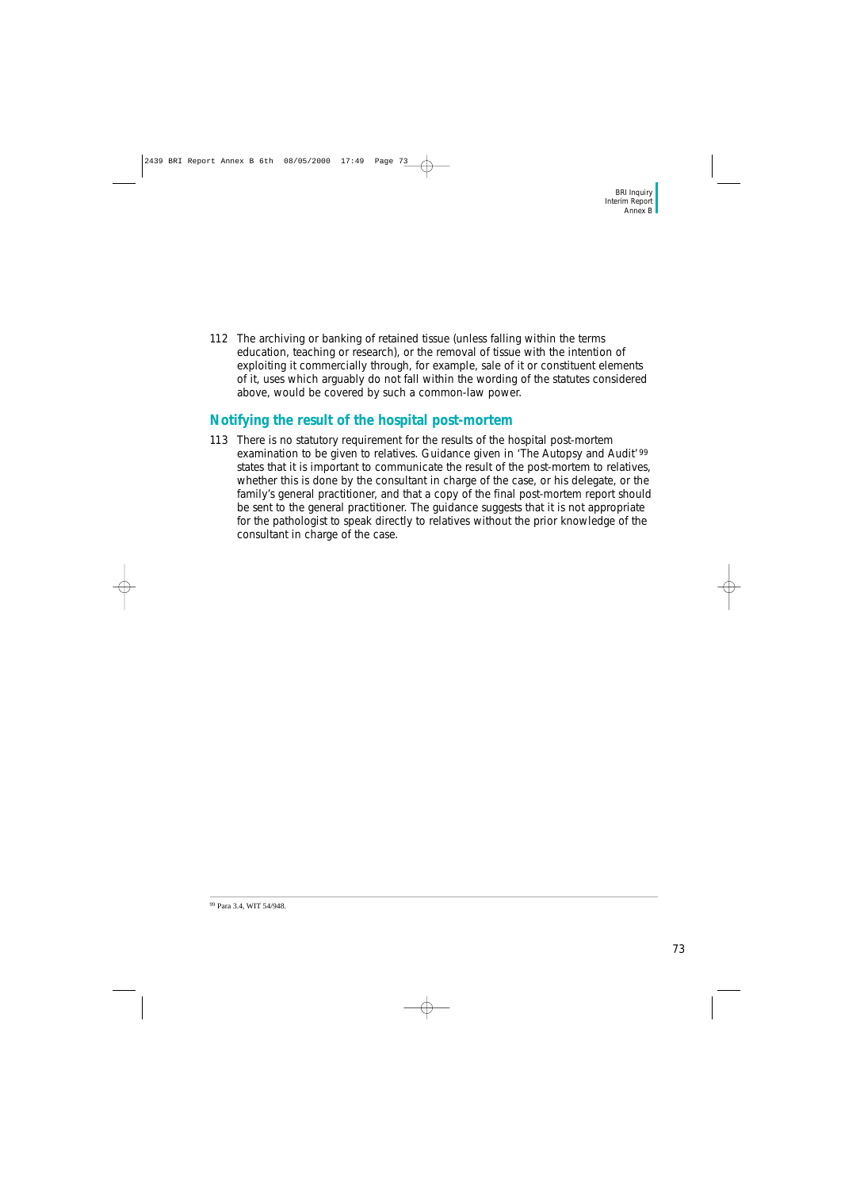112 The archiving or banking of retained tissue (unless falling within the terms education, teaching or research), or the removal of tissue with the intention of exploiting it commercially through, for example, sale of it or constituent elements of it, uses which arguably do not fall within the wording of the statutes considered above, would be covered by such a common-law power.

## Notifying the result of the hospital post-mortem

113 There is no statutory requirement for the results of the hospital post-mortem examination to be given to relatives. Guidance given in 'The Autopsy and Audit'[99] states that it is important to communicate the result of the post-mortem to relatives, whether this is done by the consultant in charge of the case, or his delegate, or the family's general practitioner, and that a copy of the final post-mortem report should be sent to the general practitioner. The guidance suggests that it is not appropriate for the pathologist to speak directly to relatives without the prior knowledge of the consultant in charge of the case.

[99] Para 3.4, WIT 54/948.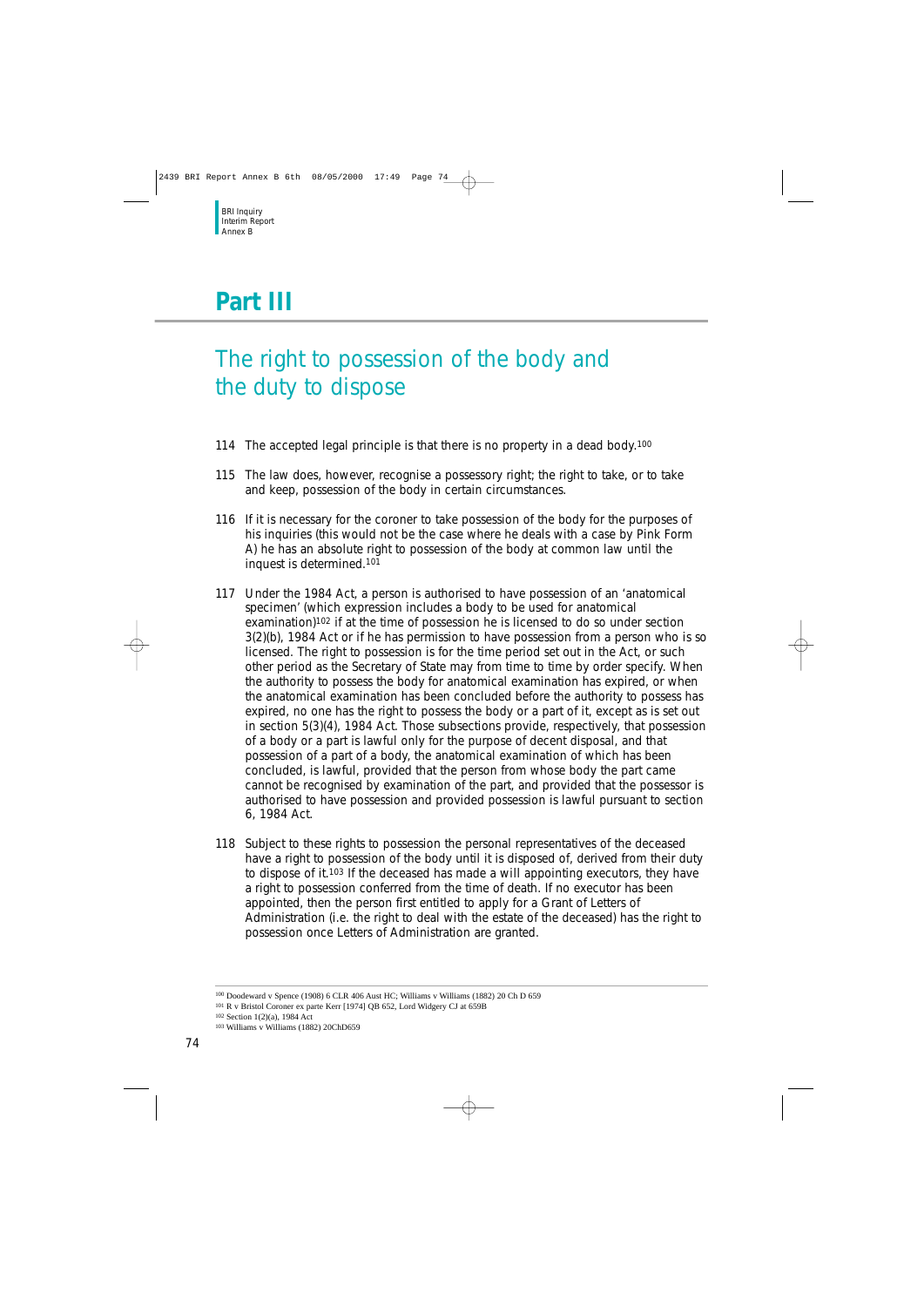# Part III

## The right to possession of the body and the duty to dispose

114 The accepted legal principle is that there is no property in a dead body.[100]

115 The law does, however, recognise a possessory right; the right to take, or to take and keep, possession of the body in certain circumstances.

116 If it is necessary for the coroner to take possession of the body for the purposes of his inquiries (this would not be the case where he deals with a case by Pink Form A) he has an absolute right to possession of the body at common law until the inquest is determined.[101]

117 Under the 1984 Act, a person is authorised to have possession of an 'anatomical specimen' (which expression includes a body to be used for anatomical examination)[102] if at the time of possession he is licensed to do so under section 3(2)(b), 1984 Act or if he has permission to have possession from a person who is so licensed. The right to possession is for the time period set out in the Act, or such other period as the Secretary of State may from time to time by order specify. When the authority to possess the body for anatomical examination has expired, or when the anatomical examination has been concluded before the authority to possess has expired, no one has the right to possess the body or a part of it, except as is set out in section 5(3)(4), 1984 Act. Those subsections provide, respectively, that possession of a body or a part is lawful only for the purpose of decent disposal, and that possession of a part of a body, the anatomical examination of which has been concluded, is lawful, provided that the person from whose body the part came cannot be recognised by examination of the part, and provided that the possessor is authorised to have possession and provided possession is lawful pursuant to section 6, 1984 Act.

118 Subject to these rights to possession the personal representatives of the deceased have a right to possession of the body until it is disposed of, derived from their duty to dispose of it.[103] If the deceased has made a will appointing executors, they have a right to possession conferred from the time of death. If no executor has been appointed, then the person first entitled to apply for a Grant of Letters of Administration (i.e. the right to deal with the estate of the deceased) has the right to possession once Letters of Administration are granted.

---

[100] Doodeward v Spence (1908) 6 CLR 406 Aust HC; Williams v Williams (1882) 20 Ch D 659

[101] R v Bristol Coroner ex parte Kerr [1974] QB 652, Lord Widgery CJ at 659B

[102] Section 1(2)(a), 1984 Act

[103] Williams v Williams (1882) 20ChD659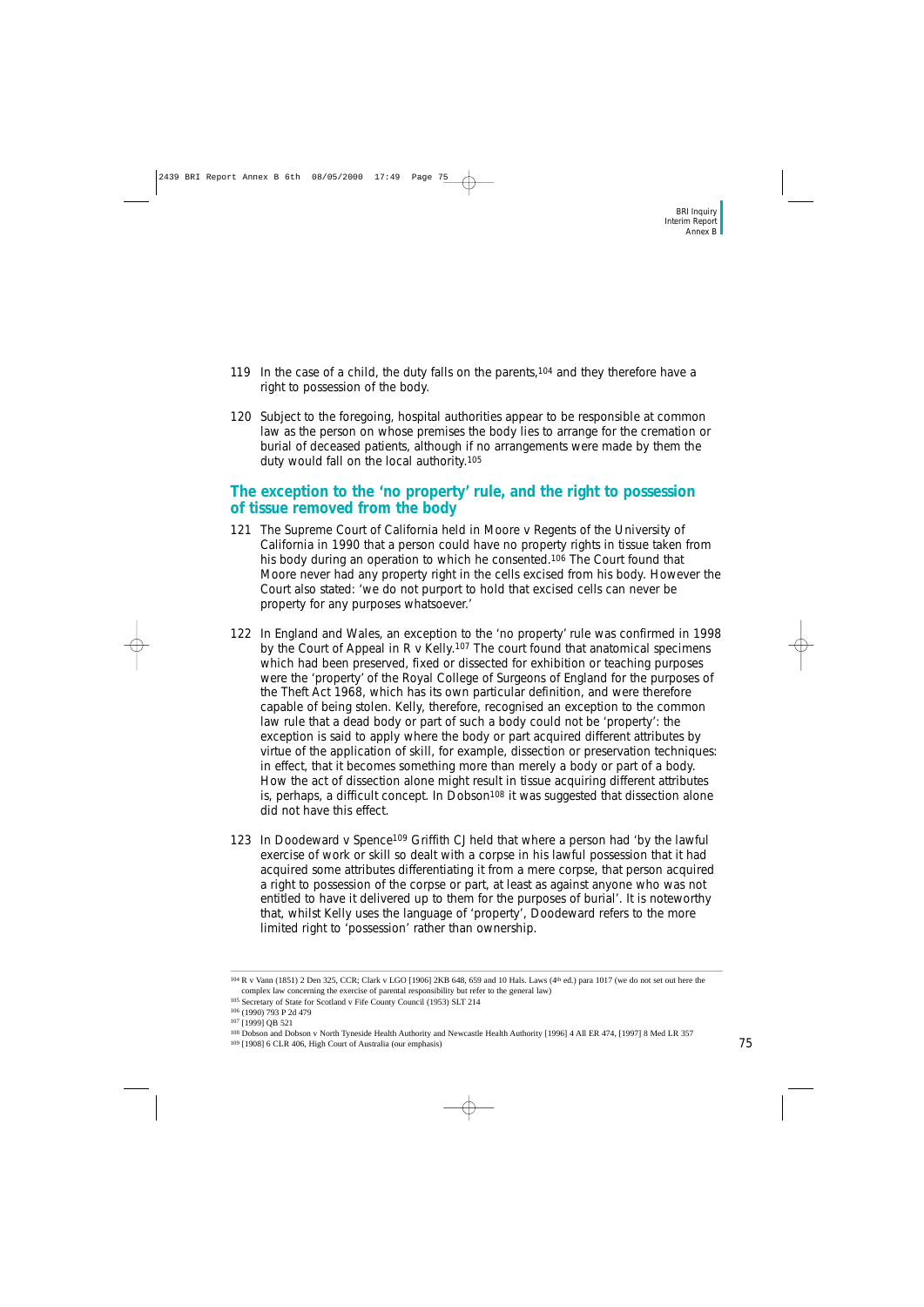119 In the case of a child, the duty falls on the parents,[104] and they therefore have a right to possession of the body.

120 Subject to the foregoing, hospital authorities appear to be responsible at common law as the person on whose premises the body lies to arrange for the cremation or burial of deceased patients, although if no arrangements were made by them the duty would fall on the local authority.[105]

## The exception to the 'no property' rule, and the right to possession of tissue removed from the body

121 The Supreme Court of California held in Moore v Regents of the University of California in 1990 that a person could have no property rights in tissue taken from his body during an operation to which he consented.[106] The Court found that Moore never had any property right in the cells excised from his body. However the Court also stated: 'we do not purport to hold that excised cells can never be property for any purposes whatsoever.'

122 In England and Wales, an exception to the 'no property' rule was confirmed in 1998 by the Court of Appeal in R v Kelly.[107] The court found that anatomical specimens which had been preserved, fixed or dissected for exhibition or teaching purposes were the 'property' of the Royal College of Surgeons of England for the purposes of the Theft Act 1968, which has its own particular definition, and were therefore capable of being stolen. Kelly, therefore, recognised an exception to the common law rule that a dead body or part of such a body could not be 'property': the exception is said to apply where the body or part acquired different attributes by virtue of the application of skill, for example, dissection or preservation techniques: in effect, that it becomes something more than merely a body or part of a body. How the act of dissection alone might result in tissue acquiring different attributes is, perhaps, a difficult concept. In Dobson[108] it was suggested that dissection alone did not have this effect.

123 In Doodeward v Spence[109] Griffith CJ held that where a person had 'by the lawful exercise of work or skill so dealt with a corpse in his lawful possession that it had acquired some attributes differentiating it from a mere corpse, that person acquired a right to possession of the corpse or part, at least as against anyone who was not entitled to have it delivered up to them for the purposes of burial'. It is noteworthy that, whilst Kelly uses the language of 'property', Doodeward refers to the more limited right to 'possession' rather than ownership.

---

[104] R v Vann (1851) 2 Den 325, CCR; Clark v LGO [1906] 2KB 648, 659 and 10 Hals. Laws (4th ed.) para 1017 (we do not set out here the complex law concerning the exercise of parental responsibility but refer to the general law)

[105] Secretary of State for Scotland v Fife County Council (1953) SLT 214

[106] (1990) 793 P 2d 479

[107] [1999] QB 521

[108] Dobson and Dobson v North Tyneside Health Authority and Newcastle Health Authority [1996] 4 All ER 474, [1997] 8 Med LR 357

[109] [1908] 6 CLR 406, High Court of Australia (our emphasis)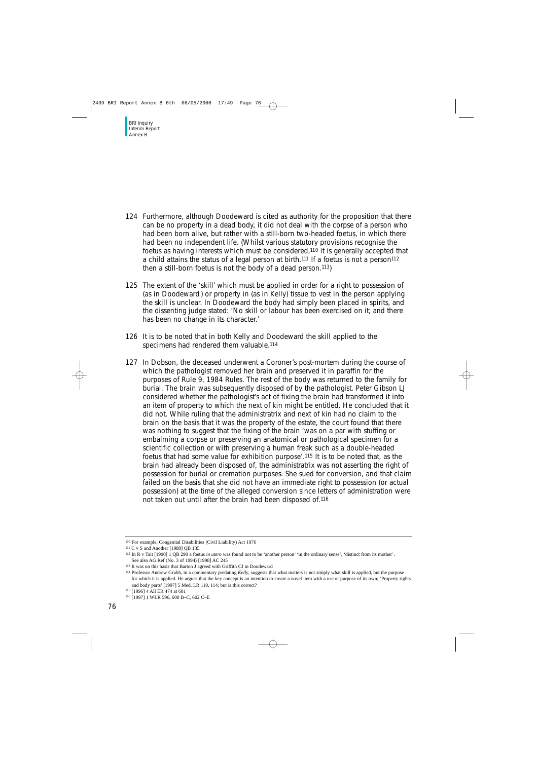124 Furthermore, although Doodeward is cited as authority for the proposition that there can be no property in a dead body, it did not deal with the corpse of a person who had been born alive, but rather with a still-born two-headed foetus, in which there had been no independent life. (Whilst various statutory provisions recognise the foetus as having interests which must be considered,[110] it is generally accepted that a child attains the status of a legal person at birth.[111] If a foetus is not a person[112] then a still-born foetus is not the body of a dead person.[113])

125 The extent of the 'skill' which must be applied in order for a right to possession of (as in *Doodeward*) or property in (as in Kelly) tissue to vest in the person applying the skill is unclear. In Doodeward the body had simply been placed in spirits, and the dissenting judge stated: 'No skill or labour has been exercised on it; and there has been no change in its character.'

126 It is to be noted that in both Kelly and Doodeward the skill applied to the specimens had rendered them valuable.[114]

127 In Dobson, the deceased underwent a Coroner's post-mortem during the course of which the pathologist removed her brain and preserved it in paraffin for the purposes of Rule 9, 1984 Rules. The rest of the body was returned to the family for burial. The brain was subsequently disposed of by the pathologist. Peter Gibson LJ considered whether the pathologist's act of fixing the brain had transformed it into an item of property to which the next of kin might be entitled. He concluded that it did not. While ruling that the administratrix and next of kin had no claim to the brain on the basis that it was the property of the estate, the court found that there was nothing to suggest that the fixing of the brain 'was on a par with stuffing or embalming a corpse or preserving an anatomical or pathological specimen for a scientific collection or with preserving a human freak such as a double-headed foetus that had some value for exhibition purpose'.[115] It is to be noted that, as the brain had already been disposed of, the administratrix was not asserting the right of possession for burial or cremation purposes. She sued for conversion, and that claim failed on the basis that she did not have an immediate right to possession (or actual possession) at the time of the alleged conversion since letters of administration were not taken out until after the brain had been disposed of.[116]

---

[110] For example, Congenital Disabilities (Civil Liability) Act 1976

[111] C v S and Another [1988] QB 135

[112] In R v Tait [1990] 1 QB 290 a foetus *in utero* was found not to be 'another person' 'in the ordinary sense', 'distinct from its mother'. See also AG Ref (No. 3 of 1994) [1998] AC 245

[113] It was on this basis that Barton J agreed with Griffith CJ in Doodeward

[114] Professor Andrew Grubb, in a commentary predating *Kelly*, suggests that what matters is not simply what skill is applied, but the purpose for which it is applied. He argues that the key concept is an intention to create a novel item with a use or purpose of its own; 'Property rights and body parts' [1997] 5 Med. LR 110, 114; but is this correct?

[115] [1996] 4 All ER 474 at 601

[116] [1997] 1 WLR 596, 600 B–C, 602 C–E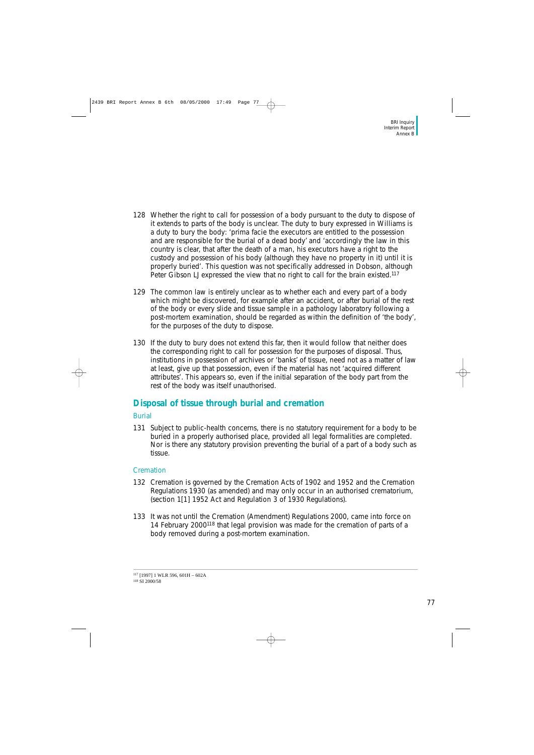128 Whether the right to call for possession of a body pursuant to the duty to dispose of it extends to parts of the body is unclear. The duty to bury expressed in Williams is a duty to bury the body: 'prima facie the executors are entitled to the possession and are responsible for the burial of a dead body' and 'accordingly the law in this country is clear, that after the death of a man, his executors have a right to the custody and possession of his body (although they have no property in it) until it is properly buried'. This question was not specifically addressed in Dobson, although Peter Gibson LJ expressed the view that no right to call for the brain existed.[117]

129 The common law is entirely unclear as to whether each and every part of a body which might be discovered, for example after an accident, or after burial of the rest of the body or every slide and tissue sample in a pathology laboratory following a post-mortem examination, should be regarded as within the definition of 'the body', for the purposes of the duty to dispose.

130 If the duty to bury does not extend this far, then it would follow that neither does the corresponding right to call for possession for the purposes of disposal. Thus, institutions in possession of archives or 'banks' of tissue, need not as a matter of law at least, give up that possession, even if the material has not 'acquired different attributes'. This appears so, even if the initial separation of the body part from the rest of the body was itself unauthorised.

## Disposal of tissue through burial and cremation

### Burial

131 Subject to public-health concerns, there is no statutory requirement for a body to be buried in a properly authorised place, provided all legal formalities are completed. Nor is there any statutory provision preventing the burial of a part of a body such as tissue.

### Cremation

132 Cremation is governed by the Cremation Acts of 1902 and 1952 and the Cremation Regulations 1930 (as amended) and may only occur in an authorised crematorium, (section 1[1] 1952 Act and Regulation 3 of 1930 Regulations).

133 It was not until the Cremation (Amendment) Regulations 2000, came into force on 14 February 2000[118] that legal provision was made for the cremation of parts of a body removed during a post-mortem examination.

---

[117] [1997] 1 WLR 596, 601H – 602A

[118] SI 2000/58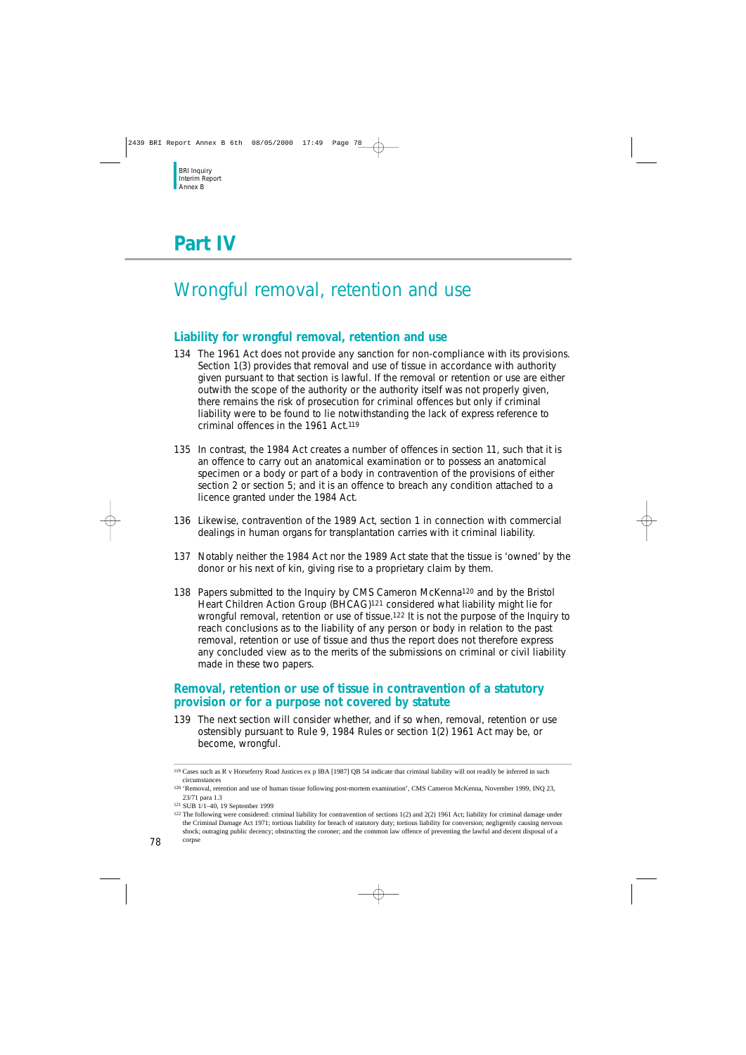# Part IV

## Wrongful removal, retention and use

### Liability for wrongful removal, retention and use

134 The 1961 Act does not provide any sanction for non-compliance with its provisions. Section 1(3) provides that removal and use of tissue in accordance with authority given pursuant to that section is lawful. If the removal or retention or use are either outwith the scope of the authority or the authority itself was not properly given, there remains the risk of prosecution for criminal offences but only if criminal liability were to be found to lie notwithstanding the lack of express reference to criminal offences in the 1961 Act.[119]

135 In contrast, the 1984 Act creates a number of offences in section 11, such that it is an offence to carry out an anatomical examination or to possess an anatomical specimen or a body or part of a body in contravention of the provisions of either section 2 or section 5; and it is an offence to breach any condition attached to a licence granted under the 1984 Act.

136 Likewise, contravention of the 1989 Act, section 1 in connection with commercial dealings in human organs for transplantation carries with it criminal liability.

137 Notably neither the 1984 Act nor the 1989 Act state that the tissue is 'owned' by the donor or his next of kin, giving rise to a proprietary claim by them.

138 Papers submitted to the Inquiry by CMS Cameron McKenna[120] and by the Bristol Heart Children Action Group (BHCAG)[121] considered what liability might lie for wrongful removal, retention or use of tissue.[122] It is not the purpose of the Inquiry to reach conclusions as to the liability of any person or body in relation to the past removal, retention or use of tissue and thus the report does not therefore express any concluded view as to the merits of the submissions on criminal or civil liability made in these two papers.

### Removal, retention or use of tissue in contravention of a statutory provision or for a purpose not covered by statute

139 The next section will consider whether, and if so when, removal, retention or use ostensibly pursuant to Rule 9, 1984 Rules or section 1(2) 1961 Act may be, or become, wrongful.

---

[119] Cases such as R v Horseferry Road Justices ex p IBA [1987] QB 54 indicate that criminal liability will not readily be inferred in such circumstances

[120] 'Removal, retention and use of human tissue following post-mortem examination', CMS Cameron McKenna, November 1999, INQ 23, 23/71 para 1.3

[121] SUB 1/1–40, 19 September 1999

[122] The following were considered: criminal liability for contravention of sections 1(2) and 2(2) 1961 Act; liability for criminal damage under the Criminal Damage Act 1971; tortious liability for breach of statutory duty; tortious liability for conversion; negligently causing nervous shock; outraging public decency; obstructing the coroner; and the common law offence of preventing the lawful and decent disposal of a corpse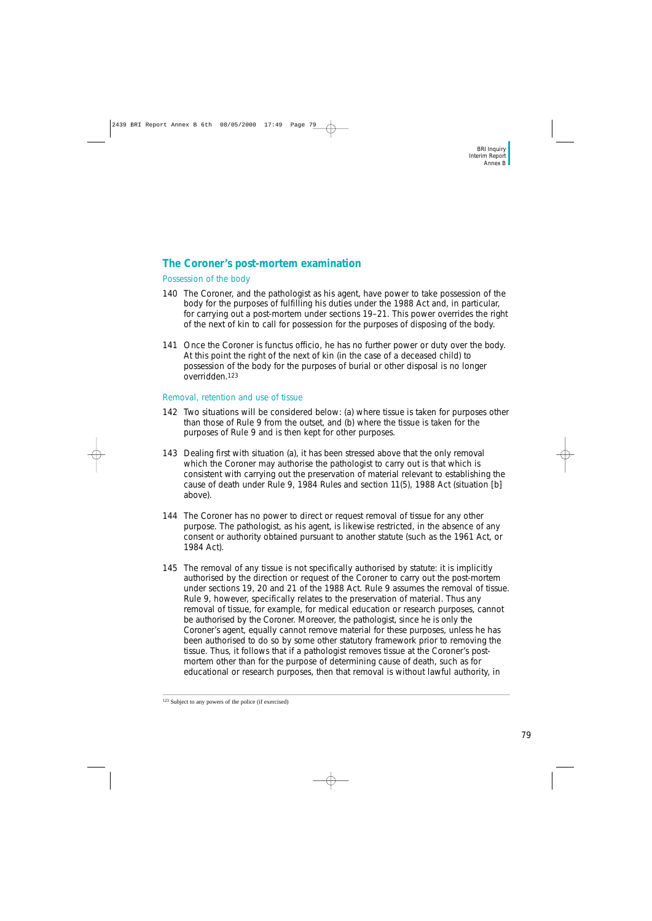## The Coroner's post-mortem examination

### Possession of the body

140 The Coroner, and the pathologist as his agent, have power to take possession of the body for the purposes of fulfilling his duties under the 1988 Act and, in particular, for carrying out a post-mortem under sections 19–21. This power overrides the right of the next of kin to call for possession for the purposes of disposing of the body.

141 Once the Coroner is functus officio, he has no further power or duty over the body. At this point the right of the next of kin (in the case of a deceased child) to possession of the body for the purposes of burial or other disposal is no longer overridden.[123]

### Removal, retention and use of tissue

142 Two situations will be considered below: (a) where tissue is taken for purposes other than those of Rule 9 from the outset, and (b) where the tissue is taken for the purposes of Rule 9 and is then kept for other purposes.

143 Dealing first with situation (a), it has been stressed above that the only removal which the Coroner may authorise the pathologist to carry out is that which is consistent with carrying out the preservation of material relevant to establishing the cause of death under Rule 9, 1984 Rules and section 11(5), 1988 Act (situation [b] above).

144 The Coroner has no power to direct or request removal of tissue for any other purpose. The pathologist, as his agent, is likewise restricted, in the absence of any consent or authority obtained pursuant to another statute (such as the 1961 Act, or 1984 Act).

145 The removal of any tissue is not specifically authorised by statute: it is implicitly authorised by the direction or request of the Coroner to carry out the post-mortem under sections 19, 20 and 21 of the 1988 Act. Rule 9 assumes the removal of tissue. Rule 9, however, specifically relates to the preservation of material. Thus any removal of tissue, for example, for medical education or research purposes, cannot be authorised by the Coroner. Moreover, the pathologist, since he is only the Coroner's agent, equally cannot remove material for these purposes, unless he has been authorised to do so by some other statutory framework prior to removing the tissue. Thus, it follows that if a pathologist removes tissue at the Coroner's post-mortem other than for the purpose of determining cause of death, such as for educational or research purposes, then that removal is without lawful authority, in

---

[123] Subject to any powers of the police (if exercised)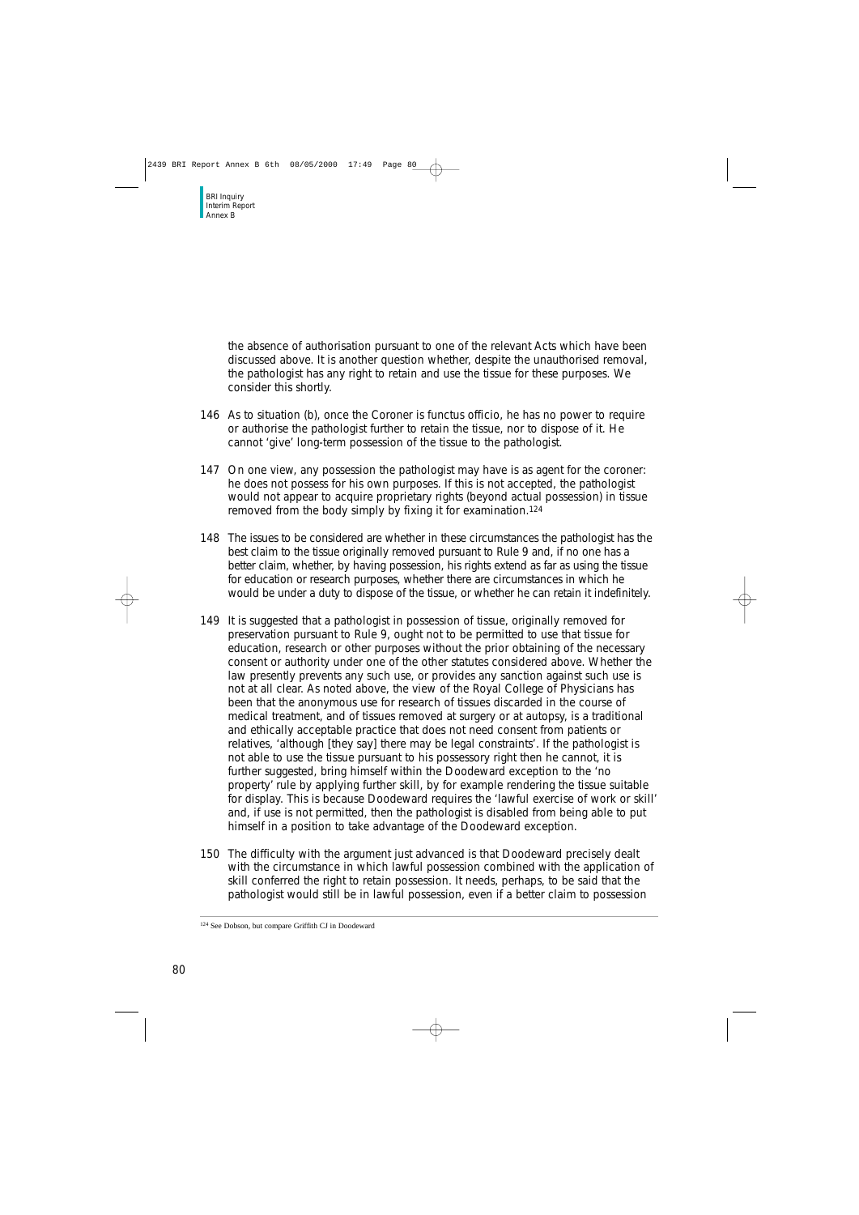the absence of authorisation pursuant to one of the relevant Acts which have been discussed above. It is another question whether, despite the unauthorised removal, the pathologist has any right to retain and use the tissue for these purposes. We consider this shortly.

146 As to situation (b), once the Coroner is functus officio, he has no power to require or authorise the pathologist further to retain the tissue, nor to dispose of it. He cannot 'give' long-term possession of the tissue to the pathologist.

147 On one view, any possession the pathologist may have is as agent for the coroner: he does not possess for his own purposes. If this is not accepted, the pathologist would not appear to acquire proprietary rights (beyond actual possession) in tissue removed from the body simply by fixing it for examination.[124]

148 The issues to be considered are whether in these circumstances the pathologist has the best claim to the tissue originally removed pursuant to Rule 9 and, if no one has a better claim, whether, by having possession, his rights extend as far as using the tissue for education or research purposes, whether there are circumstances in which he would be under a duty to dispose of the tissue, or whether he can retain it indefinitely.

149 It is suggested that a pathologist in possession of tissue, originally removed for preservation pursuant to Rule 9, ought not to be permitted to use that tissue for education, research or other purposes without the prior obtaining of the necessary consent or authority under one of the other statutes considered above. Whether the law presently prevents any such use, or provides any sanction against such use is not at all clear. As noted above, the view of the Royal College of Physicians has been that the anonymous use for research of tissues discarded in the course of medical treatment, and of tissues removed at surgery or at autopsy, is a traditional and ethically acceptable practice that does not need consent from patients or relatives, 'although [they say] there may be legal constraints'. If the pathologist is not able to use the tissue pursuant to his possessory right then he cannot, it is further suggested, bring himself within the Doodeward exception to the 'no property' rule by applying further skill, by for example rendering the tissue suitable for display. This is because Doodeward requires the 'lawful exercise of work or skill' and, if use is not permitted, then the pathologist is disabled from being able to put himself in a position to take advantage of the Doodeward exception.

150 The difficulty with the argument just advanced is that Doodeward precisely dealt with the circumstance in which lawful possession combined with the application of skill conferred the right to retain possession. It needs, perhaps, to be said that the pathologist would still be in lawful possession, even if a better claim to possession

---

[124] See Dobson, but compare Griffith CJ in Doodeward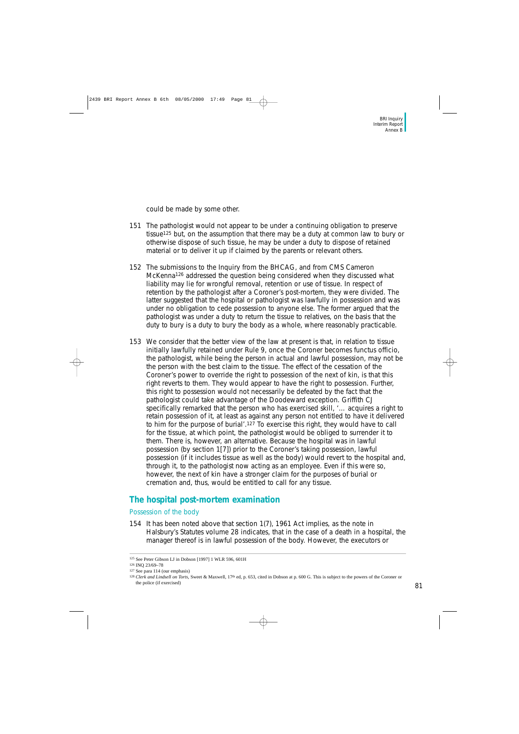could be made by some other.

151 The pathologist would not appear to be under a continuing obligation to preserve tissue[125] but, on the assumption that there may be a duty at common law to bury or otherwise dispose of such tissue, he may be under a duty to dispose of retained material or to deliver it up if claimed by the parents or relevant others.

152 The submissions to the Inquiry from the BHCAG, and from CMS Cameron McKenna[126] addressed the question being considered when they discussed what liability may lie for wrongful removal, retention or use of tissue. In respect of retention by the pathologist after a Coroner's post-mortem, they were divided. The latter suggested that the hospital or pathologist was lawfully in possession and was under no obligation to cede possession to anyone else. The former argued that the pathologist was under a duty to return the tissue to relatives, on the basis that the duty to bury is a duty to bury the body as a whole, where reasonably practicable.

153 We consider that the better view of the law at present is that, in relation to tissue initially lawfully retained under Rule 9, once the Coroner becomes functus officio, the pathologist, while being the person in actual and lawful possession, may not be the person with the best claim to the tissue. The effect of the cessation of the Coroner's power to override the right to possession of the next of kin, is that this right reverts to them. They would appear to have the right to possession. Further, this right to possession would not necessarily be defeated by the fact that the pathologist could take advantage of the Doodeward exception. Griffith CJ specifically remarked that the person who has exercised skill, '... acquires a right to retain possession of it, at least as against any person not entitled to have it delivered to him for the purpose of burial'.[127] To exercise this right, they would have to call for the tissue, at which point, the pathologist would be obliged to surrender it to them. There is, however, an alternative. Because the hospital was in lawful possession (by section 1[7]) prior to the Coroner's taking possession, lawful possession (if it includes tissue as well as the body) would revert to the hospital and, through it, to the pathologist now acting as an employee. Even if this were so, however, the next of kin have a stronger claim for the purposes of burial or cremation and, thus, would be entitled to call for any tissue.

## The hospital post-mortem examination

### Possession of the body

154 It has been noted above that section 1(7), 1961 Act implies, as the note in Halsbury's Statutes volume 28 indicates, that in the case of a death in a hospital, the manager thereof is in lawful possession of the body. However, the executors or

---

[125] See Peter Gibson LJ in Dobson [1997] 1 WLR 596, 601H

[126] INQ 23/69–78

[127] See para 114 (our emphasis)

[128] *Clerk and Lindsell on Torts*, Sweet & Maxwell, 17th ed, p. 653, cited in Dobson at p. 600 G. This is subject to the powers of the Coroner or the police (if exercised)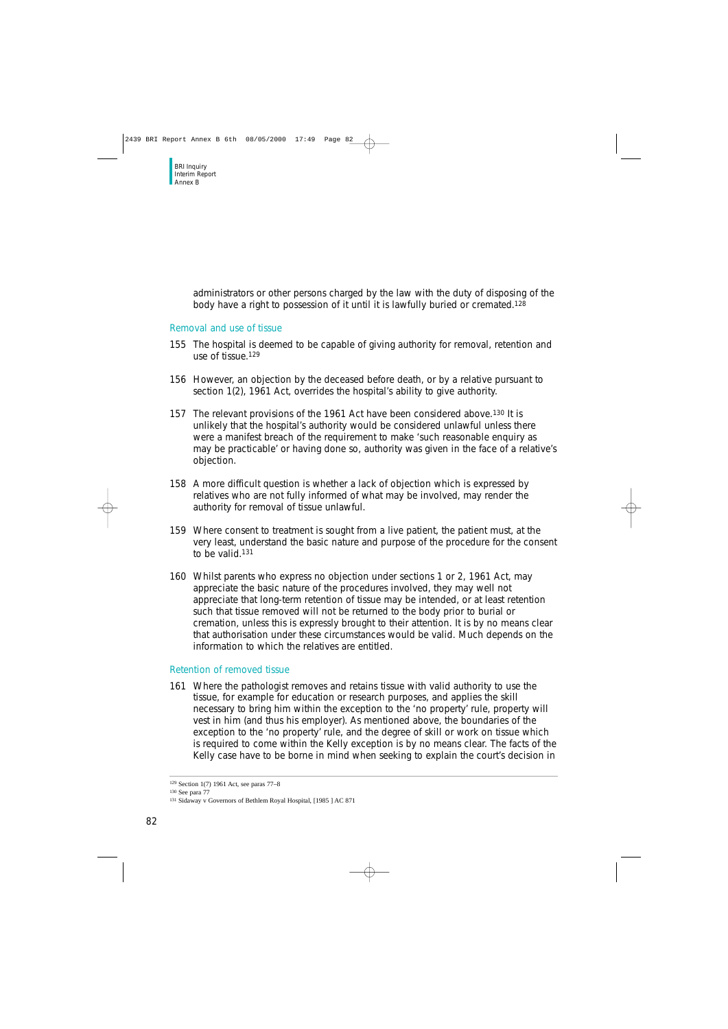administrators or other persons charged by the law with the duty of disposing of the body have a right to possession of it until it is lawfully buried or cremated.[128]

## Removal and use of tissue

155 The hospital is deemed to be capable of giving authority for removal, retention and use of tissue.[129]

156 However, an objection by the deceased before death, or by a relative pursuant to section 1(2), 1961 Act, overrides the hospital's ability to give authority.

157 The relevant provisions of the 1961 Act have been considered above.[130] It is unlikely that the hospital's authority would be considered unlawful unless there were a manifest breach of the requirement to make 'such reasonable enquiry as may be practicable' or having done so, authority was given in the face of a relative's objection.

158 A more difficult question is whether a lack of objection which is expressed by relatives who are not fully informed of what may be involved, may render the authority for removal of tissue unlawful.

159 Where consent to treatment is sought from a live patient, the patient must, at the very least, understand the basic nature and purpose of the procedure for the consent to be valid.[131]

160 Whilst parents who express no objection under sections 1 or 2, 1961 Act, may appreciate the basic nature of the procedures involved, they may well not appreciate that long-term retention of tissue may be intended, or at least retention such that tissue removed will not be returned to the body prior to burial or cremation, unless this is expressly brought to their attention. It is by no means clear that authorisation under these circumstances would be valid. Much depends on the information to which the relatives are entitled.

## Retention of removed tissue

161 Where the pathologist removes and retains tissue with valid authority to use the tissue, for example for education or research purposes, and applies the skill necessary to bring him within the exception to the 'no property' rule, property will vest in him (and thus his employer). As mentioned above, the boundaries of the exception to the 'no property' rule, and the degree of skill or work on tissue which is required to come within the Kelly exception is by no means clear. The facts of the Kelly case have to be borne in mind when seeking to explain the court's decision in

---

[129] Section 1(7) 1961 Act, see paras 77–8

[130] See para 77

[131] Sidaway v Governors of Bethlem Royal Hospital, [1985 ] AC 871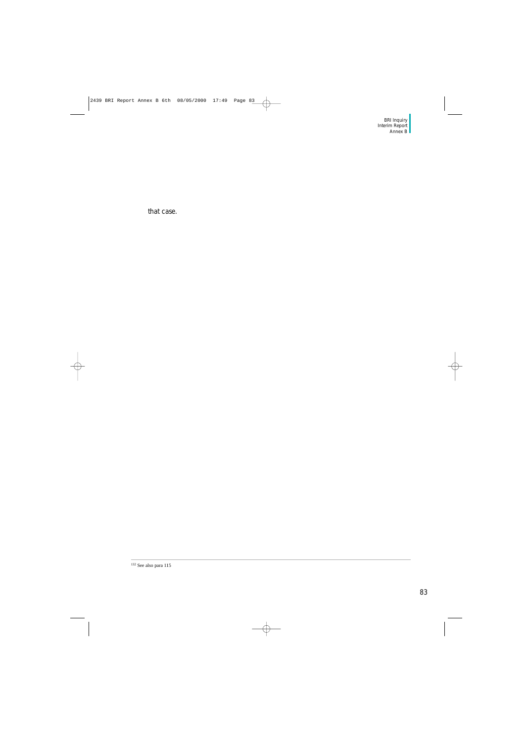that case.

---

[132] See also para 115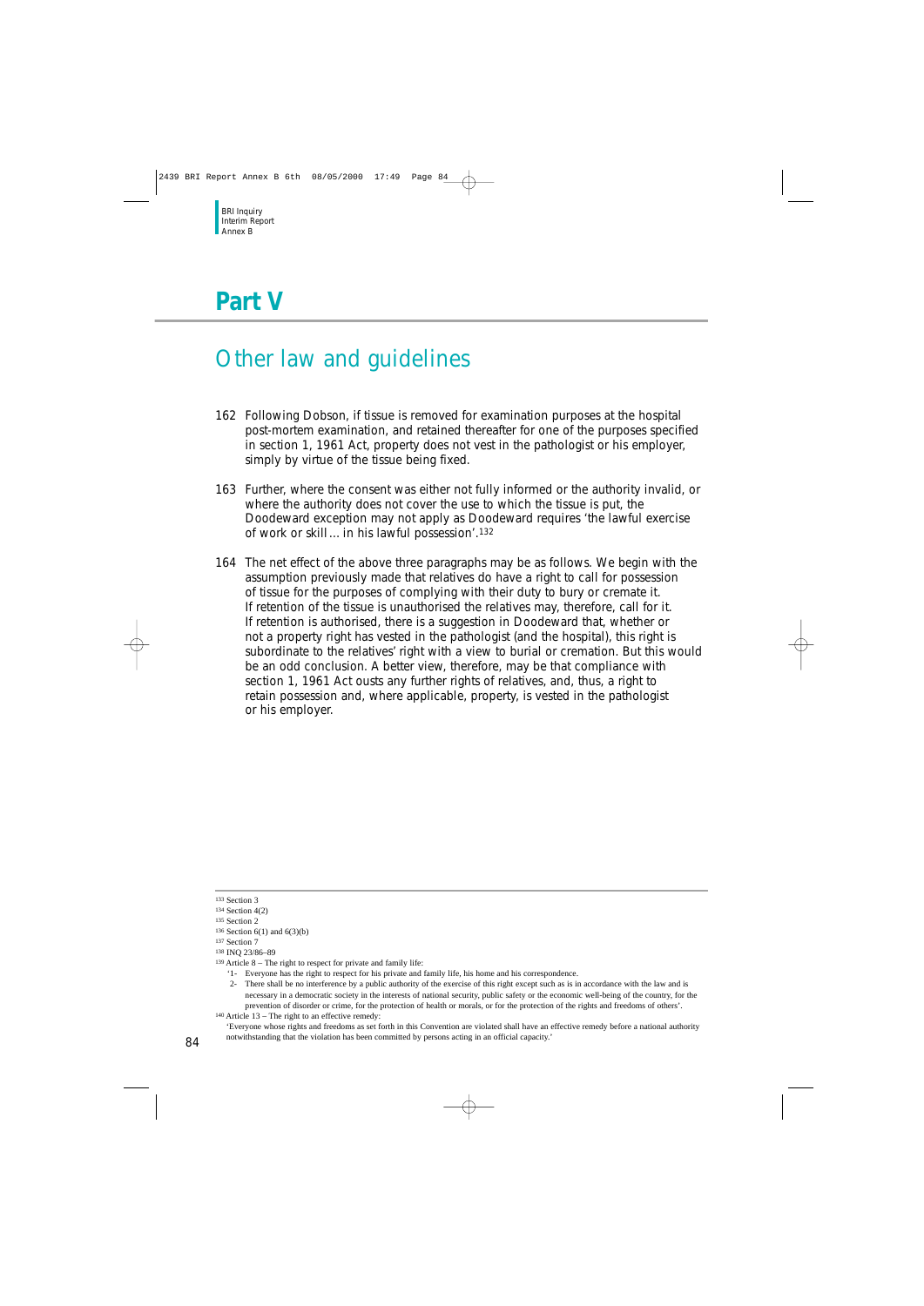# Part V

## Other law and guidelines

162 Following Dobson, if tissue is removed for examination purposes at the hospital post-mortem examination, and retained thereafter for one of the purposes specified in section 1, 1961 Act, property does not vest in the pathologist or his employer, simply by virtue of the tissue being fixed.

163 Further, where the consent was either not fully informed or the authority invalid, or where the authority does not cover the use to which the tissue is put, the Doodeward exception may not apply as Doodeward requires 'the lawful exercise of work or skill ... in his lawful possession'.[132]

164 The net effect of the above three paragraphs may be as follows. We begin with the assumption previously made that relatives do have a right to call for possession of tissue for the purposes of complying with their duty to bury or cremate it. If retention of the tissue is unauthorised the relatives may, therefore, call for it. If retention is authorised, there is a suggestion in Doodeward that, whether or not a property right has vested in the pathologist (and the hospital), this right is subordinate to the relatives' right with a view to burial or cremation. But this would be an odd conclusion. A better view, therefore, may be that compliance with section 1, 1961 Act ousts any further rights of relatives, and, thus, a right to retain possession and, where applicable, property, is vested in the pathologist or his employer.

---

[133] Section 3

[134] Section 4(2)

[135] Section 2

[136] Section 6(1) and 6(3)(b)

[137] Section 7

[138] INQ 23/86–89

[139] Article 8 – The right to respect for private and family life:

'1- Everyone has the right to respect for his private and family life, his home and his correspondence.

2- There shall be no interference by a public authority of the exercise of this right except such as is in accordance with the law and is necessary in a democratic society in the interests of national security, public safety or the economic well-being of the country, for the prevention of disorder or crime, for the protection of health or morals, or for the protection of the rights and freedoms of others'.

[140] Article 13 – The right to an effective remedy:

'Everyone whose rights and freedoms as set forth in this Convention are violated shall have an effective remedy before a national authority notwithstanding that the violation has been committed by persons acting in an official capacity.'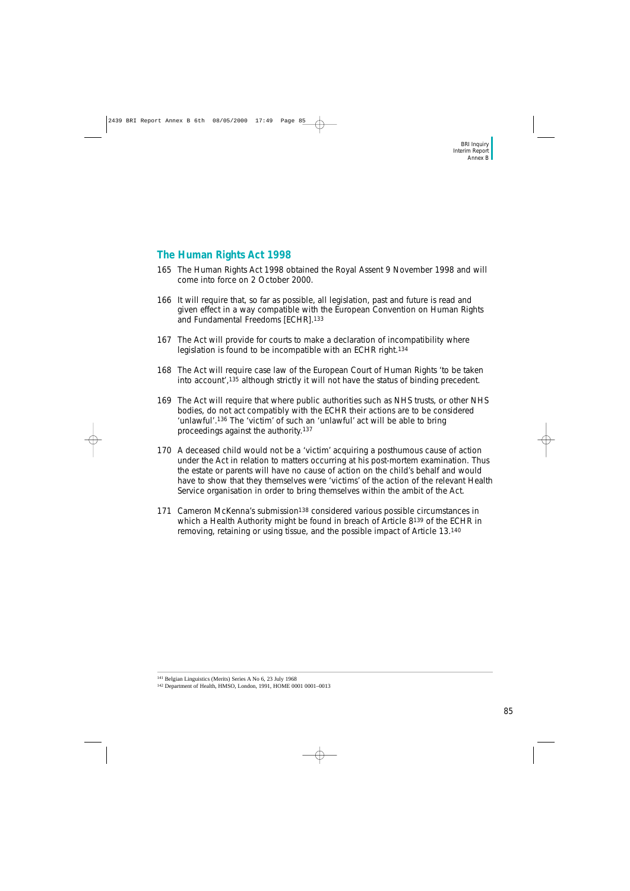## The Human Rights Act 1998

165 The Human Rights Act 1998 obtained the Royal Assent 9 November 1998 and will come into force on 2 October 2000.

166 It will require that, so far as possible, all legislation, past and future is read and given effect in a way compatible with the European Convention on Human Rights and Fundamental Freedoms [ECHR].[133]

167 The Act will provide for courts to make a declaration of incompatibility where legislation is found to be incompatible with an ECHR right.[134]

168 The Act will require case law of the European Court of Human Rights 'to be taken into account',[135] although strictly it will not have the status of binding precedent.

169 The Act will require that where public authorities such as NHS trusts, or other NHS bodies, do not act compatibly with the ECHR their actions are to be considered 'unlawful'.[136] The 'victim' of such an 'unlawful' act will be able to bring proceedings against the authority.[137]

170 A deceased child would not be a 'victim' acquiring a posthumous cause of action under the Act in relation to matters occurring at his post-mortem examination. Thus the estate or parents will have no cause of action on the child's behalf and would have to show that they themselves were 'victims' of the action of the relevant Health Service organisation in order to bring themselves within the ambit of the Act.

171 Cameron McKenna's submission[138] considered various possible circumstances in which a Health Authority might be found in breach of Article 8[139] of the ECHR in removing, retaining or using tissue, and the possible impact of Article 13.[140]

---

[141] Belgian Linguistics (Merits) Series A No 6, 23 July 1968

[142] Department of Health, HMSO, London, 1991, HOME 0001 0001–0013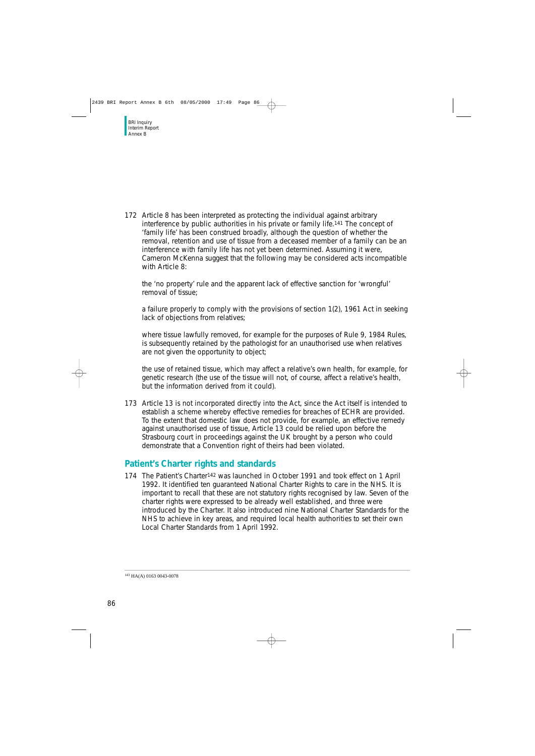172 Article 8 has been interpreted as protecting the individual against arbitrary interference by public authorities in his private or family life.[141] The concept of 'family life' has been construed broadly, although the question of whether the removal, retention and use of tissue from a deceased member of a family can be an interference with family life has not yet been determined. Assuming it were, Cameron McKenna suggest that the following may be considered acts incompatible with Article 8:

the 'no property' rule and the apparent lack of effective sanction for 'wrongful' removal of tissue;

a failure properly to comply with the provisions of section 1(2), 1961 Act in seeking lack of objections from relatives;

where tissue lawfully removed, for example for the purposes of Rule 9, 1984 Rules, is subsequently retained by the pathologist for an unauthorised use when relatives are not given the opportunity to object;

the use of retained tissue, which may affect a relative's own health, for example, for genetic research (the use of the tissue will not, of course, affect a relative's health, but the information derived from it could).

173 Article 13 is not incorporated directly into the Act, since the Act itself is intended to establish a scheme whereby effective remedies for breaches of ECHR are provided. To the extent that domestic law does not provide, for example, an effective remedy against unauthorised use of tissue, Article 13 could be relied upon before the Strasbourg court in proceedings against the UK brought by a person who could demonstrate that a Convention right of theirs had been violated.

## Patient's Charter rights and standards

174 The Patient's Charter[142] was launched in October 1991 and took effect on 1 April 1992. It identified ten guaranteed National Charter Rights to care in the NHS. It is important to recall that these are not statutory rights recognised by law. Seven of the charter rights were expressed to be already well established, and three were introduced by the Charter. It also introduced nine National Charter Standards for the NHS to achieve in key areas, and required local health authorities to set their own Local Charter Standards from 1 April 1992.

---

[143] HA(A) 0163 0043-0078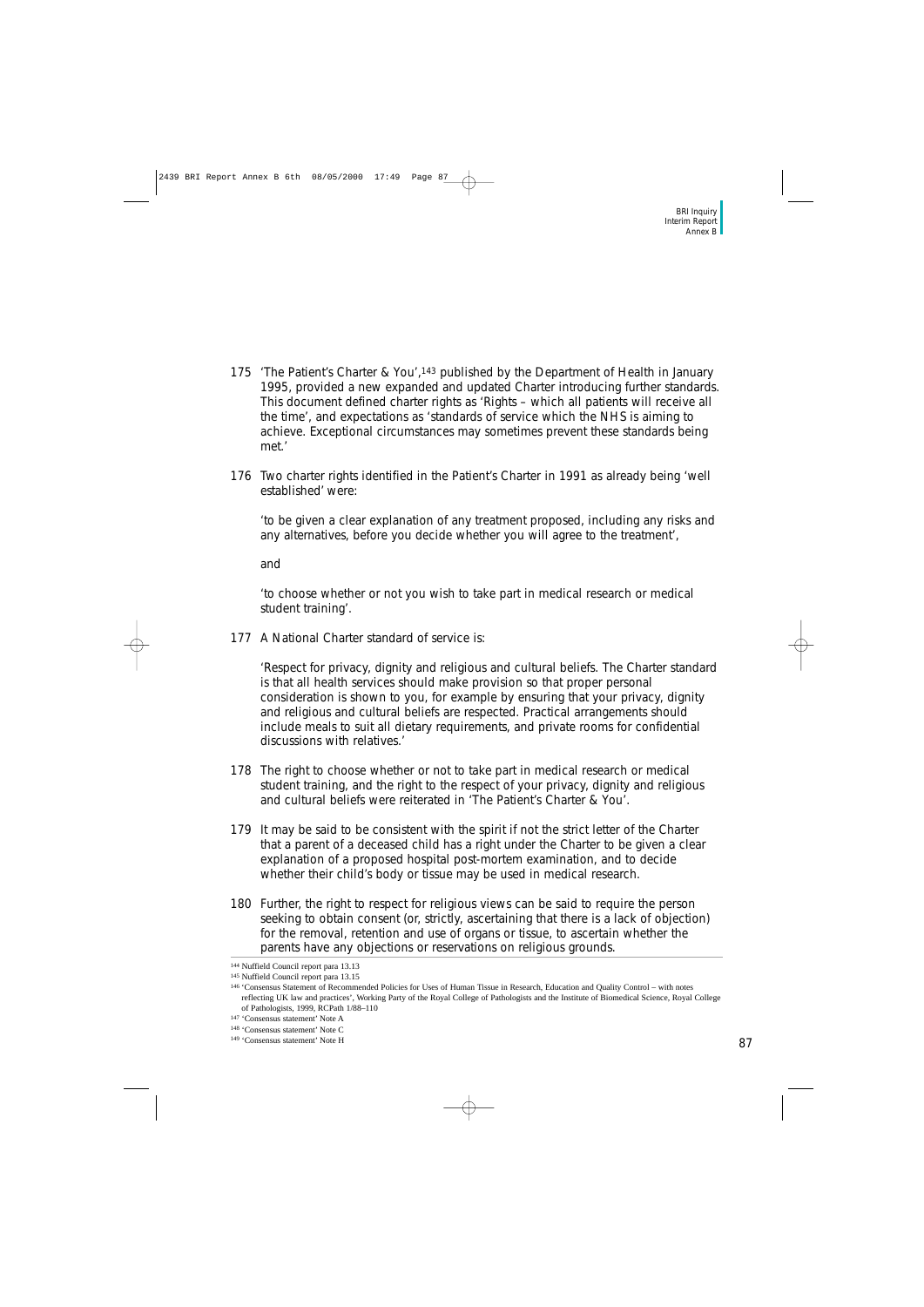175 'The Patient's Charter & You',[143] published by the Department of Health in January 1995, provided a new expanded and updated Charter introducing further standards. This document defined charter rights as 'Rights – which all patients will receive all the time', and expectations as 'standards of service which the NHS is aiming to achieve. Exceptional circumstances may sometimes prevent these standards being met.'

176 Two charter rights identified in the Patient's Charter in 1991 as already being 'well established' were:

'to be given a clear explanation of any treatment proposed, including any risks and any alternatives, before you decide whether you will agree to the treatment',

and

'to choose whether or not you wish to take part in medical research or medical student training'.

177 A National Charter standard of service is:

'Respect for privacy, dignity and religious and cultural beliefs. The Charter standard is that all health services should make provision so that proper personal consideration is shown to you, for example by ensuring that your privacy, dignity and religious and cultural beliefs are respected. Practical arrangements should include meals to suit all dietary requirements, and private rooms for confidential discussions with relatives.'

178 The right to choose whether or not to take part in medical research or medical student training, and the right to the respect of your privacy, dignity and religious and cultural beliefs were reiterated in 'The Patient's Charter & You'.

179 It may be said to be consistent with the spirit if not the strict letter of the Charter that a parent of a deceased child has a right under the Charter to be given a clear explanation of a proposed hospital post-mortem examination, and to decide whether their child's body or tissue may be used in medical research.

180 Further, the right to respect for religious views can be said to require the person seeking to obtain consent (or, strictly, ascertaining that there is a lack of objection) for the removal, retention and use of organs or tissue, to ascertain whether the parents have any objections or reservations on religious grounds.

[144] Nuffield Council report para 13.13

[145] Nuffield Council report para 13.15

[146] 'Consensus Statement of Recommended Policies for Uses of Human Tissue in Research, Education and Quality Control – with notes reflecting UK law and practices', Working Party of the Royal College of Pathologists and the Institute of Biomedical Science, Royal College of Pathologists, 1999, RCPath 1/88–110

[147] 'Consensus statement' Note A

[148] 'Consensus statement' Note C

[149] 'Consensus statement' Note H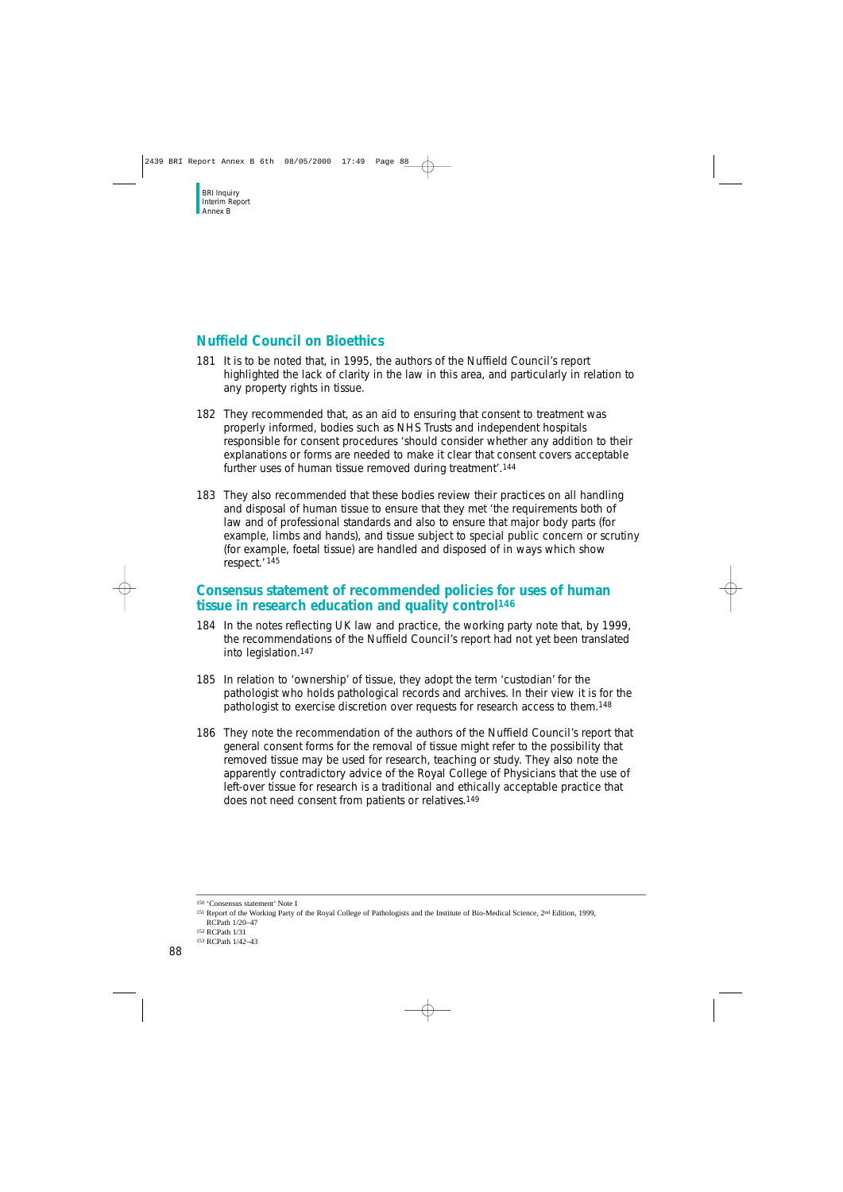## Nuffield Council on Bioethics

181 It is to be noted that, in 1995, the authors of the Nuffield Council's report highlighted the lack of clarity in the law in this area, and particularly in relation to any property rights in tissue.

182 They recommended that, as an aid to ensuring that consent to treatment was properly informed, bodies such as NHS Trusts and independent hospitals responsible for consent procedures 'should consider whether any addition to their explanations or forms are needed to make it clear that consent covers acceptable further uses of human tissue removed during treatment'.[144]

183 They also recommended that these bodies review their practices on all handling and disposal of human tissue to ensure that they met 'the requirements both of law and of professional standards and also to ensure that major body parts (for example, limbs and hands), and tissue subject to special public concern or scrutiny (for example, foetal tissue) are handled and disposed of in ways which show respect.'[145]

## Consensus statement of recommended policies for uses of human tissue in research education and quality control[146]

184 In the notes reflecting UK law and practice, the working party note that, by 1999, the recommendations of the Nuffield Council's report had not yet been translated into legislation.[147]

185 In relation to 'ownership' of tissue, they adopt the term 'custodian' for the pathologist who holds pathological records and archives. In their view it is for the pathologist to exercise discretion over requests for research access to them.[148]

186 They note the recommendation of the authors of the Nuffield Council's report that general consent forms for the removal of tissue might refer to the possibility that removed tissue may be used for research, teaching or study. They also note the apparently contradictory advice of the Royal College of Physicians that the use of left-over tissue for research is a traditional and ethically acceptable practice that does not need consent from patients or relatives.[149]

---

[150] 'Consensus statement' Note I

[151] Report of the Working Party of the Royal College of Pathologists and the Institute of Bio-Medical Science, 2nd Edition, 1999, RCPath 1/20–47

[152] RCPath 1/31

[153] RCPath 1/42–43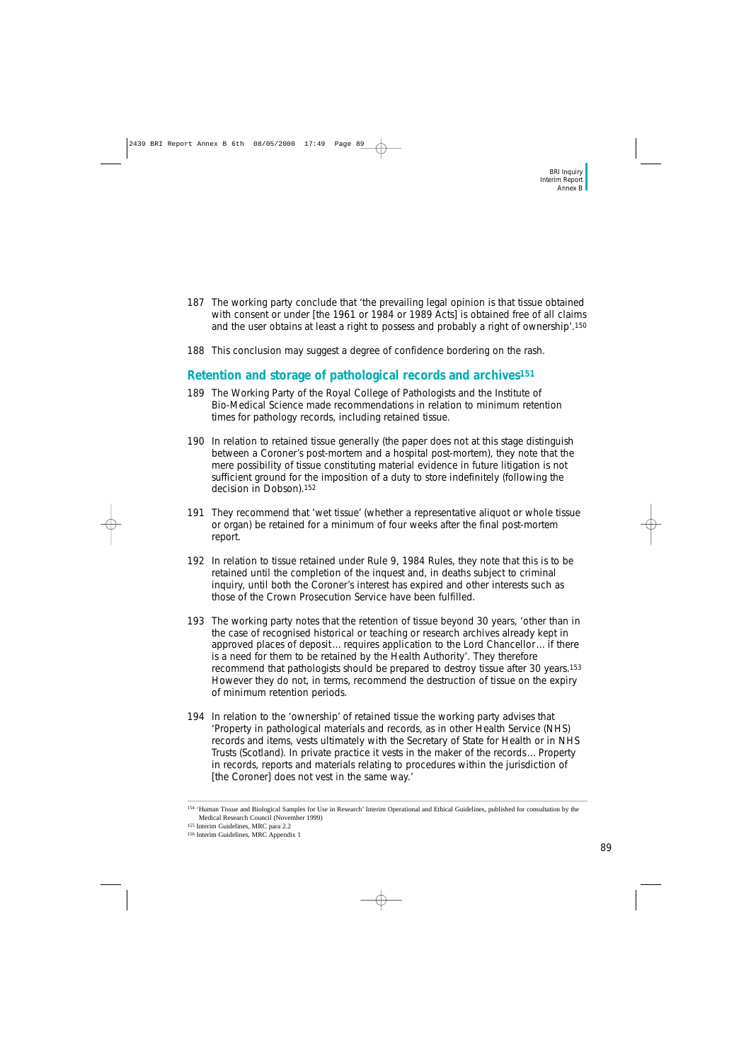187 The working party conclude that 'the prevailing legal opinion is that tissue obtained with consent or under [the 1961 or 1984 or 1989 Acts] is obtained free of all claims and the user obtains at least a right to possess and probably a right of ownership'.[150]

188 This conclusion may suggest a degree of confidence bordering on the rash.

## Retention and storage of pathological records and archives[151]

189 The Working Party of the Royal College of Pathologists and the Institute of Bio-Medical Science made recommendations in relation to minimum retention times for pathology records, including retained tissue.

190 In relation to retained tissue generally (the paper does not at this stage distinguish between a Coroner's post-mortem and a hospital post-mortem), they note that the mere possibility of tissue constituting material evidence in future litigation is not sufficient ground for the imposition of a duty to store indefinitely (following the decision in Dobson).[152]

191 They recommend that 'wet tissue' (whether a representative aliquot or whole tissue or organ) be retained for a minimum of four weeks after the final post-mortem report.

192 In relation to tissue retained under Rule 9, 1984 Rules, they note that this is to be retained until the completion of the inquest and, in deaths subject to criminal inquiry, until both the Coroner's interest has expired and other interests such as those of the Crown Prosecution Service have been fulfilled.

193 The working party notes that the retention of tissue beyond 30 years, 'other than in the case of recognised historical or teaching or research archives already kept in approved places of deposit … requires application to the Lord Chancellor … if there is a need for them to be retained by the Health Authority'. They therefore recommend that pathologists should be prepared to destroy tissue after 30 years.[153] However they do not, in terms, recommend the destruction of tissue on the expiry of minimum retention periods.

194 In relation to the 'ownership' of retained tissue the working party advises that 'Property in pathological materials and records, as in other Health Service (NHS) records and items, vests ultimately with the Secretary of State for Health or in NHS Trusts (Scotland). In private practice it vests in the maker of the records … Property in records, reports and materials relating to procedures within the jurisdiction of [the Coroner] does not vest in the same way.'

---

[154] 'Human Tissue and Biological Samples for Use in Research' Interim Operational and Ethical Guidelines, published for consultation by the Medical Research Council (November 1999)

[155] Interim Guidelines, MRC para 2.2

[156] Interim Guidelines, MRC Appendix 1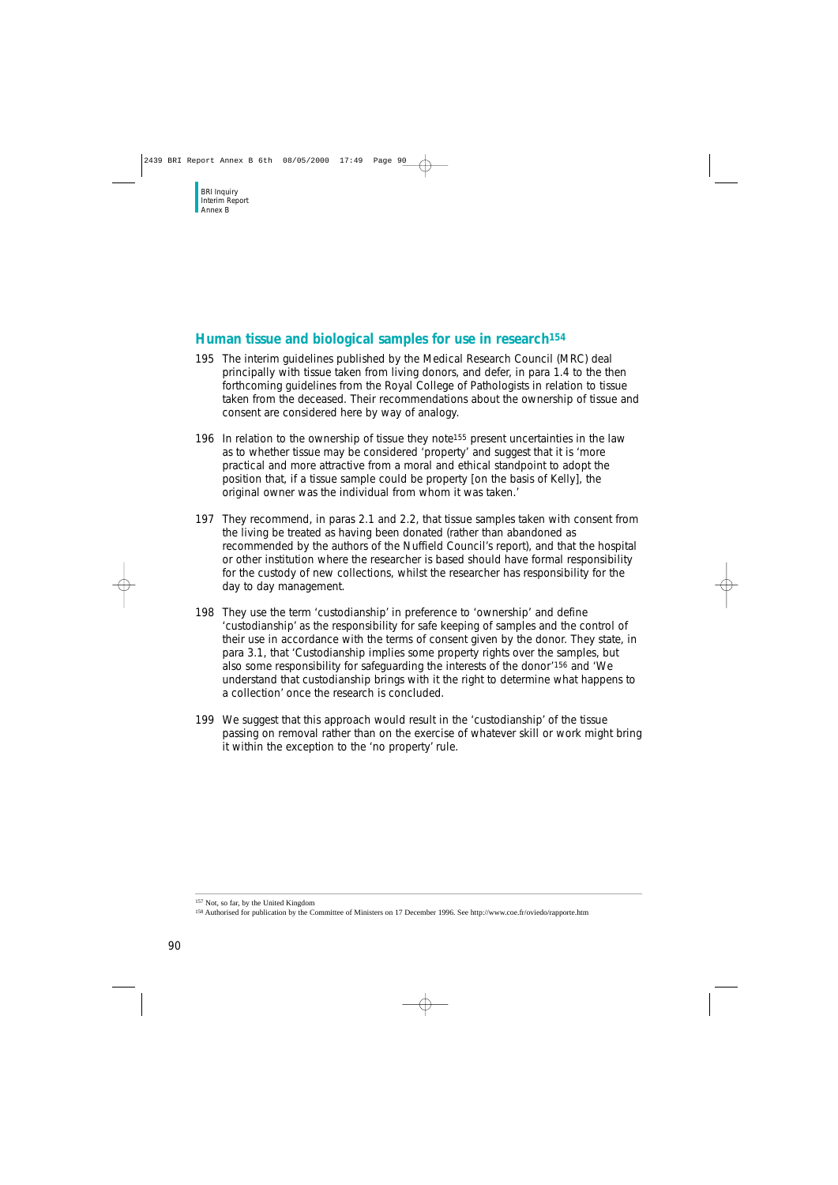## Human tissue and biological samples for use in research[154]

195 The interim guidelines published by the Medical Research Council (MRC) deal principally with tissue taken from living donors, and defer, in para 1.4 to the then forthcoming guidelines from the Royal College of Pathologists in relation to tissue taken from the deceased. Their recommendations about the ownership of tissue and consent are considered here by way of analogy.

196 In relation to the ownership of tissue they note[155] present uncertainties in the law as to whether tissue may be considered 'property' and suggest that it is 'more practical and more attractive from a moral and ethical standpoint to adopt the position that, if a tissue sample could be property [on the basis of Kelly], the original owner was the individual from whom it was taken.'

197 They recommend, in paras 2.1 and 2.2, that tissue samples taken with consent from the living be treated as having been donated (rather than abandoned as recommended by the authors of the Nuffield Council's report), and that the hospital or other institution where the researcher is based should have formal responsibility for the custody of new collections, whilst the researcher has responsibility for the day to day management.

198 They use the term 'custodianship' in preference to 'ownership' and define 'custodianship' as the responsibility for safe keeping of samples and the control of their use in accordance with the terms of consent given by the donor. They state, in para 3.1, that 'Custodianship implies some property rights over the samples, but also some responsibility for safeguarding the interests of the donor'[156] and 'We understand that custodianship brings with it the right to determine what happens to a collection' once the research is concluded.

199 We suggest that this approach would result in the 'custodianship' of the tissue passing on removal rather than on the exercise of whatever skill or work might bring it within the exception to the 'no property' rule.

---

[157] Not, so far, by the United Kingdom

[158] Authorised for publication by the Committee of Ministers on 17 December 1996. See http://www.coe.fr/oviedo/rapporte.htm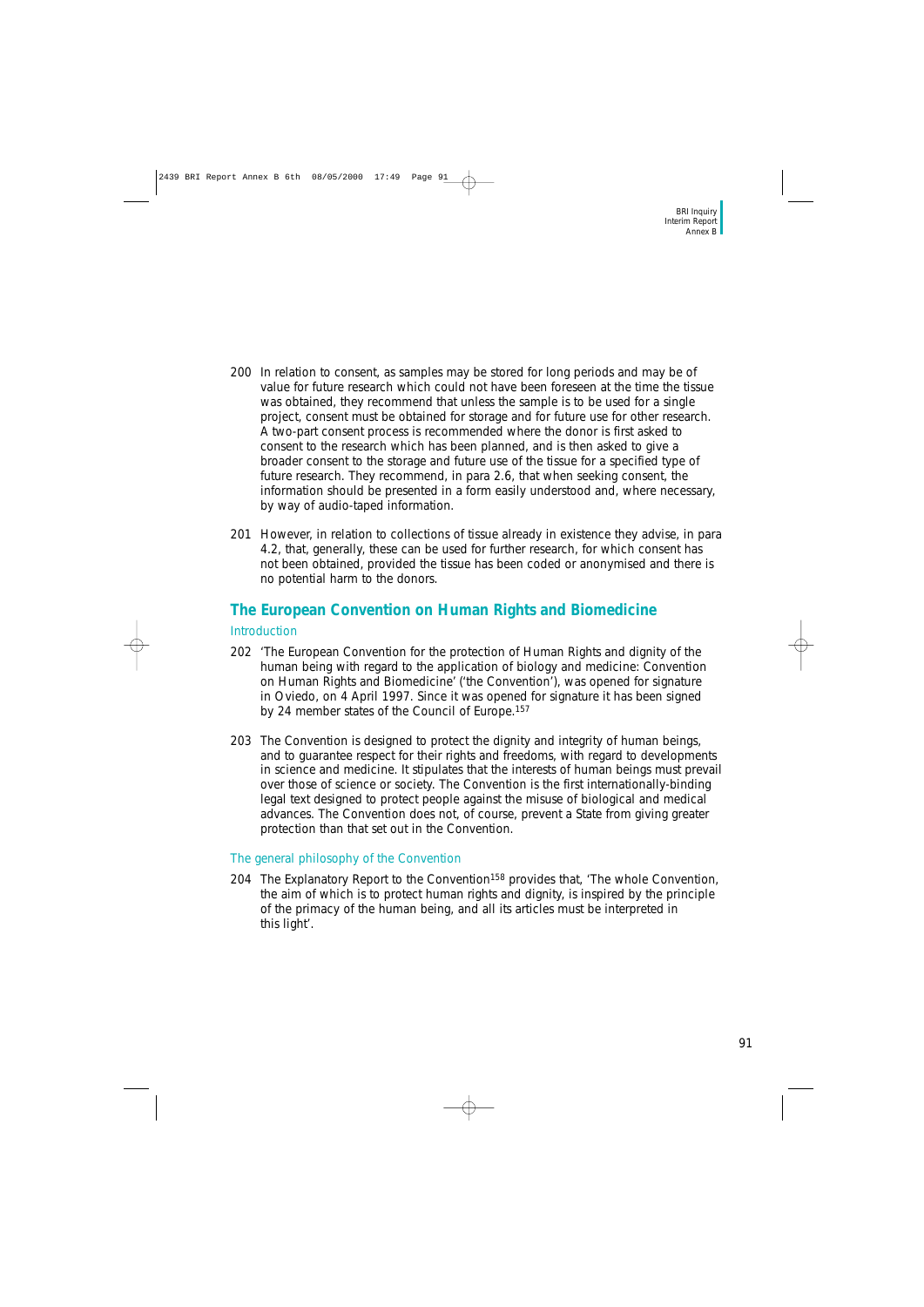200 In relation to consent, as samples may be stored for long periods and may be of value for future research which could not have been foreseen at the time the tissue was obtained, they recommend that unless the sample is to be used for a single project, consent must be obtained for storage and for future use for other research. A two-part consent process is recommended where the donor is first asked to consent to the research which has been planned, and is then asked to give a broader consent to the storage and future use of the tissue for a specified type of future research. They recommend, in para 2.6, that when seeking consent, the information should be presented in a form easily understood and, where necessary, by way of audio-taped information.

201 However, in relation to collections of tissue already in existence they advise, in para 4.2, that, generally, these can be used for further research, for which consent has not been obtained, provided the tissue has been coded or anonymised and there is no potential harm to the donors.

## The European Convention on Human Rights and Biomedicine

### Introduction

202 'The European Convention for the protection of Human Rights and dignity of the human being with regard to the application of biology and medicine: Convention on Human Rights and Biomedicine' ('the Convention'), was opened for signature in Oviedo, on 4 April 1997. Since it was opened for signature it has been signed by 24 member states of the Council of Europe.[157]

203 The Convention is designed to protect the dignity and integrity of human beings, and to guarantee respect for their rights and freedoms, with regard to developments in science and medicine. It stipulates that the interests of human beings must prevail over those of science or society. The Convention is the first internationally-binding legal text designed to protect people against the misuse of biological and medical advances. The Convention does not, of course, prevent a State from giving greater protection than that set out in the Convention.

### The general philosophy of the Convention

204 The Explanatory Report to the Convention[158] provides that, 'The whole Convention, the aim of which is to protect human rights and dignity, is inspired by the principle of the primacy of the human being, and all its articles must be interpreted in this light'.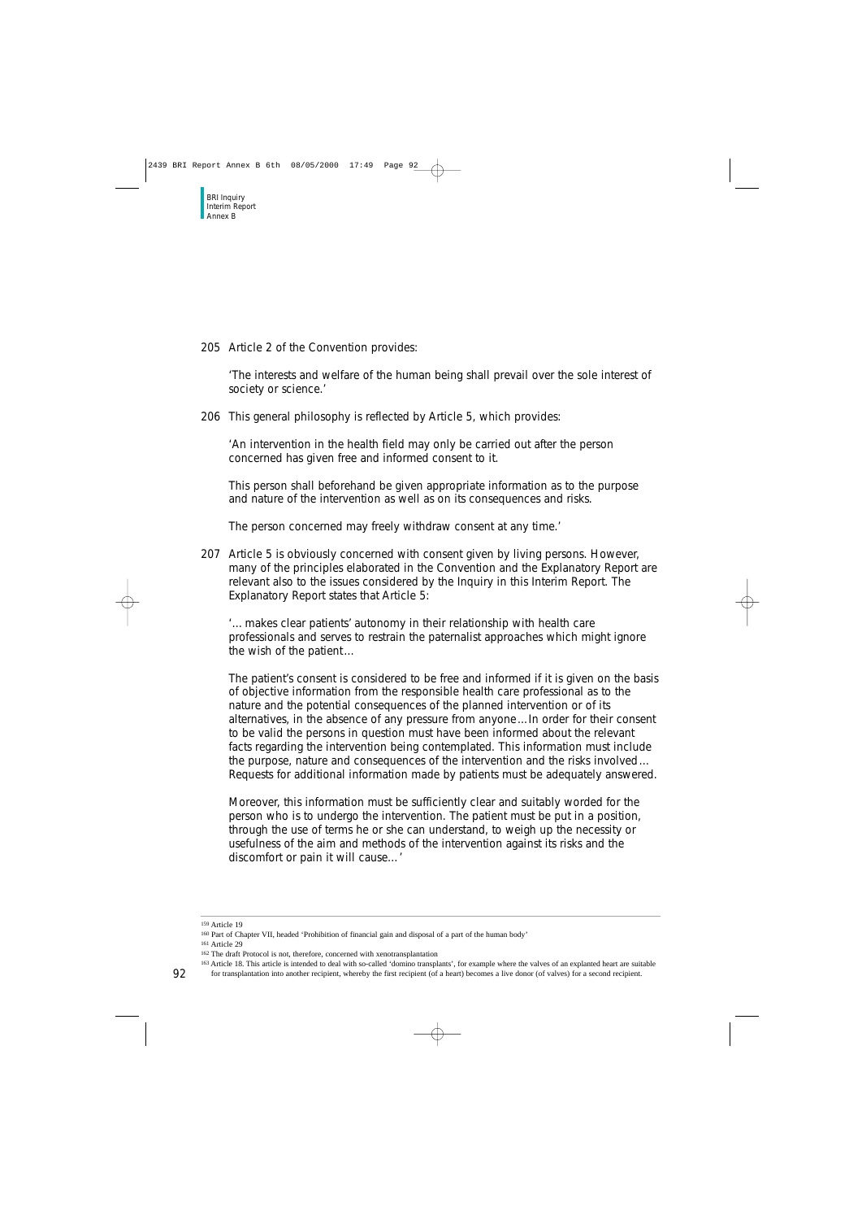205 Article 2 of the Convention provides:

'The interests and welfare of the human being shall prevail over the sole interest of society or science.'

206 This general philosophy is reflected by Article 5, which provides:

'An intervention in the health field may only be carried out after the person concerned has given free and informed consent to it.

This person shall beforehand be given appropriate information as to the purpose and nature of the intervention as well as on its consequences and risks.

The person concerned may freely withdraw consent at any time.'

207 Article 5 is obviously concerned with consent given by living persons. However, many of the principles elaborated in the Convention and the Explanatory Report are relevant also to the issues considered by the Inquiry in this Interim Report. The Explanatory Report states that Article 5:

'… makes clear patients' autonomy in their relationship with health care professionals and serves to restrain the paternalist approaches which might ignore the wish of the patient…

The patient's consent is considered to be free and informed if it is given on the basis of objective information from the responsible health care professional as to the nature and the potential consequences of the planned intervention or of its alternatives, in the absence of any pressure from anyone…In order for their consent to be valid the persons in question must have been informed about the relevant facts regarding the intervention being contemplated. This information must include the purpose, nature and consequences of the intervention and the risks involved… Requests for additional information made by patients must be adequately answered.

Moreover, this information must be sufficiently clear and suitably worded for the person who is to undergo the intervention. The patient must be put in a position, through the use of terms he or she can understand, to weigh up the necessity or usefulness of the aim and methods of the intervention against its risks and the discomfort or pain it will cause…'

---

[159] Article 19

[160] Part of Chapter VII, headed 'Prohibition of financial gain and disposal of a part of the human body'

[161] Article 29

[162] The draft Protocol is not, therefore, concerned with xenotransplantation

[163] Article 18. This article is intended to deal with so-called 'domino transplants', for example where the valves of an explanted heart are suitable for transplantation into another recipient, whereby the first recipient (of a heart) becomes a live donor (of valves) for a second recipient.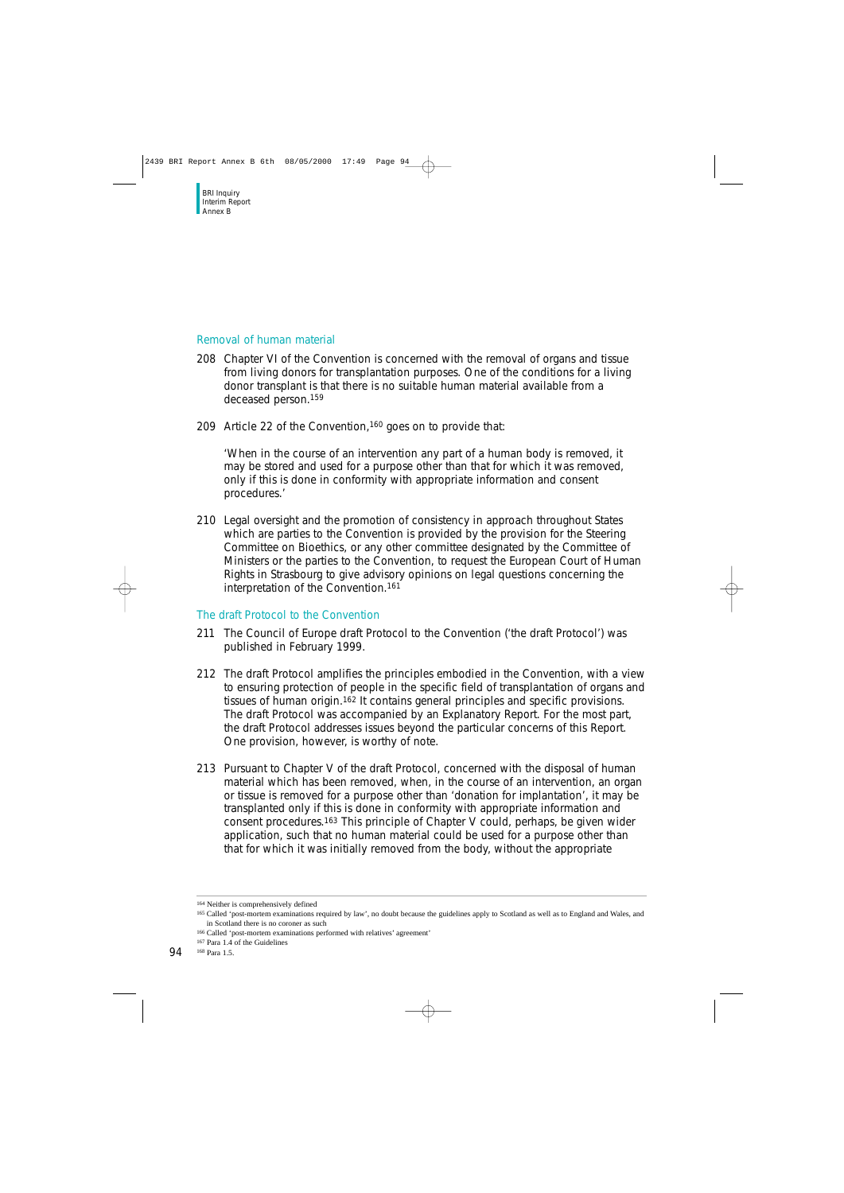## Removal of human material

208 Chapter VI of the Convention is concerned with the removal of organs and tissue from living donors for transplantation purposes. One of the conditions for a living donor transplant is that there is no suitable human material available from a deceased person.[159]

209 Article 22 of the Convention,[160] goes on to provide that:

> 'When in the course of an intervention any part of a human body is removed, it may be stored and used for a purpose other than that for which it was removed, only if this is done in conformity with appropriate information and consent procedures.'

210 Legal oversight and the promotion of consistency in approach throughout States which are parties to the Convention is provided by the provision for the Steering Committee on Bioethics, or any other committee designated by the Committee of Ministers or the parties to the Convention, to request the European Court of Human Rights in Strasbourg to give advisory opinions on legal questions concerning the interpretation of the Convention.[161]

## The draft Protocol to the Convention

211 The Council of Europe draft Protocol to the Convention ('the draft Protocol') was published in February 1999.

212 The draft Protocol amplifies the principles embodied in the Convention, with a view to ensuring protection of people in the specific field of transplantation of organs and tissues of human origin.[162] It contains general principles and specific provisions. The draft Protocol was accompanied by an Explanatory Report. For the most part, the draft Protocol addresses issues beyond the particular concerns of this Report. One provision, however, is worthy of note.

213 Pursuant to Chapter V of the draft Protocol, concerned with the disposal of human material which has been removed, when, in the course of an intervention, an organ or tissue is removed for a purpose other than 'donation for implantation', it may be transplanted only if this is done in conformity with appropriate information and consent procedures.[163] This principle of Chapter V could, perhaps, be given wider application, such that no human material could be used for a purpose other than that for which it was initially removed from the body, without the appropriate

---

[164] Neither is comprehensively defined

[165] Called 'post-mortem examinations required by law', no doubt because the guidelines apply to Scotland as well as to England and Wales, and in Scotland there is no coroner as such

[166] Called 'post-mortem examinations performed with relatives' agreement'

[167] Para 1.4 of the Guidelines

[168] Para 1.5.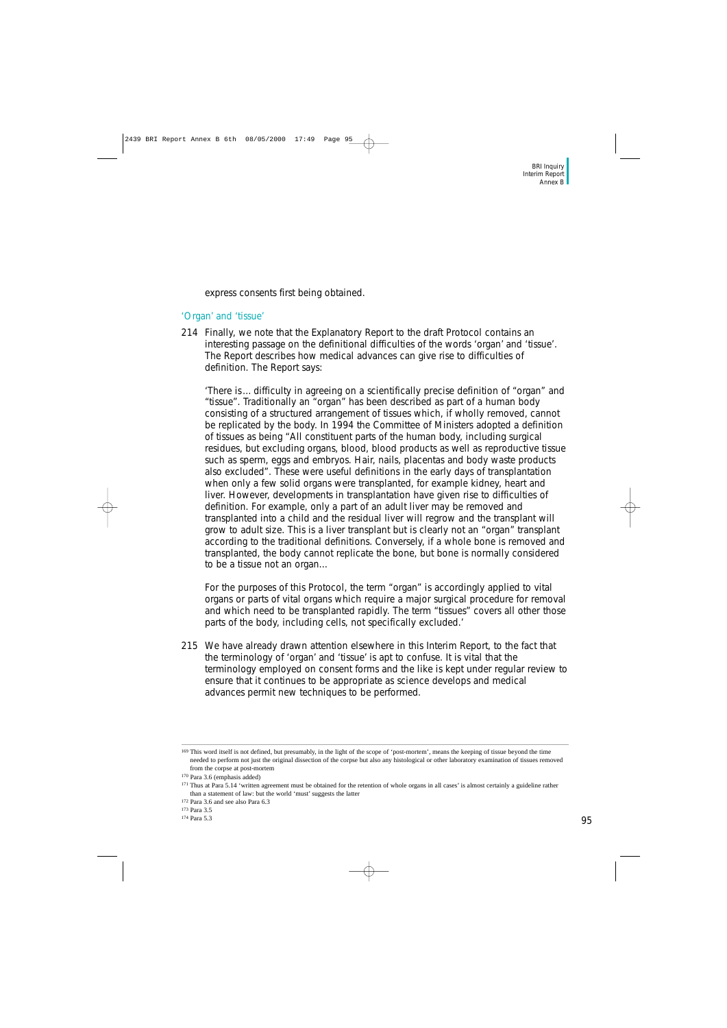express consents first being obtained.

### 'Organ' and 'tissue'

214 Finally, we note that the Explanatory Report to the draft Protocol contains an interesting passage on the definitional difficulties of the words 'organ' and 'tissue'. The Report describes how medical advances can give rise to difficulties of definition. The Report says:

'There is ... difficulty in agreeing on a scientifically precise definition of "organ" and "tissue". Traditionally an "organ" has been described as part of a human body consisting of a structured arrangement of tissues which, if wholly removed, cannot be replicated by the body. In 1994 the Committee of Ministers adopted a definition of tissues as being "All constituent parts of the human body, including surgical residues, but excluding organs, blood, blood products as well as reproductive tissue such as sperm, eggs and embryos. Hair, nails, placentas and body waste products also excluded". These were useful definitions in the early days of transplantation when only a few solid organs were transplanted, for example kidney, heart and liver. However, developments in transplantation have given rise to difficulties of definition. For example, only a part of an adult liver may be removed and transplanted into a child and the residual liver will regrow and the transplant will grow to adult size. This is a liver transplant but is clearly not an "organ" transplant according to the traditional definitions. Conversely, if a whole bone is removed and transplanted, the body cannot replicate the bone, but bone is normally considered to be a tissue not an organ...

For the purposes of this Protocol, the term "organ" is accordingly applied to vital organs or parts of vital organs which require a major surgical procedure for removal and which need to be transplanted rapidly. The term "tissues" covers all other those parts of the body, including cells, not specifically excluded.'

215 We have already drawn attention elsewhere in this Interim Report, to the fact that the terminology of 'organ' and 'tissue' is apt to confuse. It is vital that the terminology employed on consent forms and the like is kept under regular review to ensure that it continues to be appropriate as science develops and medical advances permit new techniques to be performed.

---

[169] This word itself is not defined, but presumably, in the light of the scope of 'post-mortem', means the keeping of tissue beyond the time needed to perform not just the original dissection of the corpse but also any histological or other laboratory examination of tissues removed from the corpse at post-mortem

[170] Para 3.6 (emphasis added)

[171] Thus at Para 5.14 'written agreement must be obtained for the retention of whole organs in all cases' is almost certainly a guideline rather than a statement of law: but the world 'must' suggests the latter

[172] Para 3.6 and see also Para 6.3

[173] Para 3.5

[174] Para 5.3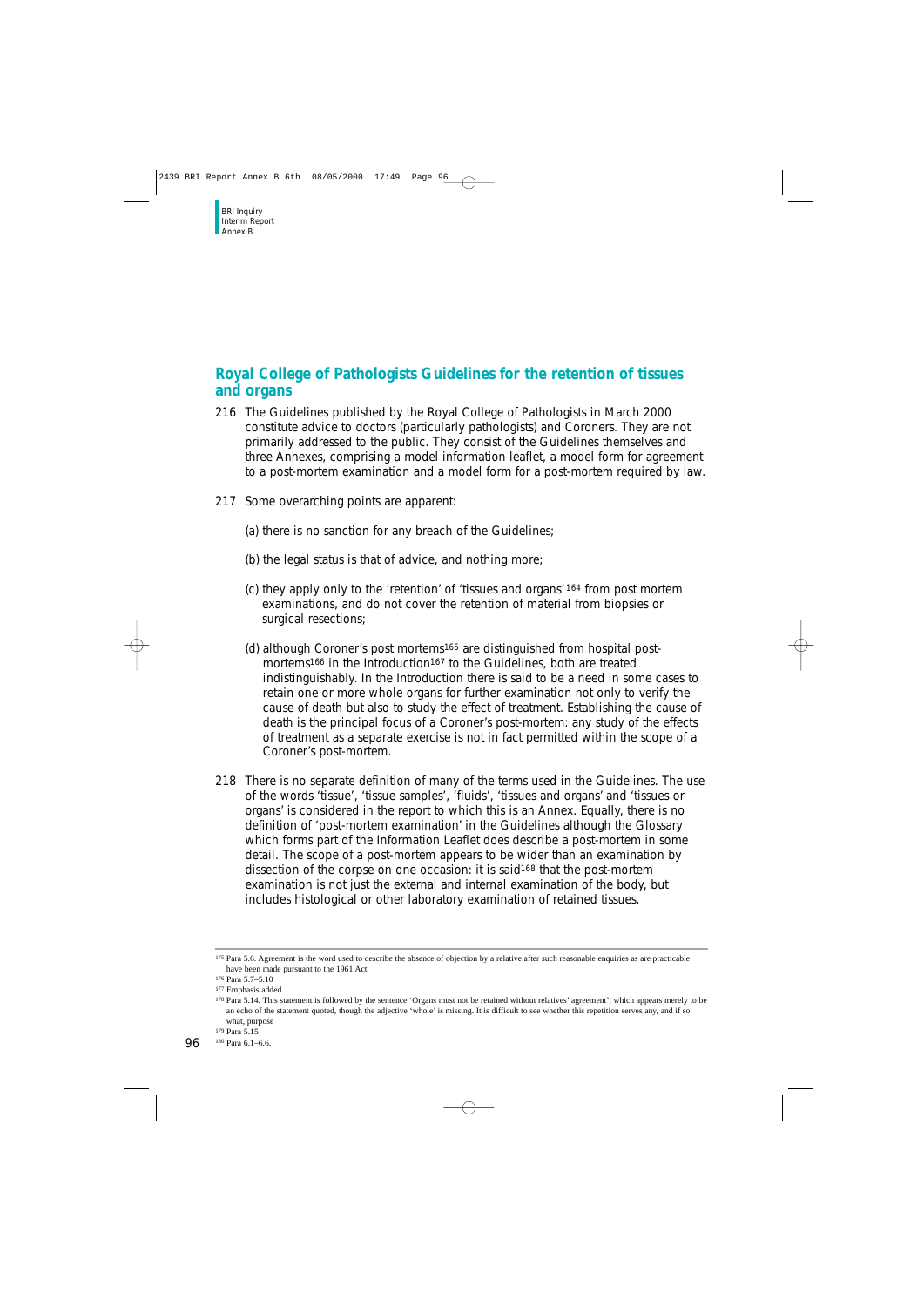## Royal College of Pathologists Guidelines for the retention of tissues and organs

216 The Guidelines published by the Royal College of Pathologists in March 2000 constitute advice to doctors (particularly pathologists) and Coroners. They are not primarily addressed to the public. They consist of the Guidelines themselves and three Annexes, comprising a model information leaflet, a model form for agreement to a post-mortem examination and a model form for a post-mortem required by law.

217 Some overarching points are apparent:

(a) there is no sanction for any breach of the Guidelines;

(b) the legal status is that of advice, and nothing more;

(c) they apply only to the 'retention' of 'tissues and organs'[164] from post mortem examinations, and do not cover the retention of material from biopsies or surgical resections;

(d) although Coroner's post mortems[165] are distinguished from hospital post-mortems[166] in the Introduction[167] to the Guidelines, both are treated indistinguishably. In the Introduction there is said to be a need in some cases to retain one or more whole organs for further examination not only to verify the cause of death but also to study the effect of treatment. Establishing the cause of death is the principal focus of a Coroner's post-mortem: any study of the effects of treatment as a separate exercise is not in fact permitted within the scope of a Coroner's post-mortem.

218 There is no separate definition of many of the terms used in the Guidelines. The use of the words 'tissue', 'tissue samples', 'fluids', 'tissues and organs' and 'tissues or organs' is considered in the report to which this is an Annex. Equally, there is no definition of 'post-mortem examination' in the Guidelines although the Glossary which forms part of the Information Leaflet does describe a post-mortem in some detail. The scope of a post-mortem appears to be wider than an examination by dissection of the corpse on one occasion: it is said[168] that the post-mortem examination is not just the external and internal examination of the body, but includes histological or other laboratory examination of retained tissues.

---

[175] Para 5.6. Agreement is the word used to describe the absence of objection by a relative after such reasonable enquiries as are practicable have been made pursuant to the 1961 Act

[176] Para 5.7–5.10

[177] Emphasis added

[178] Para 5.14. This statement is followed by the sentence 'Organs must not be retained without relatives' agreement', which appears merely to be an echo of the statement quoted, though the adjective 'whole' is missing. It is difficult to see whether this repetition serves any, and if so what, purpose

[179] Para 5.15

[180] Para 6.1–6.6.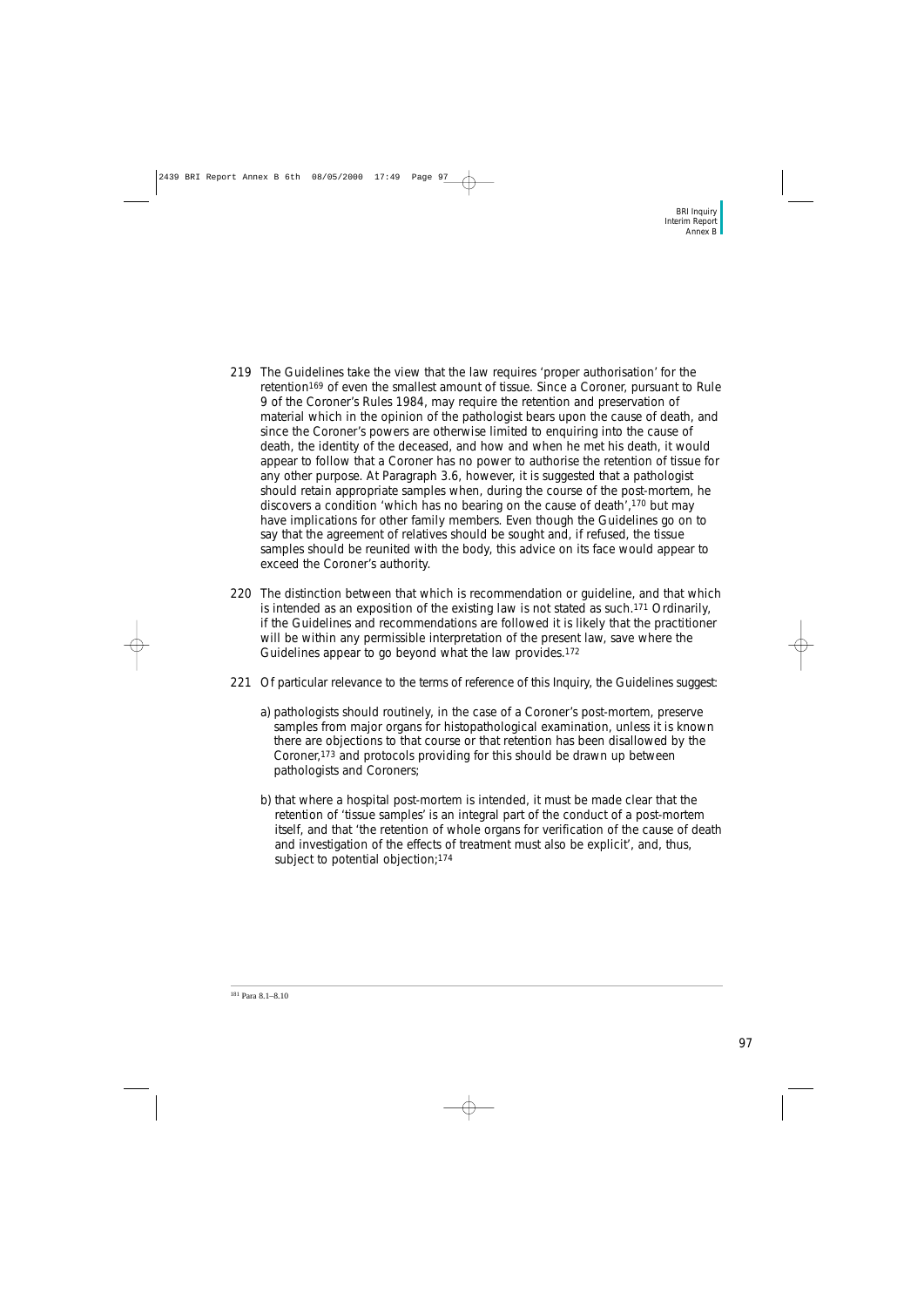219 The Guidelines take the view that the law requires 'proper authorisation' for the retention[169] of even the smallest amount of tissue. Since a Coroner, pursuant to Rule 9 of the Coroner's Rules 1984, may require the retention and preservation of material which in the opinion of the pathologist bears upon the cause of death, and since the Coroner's powers are otherwise limited to enquiring into the cause of death, the identity of the deceased, and how and when he met his death, it would appear to follow that a Coroner has no power to authorise the retention of tissue for any other purpose. At Paragraph 3.6, however, it is suggested that a pathologist should retain appropriate samples when, during the course of the post-mortem, he discovers a condition 'which has no bearing on the cause of death',[170] but may have implications for other family members. Even though the Guidelines go on to say that the agreement of relatives should be sought and, if refused, the tissue samples should be reunited with the body, this advice on its face would appear to exceed the Coroner's authority.

220 The distinction between that which is recommendation or guideline, and that which is intended as an exposition of the existing law is not stated as such.[171] Ordinarily, if the Guidelines and recommendations are followed it is likely that the practitioner will be within any permissible interpretation of the present law, save where the Guidelines appear to go beyond what the law provides.[172]

221 Of particular relevance to the terms of reference of this Inquiry, the Guidelines suggest:

a) pathologists should routinely, in the case of a Coroner's post-mortem, preserve samples from major organs for histopathological examination, unless it is known there are objections to that course or that retention has been disallowed by the Coroner,[173] and protocols providing for this should be drawn up between pathologists and Coroners;

b) that where a hospital post-mortem is intended, it must be made clear that the retention of 'tissue samples' is an integral part of the conduct of a post-mortem itself, and that 'the retention of whole organs for verification of the cause of death and investigation of the effects of treatment must also be explicit', and, thus, subject to potential objection;[174]

[181] Para 8.1–8.10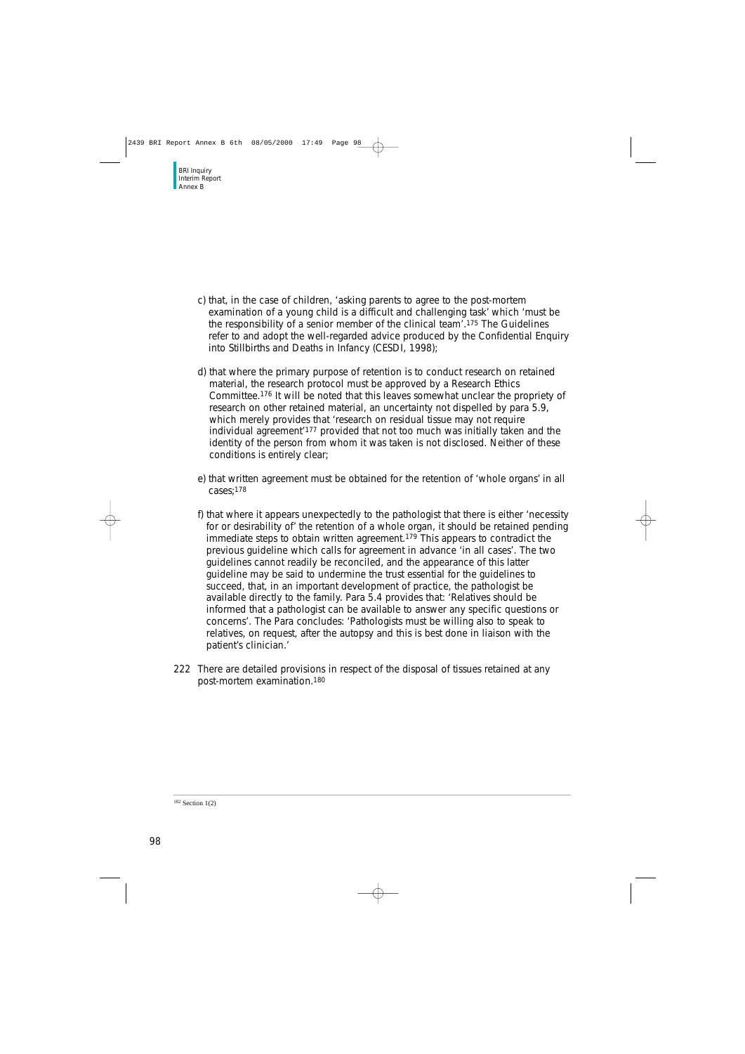c) that, in the case of children, 'asking parents to agree to the post-mortem examination of a young child is a difficult and challenging task' which 'must be the responsibility of a senior member of the clinical team'.[175] The Guidelines refer to and adopt the well-regarded advice produced by the Confidential Enquiry into Stillbirths and Deaths in Infancy (CESDI, 1998);

d) that where the primary purpose of retention is to conduct research on retained material, the research protocol must be approved by a Research Ethics Committee.[176] It will be noted that this leaves somewhat unclear the propriety of research on other retained material, an uncertainty not dispelled by para 5.9, which merely provides that 'research on residual tissue may not require individual agreement'[177] provided that not too much was initially taken and the identity of the person from whom it was taken is not disclosed. Neither of these conditions is entirely clear;

e) that written agreement must be obtained for the retention of 'whole organs' in all cases;[178]

f) that where it appears unexpectedly to the pathologist that there is either 'necessity for or desirability of' the retention of a whole organ, it should be retained pending immediate steps to obtain written agreement.[179] This appears to contradict the previous guideline which calls for agreement in advance 'in all cases'. The two guidelines cannot readily be reconciled, and the appearance of this latter guideline may be said to undermine the trust essential for the guidelines to succeed, that, in an important development of practice, the pathologist be available directly to the family. Para 5.4 provides that: 'Relatives should be informed that a pathologist can be available to answer any specific questions or concerns'. The Para concludes: 'Pathologists must be willing also to speak to relatives, on request, after the autopsy and this is best done in liaison with the patient's clinician.'

222 There are detailed provisions in respect of the disposal of tissues retained at any post-mortem examination.[180]

[182] Section 1(2)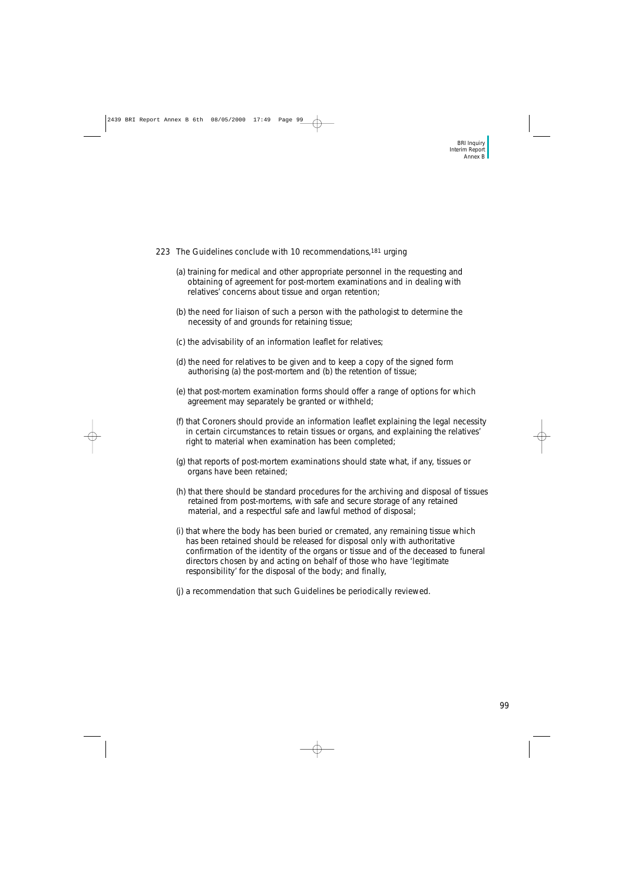223 The Guidelines conclude with 10 recommendations,[181] urging

(a) training for medical and other appropriate personnel in the requesting and obtaining of agreement for post-mortem examinations and in dealing with relatives' concerns about tissue and organ retention;

(b) the need for liaison of such a person with the pathologist to determine the necessity of and grounds for retaining tissue;

(c) the advisability of an information leaflet for relatives;

(d) the need for relatives to be given and to keep a copy of the signed form authorising (a) the post-mortem and (b) the retention of tissue;

(e) that post-mortem examination forms should offer a range of options for which agreement may separately be granted or withheld;

(f) that Coroners should provide an information leaflet explaining the legal necessity in certain circumstances to retain tissues or organs, and explaining the relatives' right to material when examination has been completed;

(g) that reports of post-mortem examinations should state what, if any, tissues or organs have been retained;

(h) that there should be standard procedures for the archiving and disposal of tissues retained from post-mortems, with safe and secure storage of any retained material, and a respectful safe and lawful method of disposal;

(i) that where the body has been buried or cremated, any remaining tissue which has been retained should be released for disposal only with authoritative confirmation of the identity of the organs or tissue and of the deceased to funeral directors chosen by and acting on behalf of those who have 'legitimate responsibility' for the disposal of the body; and finally,

(j) a recommendation that such Guidelines be periodically reviewed.